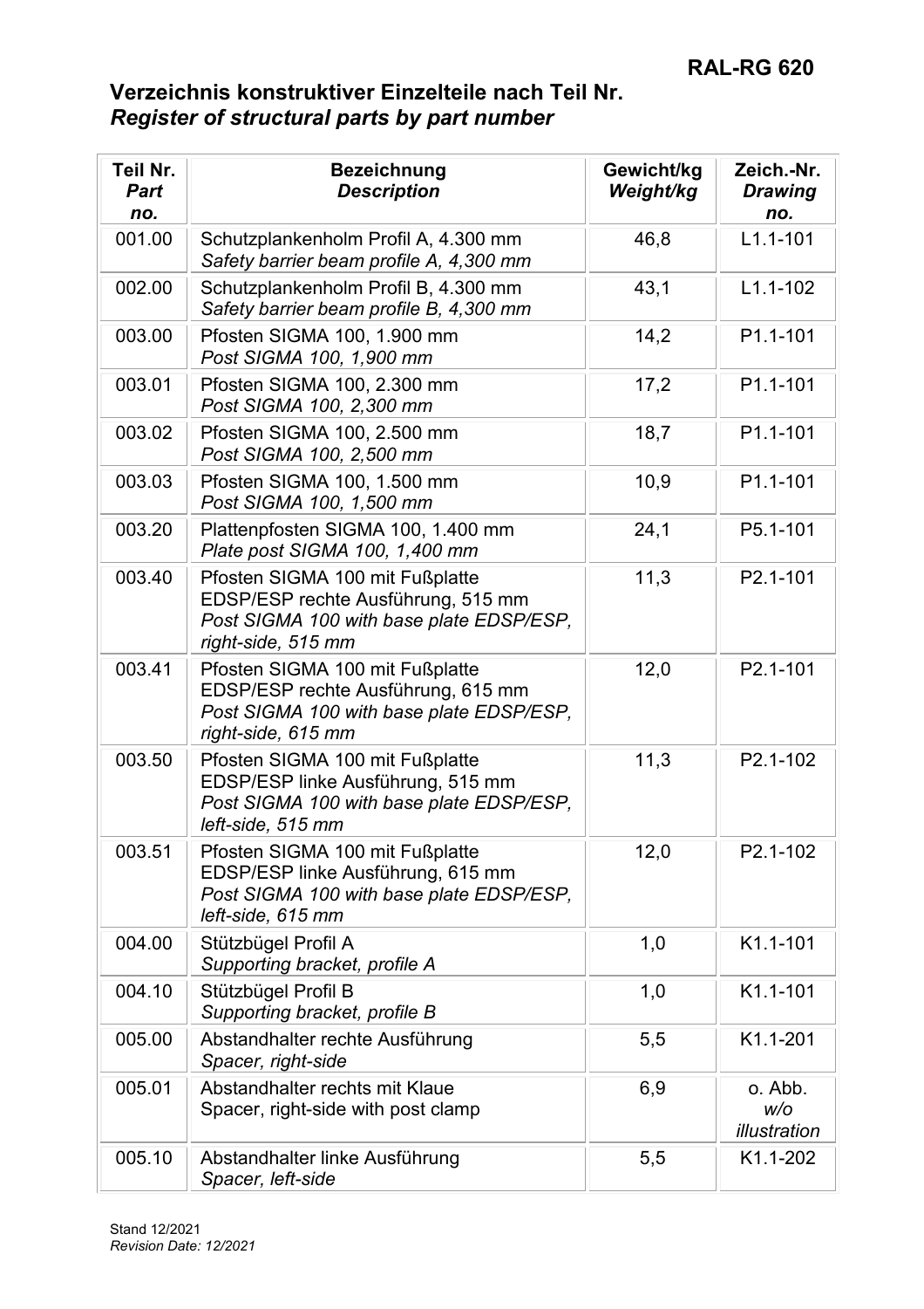# RAL-RG 620

## Verzeichnis konstruktiver Einzelteile nach Teil Nr.
## *Register of structural parts by part number*

| Teil Nr. *Part no.* | Bezeichnung *Description* | Gewicht/kg *Weight/kg* | Zeich.-Nr. *Drawing no.* |
|---|---|---|---|
| 001.00 | Schutzplankenholm Profil A, 4.300 mm *Safety barrier beam profile A, 4,300 mm* | 46,8 | L1.1-101 |
| 002.00 | Schutzplankenholm Profil B, 4.300 mm *Safety barrier beam profile B, 4,300 mm* | 43,1 | L1.1-102 |
| 003.00 | Pfosten SIGMA 100, 1.900 mm *Post SIGMA 100, 1,900 mm* | 14,2 | P1.1-101 |
| 003.01 | Pfosten SIGMA 100, 2.300 mm *Post SIGMA 100, 2,300 mm* | 17,2 | P1.1-101 |
| 003.02 | Pfosten SIGMA 100, 2.500 mm *Post SIGMA 100, 2,500 mm* | 18,7 | P1.1-101 |
| 003.03 | Pfosten SIGMA 100, 1.500 mm *Post SIGMA 100, 1,500 mm* | 10,9 | P1.1-101 |
| 003.20 | Plattenpfosten SIGMA 100, 1.400 mm *Plate post SIGMA 100, 1,400 mm* | 24,1 | P5.1-101 |
| 003.40 | Pfosten SIGMA 100 mit Fußplatte EDSP/ESP rechte Ausführung, 515 mm *Post SIGMA 100 with base plate EDSP/ESP, right-side, 515 mm* | 11,3 | P2.1-101 |
| 003.41 | Pfosten SIGMA 100 mit Fußplatte EDSP/ESP rechte Ausführung, 615 mm *Post SIGMA 100 with base plate EDSP/ESP, right-side, 615 mm* | 12,0 | P2.1-101 |
| 003.50 | Pfosten SIGMA 100 mit Fußplatte EDSP/ESP linke Ausführung, 515 mm *Post SIGMA 100 with base plate EDSP/ESP, left-side, 515 mm* | 11,3 | P2.1-102 |
| 003.51 | Pfosten SIGMA 100 mit Fußplatte EDSP/ESP linke Ausführung, 615 mm *Post SIGMA 100 with base plate EDSP/ESP, left-side, 615 mm* | 12,0 | P2.1-102 |
| 004.00 | Stützbügel Profil A *Supporting bracket, profile A* | 1,0 | K1.1-101 |
| 004.10 | Stützbügel Profil B *Supporting bracket, profile B* | 1,0 | K1.1-101 |
| 005.00 | Abstandhalter rechte Ausführung *Spacer, right-side* | 5,5 | K1.1-201 |
| 005.01 | Abstandhalter rechts mit Klaue Spacer, right-side with post clamp | 6,9 | o. Abb. *w/o illustration* |
| 005.10 | Abstandhalter linke Ausführung *Spacer, left-side* | 5,5 | K1.1-202 |

Stand 12/2021
*Revision Date: 12/2021*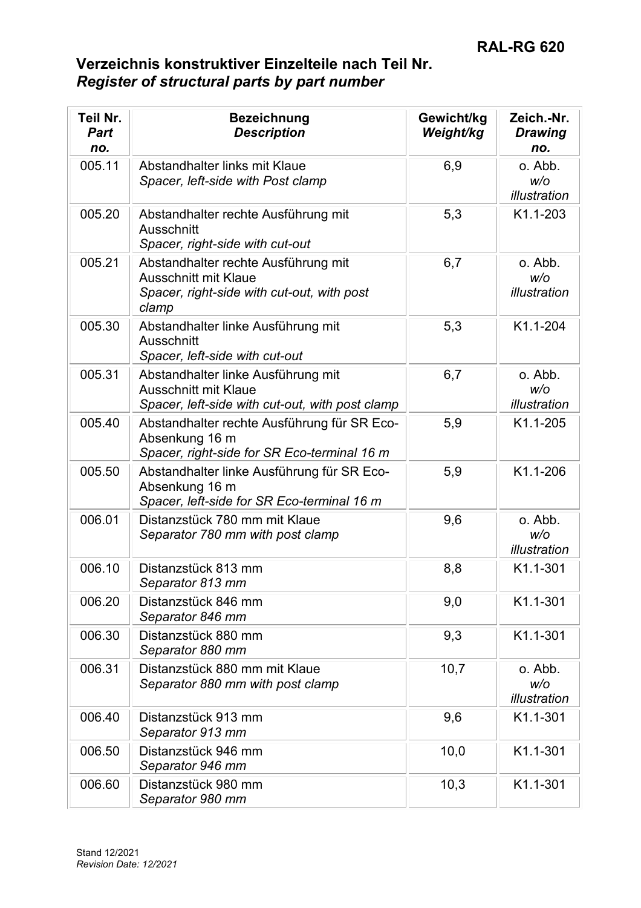# Verzeichnis konstruktiver Einzelteile nach Teil Nr.
## *Register of structural parts by part number*

| Teil Nr. *Part no.* | Bezeichnung *Description* | Gewicht/kg *Weight/kg* | Zeich.-Nr. *Drawing no.* |
|---|---|---|---|
| 005.11 | Abstandhalter links mit Klaue *Spacer, left-side with Post clamp* | 6,9 | o. Abb. *w/o illustration* |
| 005.20 | Abstandhalter rechte Ausführung mit Ausschnitt *Spacer, right-side with cut-out* | 5,3 | K1.1-203 |
| 005.21 | Abstandhalter rechte Ausführung mit Ausschnitt mit Klaue *Spacer, right-side with cut-out, with post clamp* | 6,7 | o. Abb. *w/o illustration* |
| 005.30 | Abstandhalter linke Ausführung mit Ausschnitt *Spacer, left-side with cut-out* | 5,3 | K1.1-204 |
| 005.31 | Abstandhalter linke Ausführung mit Ausschnitt mit Klaue *Spacer, left-side with cut-out, with post clamp* | 6,7 | o. Abb. *w/o illustration* |
| 005.40 | Abstandhalter rechte Ausführung für SR Eco-Absenkung 16 m *Spacer, right-side for SR Eco-terminal 16 m* | 5,9 | K1.1-205 |
| 005.50 | Abstandhalter linke Ausführung für SR Eco-Absenkung 16 m *Spacer, left-side for SR Eco-terminal 16 m* | 5,9 | K1.1-206 |
| 006.01 | Distanzstück 780 mm mit Klaue *Separator 780 mm with post clamp* | 9,6 | o. Abb. *w/o illustration* |
| 006.10 | Distanzstück 813 mm *Separator 813 mm* | 8,8 | K1.1-301 |
| 006.20 | Distanzstück 846 mm *Separator 846 mm* | 9,0 | K1.1-301 |
| 006.30 | Distanzstück 880 mm *Separator 880 mm* | 9,3 | K1.1-301 |
| 006.31 | Distanzstück 880 mm mit Klaue *Separator 880 mm with post clamp* | 10,7 | o. Abb. *w/o illustration* |
| 006.40 | Distanzstück 913 mm *Separator 913 mm* | 9,6 | K1.1-301 |
| 006.50 | Distanzstück 946 mm *Separator 946 mm* | 10,0 | K1.1-301 |
| 006.60 | Distanzstück 980 mm *Separator 980 mm* | 10,3 | K1.1-301 |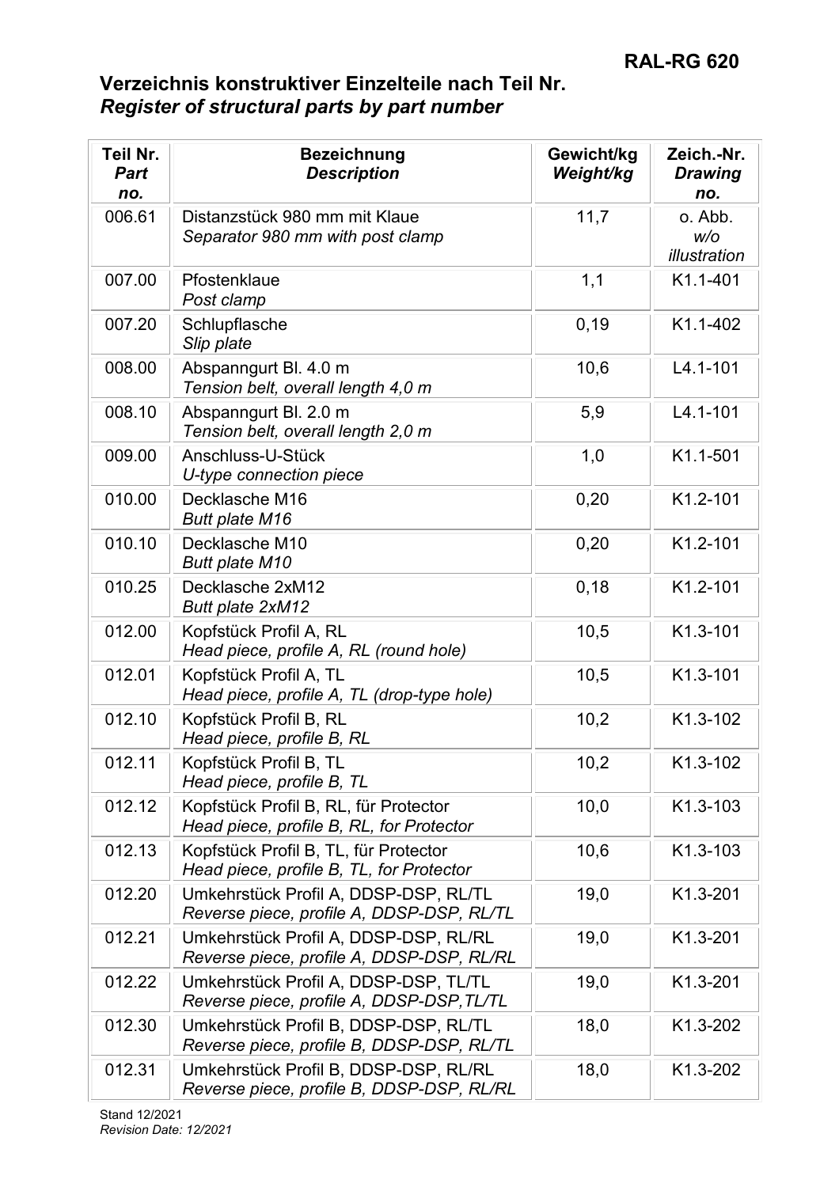# Verzeichnis konstruktiver Einzelteile nach Teil Nr.
## *Register of structural parts by part number*

| Teil Nr. *Part no.* | Bezeichnung *Description* | Gewicht/kg *Weight/kg* | Zeich.-Nr. *Drawing no.* |
|---|---|---|---|
| 006.61 | Distanzstück 980 mm mit Klaue *Separator 980 mm with post clamp* | 11,7 | o. Abb. *w/o illustration* |
| 007.00 | Pfostenklaue *Post clamp* | 1,1 | K1.1-401 |
| 007.20 | Schlupflasche *Slip plate* | 0,19 | K1.1-402 |
| 008.00 | Abspanngurt Bl. 4.0 m *Tension belt, overall length 4,0 m* | 10,6 | L4.1-101 |
| 008.10 | Abspanngurt Bl. 2.0 m *Tension belt, overall length 2,0 m* | 5,9 | L4.1-101 |
| 009.00 | Anschluss-U-Stück *U-type connection piece* | 1,0 | K1.1-501 |
| 010.00 | Decklasche M16 *Butt plate M16* | 0,20 | K1.2-101 |
| 010.10 | Decklasche M10 *Butt plate M10* | 0,20 | K1.2-101 |
| 010.25 | Decklasche 2xM12 *Butt plate 2xM12* | 0,18 | K1.2-101 |
| 012.00 | Kopfstück Profil A, RL *Head piece, profile A, RL (round hole)* | 10,5 | K1.3-101 |
| 012.01 | Kopfstück Profil A, TL *Head piece, profile A, TL (drop-type hole)* | 10,5 | K1.3-101 |
| 012.10 | Kopfstück Profil B, RL *Head piece, profile B, RL* | 10,2 | K1.3-102 |
| 012.11 | Kopfstück Profil B, TL *Head piece, profile B, TL* | 10,2 | K1.3-102 |
| 012.12 | Kopfstück Profil B, RL, für Protector *Head piece, profile B, RL, for Protector* | 10,0 | K1.3-103 |
| 012.13 | Kopfstück Profil B, TL, für Protector *Head piece, profile B, TL, for Protector* | 10,6 | K1.3-103 |
| 012.20 | Umkehrstück Profil A, DDSP-DSP, RL/TL *Reverse piece, profile A, DDSP-DSP, RL/TL* | 19,0 | K1.3-201 |
| 012.21 | Umkehrstück Profil A, DDSP-DSP, RL/RL *Reverse piece, profile A, DDSP-DSP, RL/RL* | 19,0 | K1.3-201 |
| 012.22 | Umkehrstück Profil A, DDSP-DSP, TL/TL *Reverse piece, profile A, DDSP-DSP,TL/TL* | 19,0 | K1.3-201 |
| 012.30 | Umkehrstück Profil B, DDSP-DSP, RL/TL *Reverse piece, profile B, DDSP-DSP, RL/TL* | 18,0 | K1.3-202 |
| 012.31 | Umkehrstück Profil B, DDSP-DSP, RL/RL *Reverse piece, profile B, DDSP-DSP, RL/RL* | 18,0 | K1.3-202 |

Stand 12/2021
*Revision Date: 12/2021*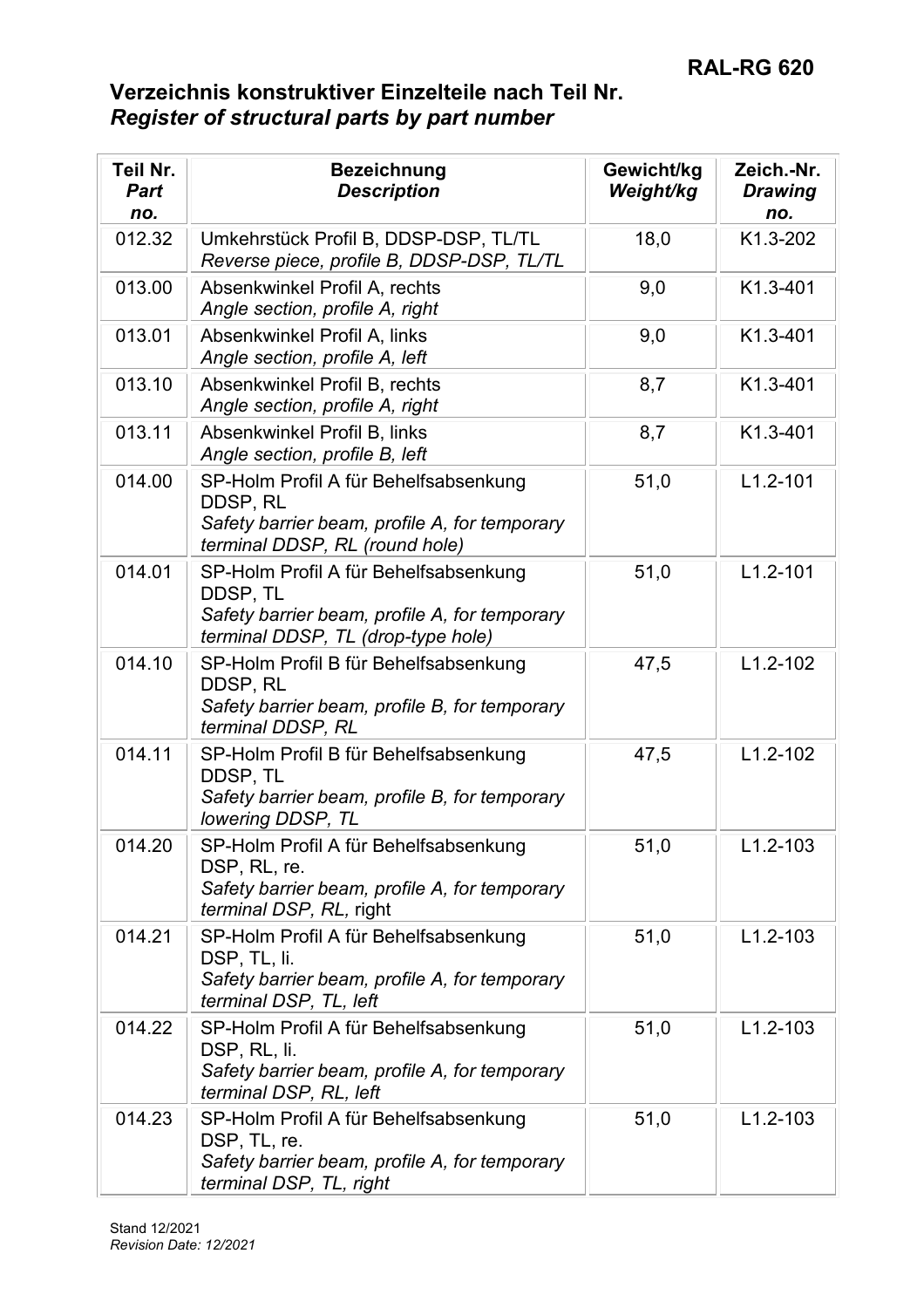# Verzeichnis konstruktiver Einzelteile nach Teil Nr.
## *Register of structural parts by part number*

| Teil Nr. *Part no.* | Bezeichnung *Description* | Gewicht/kg *Weight/kg* | Zeich.-Nr. *Drawing no.* |
|---|---|---|---|
| 012.32 | Umkehrstück Profil B, DDSP-DSP, TL/TL *Reverse piece, profile B, DDSP-DSP, TL/TL* | 18,0 | K1.3-202 |
| 013.00 | Absenkwinkel Profil A, rechts *Angle section, profile A, right* | 9,0 | K1.3-401 |
| 013.01 | Absenkwinkel Profil A, links *Angle section, profile A, left* | 9,0 | K1.3-401 |
| 013.10 | Absenkwinkel Profil B, rechts *Angle section, profile A, right* | 8,7 | K1.3-401 |
| 013.11 | Absenkwinkel Profil B, links *Angle section, profile B, left* | 8,7 | K1.3-401 |
| 014.00 | SP-Holm Profil A für Behelfsabsenkung DDSP, RL *Safety barrier beam, profile A, for temporary terminal DDSP, RL (round hole)* | 51,0 | L1.2-101 |
| 014.01 | SP-Holm Profil A für Behelfsabsenkung DDSP, TL *Safety barrier beam, profile A, for temporary terminal DDSP, TL (drop-type hole)* | 51,0 | L1.2-101 |
| 014.10 | SP-Holm Profil B für Behelfsabsenkung DDSP, RL *Safety barrier beam, profile B, for temporary terminal DDSP, RL* | 47,5 | L1.2-102 |
| 014.11 | SP-Holm Profil B für Behelfsabsenkung DDSP, TL *Safety barrier beam, profile B, for temporary lowering DDSP, TL* | 47,5 | L1.2-102 |
| 014.20 | SP-Holm Profil A für Behelfsabsenkung DSP, RL, re. *Safety barrier beam, profile A, for temporary terminal DSP, RL,* right | 51,0 | L1.2-103 |
| 014.21 | SP-Holm Profil A für Behelfsabsenkung DSP, TL, li. *Safety barrier beam, profile A, for temporary terminal DSP, TL, left* | 51,0 | L1.2-103 |
| 014.22 | SP-Holm Profil A für Behelfsabsenkung DSP, RL, li. *Safety barrier beam, profile A, for temporary terminal DSP, RL, left* | 51,0 | L1.2-103 |
| 014.23 | SP-Holm Profil A für Behelfsabsenkung DSP, TL, re. *Safety barrier beam, profile A, for temporary terminal DSP, TL, right* | 51,0 | L1.2-103 |

Stand 12/2021
*Revision Date: 12/2021*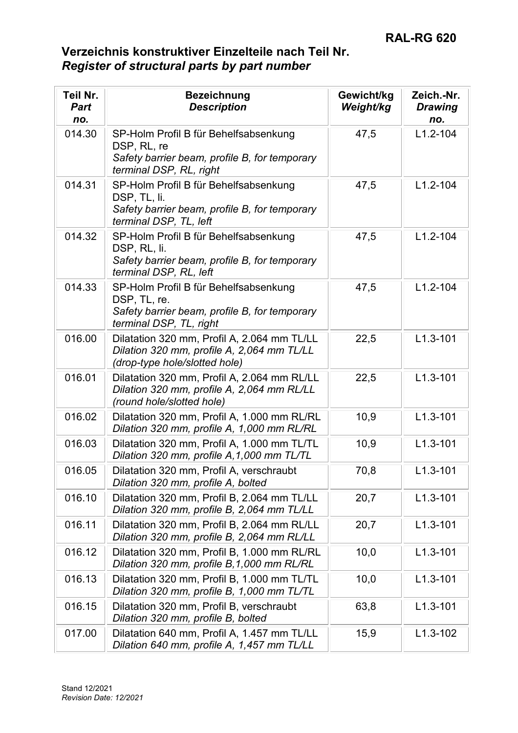# Verzeichnis konstruktiver Einzelteile nach Teil Nr.

## *Register of structural parts by part number*

| Teil Nr. *Part no.* | Bezeichnung *Description* | Gewicht/kg *Weight/kg* | Zeich.-Nr. *Drawing no.* |
|---|---|---|---|
| 014.30 | SP-Holm Profil B für Behelfsabsenkung DSP, RL, re *Safety barrier beam, profile B, for temporary terminal DSP, RL, right* | 47,5 | L1.2-104 |
| 014.31 | SP-Holm Profil B für Behelfsabsenkung DSP, TL, li. *Safety barrier beam, profile B, for temporary terminal DSP, TL, left* | 47,5 | L1.2-104 |
| 014.32 | SP-Holm Profil B für Behelfsabsenkung DSP, RL, li. *Safety barrier beam, profile B, for temporary terminal DSP, RL, left* | 47,5 | L1.2-104 |
| 014.33 | SP-Holm Profil B für Behelfsabsenkung DSP, TL, re. *Safety barrier beam, profile B, for temporary terminal DSP, TL, right* | 47,5 | L1.2-104 |
| 016.00 | Dilatation 320 mm, Profil A, 2.064 mm TL/LL *Dilation 320 mm, profile A, 2,064 mm TL/LL (drop-type hole/slotted hole)* | 22,5 | L1.3-101 |
| 016.01 | Dilatation 320 mm, Profil A, 2.064 mm RL/LL *Dilation 320 mm, profile A, 2,064 mm RL/LL (round hole/slotted hole)* | 22,5 | L1.3-101 |
| 016.02 | Dilatation 320 mm, Profil A, 1.000 mm RL/RL *Dilation 320 mm, profile A, 1,000 mm RL/RL* | 10,9 | L1.3-101 |
| 016.03 | Dilatation 320 mm, Profil A, 1.000 mm TL/TL *Dilation 320 mm, profile A,1,000 mm TL/TL* | 10,9 | L1.3-101 |
| 016.05 | Dilatation 320 mm, Profil A, verschraubt *Dilation 320 mm, profile A, bolted* | 70,8 | L1.3-101 |
| 016.10 | Dilatation 320 mm, Profil B, 2.064 mm TL/LL *Dilation 320 mm, profile B, 2,064 mm TL/LL* | 20,7 | L1.3-101 |
| 016.11 | Dilatation 320 mm, Profil B, 2.064 mm RL/LL *Dilation 320 mm, profile B, 2,064 mm RL/LL* | 20,7 | L1.3-101 |
| 016.12 | Dilatation 320 mm, Profil B, 1.000 mm RL/RL *Dilation 320 mm, profile B,1,000 mm RL/RL* | 10,0 | L1.3-101 |
| 016.13 | Dilatation 320 mm, Profil B, 1.000 mm TL/TL *Dilation 320 mm, profile B, 1,000 mm TL/TL* | 10,0 | L1.3-101 |
| 016.15 | Dilatation 320 mm, Profil B, verschraubt *Dilation 320 mm, profile B, bolted* | 63,8 | L1.3-101 |
| 017.00 | Dilatation 640 mm, Profil A, 1.457 mm TL/LL *Dilation 640 mm, profile A, 1,457 mm TL/LL* | 15,9 | L1.3-102 |

Stand 12/2021
*Revision Date: 12/2021*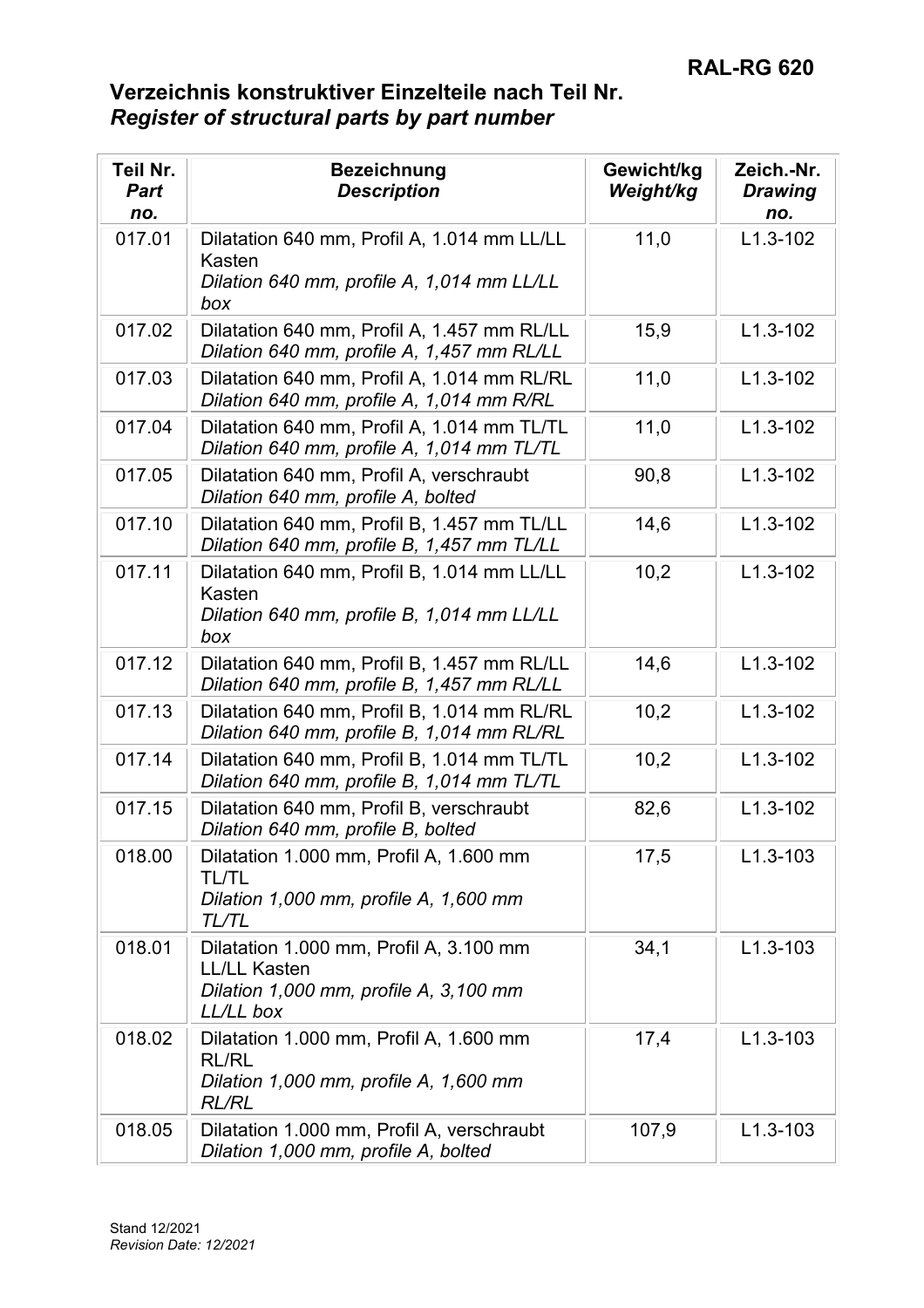## Verzeichnis konstruktiver Einzelteile nach Teil Nr.
## *Register of structural parts by part number*

| Teil Nr. *Part no.* | Bezeichnung *Description* | Gewicht/kg *Weight/kg* | Zeich.-Nr. *Drawing no.* |
|---|---|---|---|
| 017.01 | Dilatation 640 mm, Profil A, 1.014 mm LL/LL Kasten *Dilation 640 mm, profile A, 1,014 mm LL/LL box* | 11,0 | L1.3-102 |
| 017.02 | Dilatation 640 mm, Profil A, 1.457 mm RL/LL *Dilation 640 mm, profile A, 1,457 mm RL/LL* | 15,9 | L1.3-102 |
| 017.03 | Dilatation 640 mm, Profil A, 1.014 mm RL/RL *Dilation 640 mm, profile A, 1,014 mm R/RL* | 11,0 | L1.3-102 |
| 017.04 | Dilatation 640 mm, Profil A, 1.014 mm TL/TL *Dilation 640 mm, profile A, 1,014 mm TL/TL* | 11,0 | L1.3-102 |
| 017.05 | Dilatation 640 mm, Profil A, verschraubt *Dilation 640 mm, profile A, bolted* | 90,8 | L1.3-102 |
| 017.10 | Dilatation 640 mm, Profil B, 1.457 mm TL/LL *Dilation 640 mm, profile B, 1,457 mm TL/LL* | 14,6 | L1.3-102 |
| 017.11 | Dilatation 640 mm, Profil B, 1.014 mm LL/LL Kasten *Dilation 640 mm, profile B, 1,014 mm LL/LL box* | 10,2 | L1.3-102 |
| 017.12 | Dilatation 640 mm, Profil B, 1.457 mm RL/LL *Dilation 640 mm, profile B, 1,457 mm RL/LL* | 14,6 | L1.3-102 |
| 017.13 | Dilatation 640 mm, Profil B, 1.014 mm RL/RL *Dilation 640 mm, profile B, 1,014 mm RL/RL* | 10,2 | L1.3-102 |
| 017.14 | Dilatation 640 mm, Profil B, 1.014 mm TL/TL *Dilation 640 mm, profile B, 1,014 mm TL/TL* | 10,2 | L1.3-102 |
| 017.15 | Dilatation 640 mm, Profil B, verschraubt *Dilation 640 mm, profile B, bolted* | 82,6 | L1.3-102 |
| 018.00 | Dilatation 1.000 mm, Profil A, 1.600 mm TL/TL *Dilation 1,000 mm, profile A, 1,600 mm TL/TL* | 17,5 | L1.3-103 |
| 018.01 | Dilatation 1.000 mm, Profil A, 3.100 mm LL/LL Kasten *Dilation 1,000 mm, profile A, 3,100 mm LL/LL box* | 34,1 | L1.3-103 |
| 018.02 | Dilatation 1.000 mm, Profil A, 1.600 mm RL/RL *Dilation 1,000 mm, profile A, 1,600 mm RL/RL* | 17,4 | L1.3-103 |
| 018.05 | Dilatation 1.000 mm, Profil A, verschraubt *Dilation 1,000 mm, profile A, bolted* | 107,9 | L1.3-103 |

Stand 12/2021
*Revision Date: 12/2021*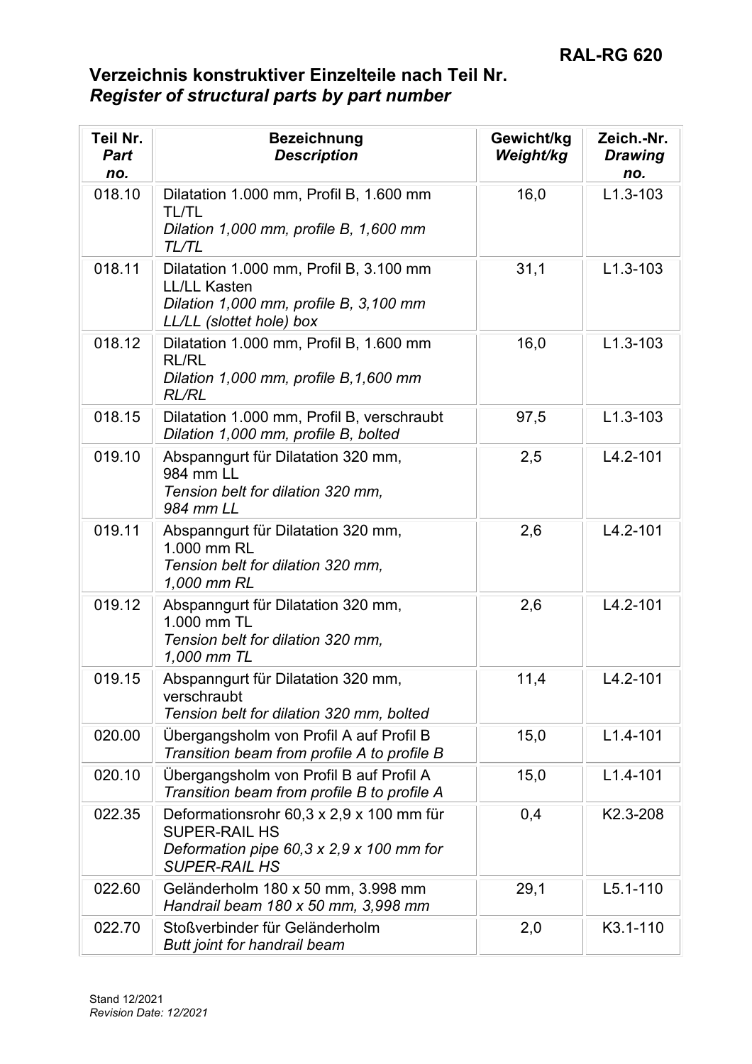## Verzeichnis konstruktiver Einzelteile nach Teil Nr.
## *Register of structural parts by part number*

| Teil Nr. *Part no.* | Bezeichnung *Description* | Gewicht/kg *Weight/kg* | Zeich.-Nr. *Drawing no.* |
|---|---|---|---|
| 018.10 | Dilatation 1.000 mm, Profil B, 1.600 mm TL/TL *Dilation 1,000 mm, profile B, 1,600 mm TL/TL* | 16,0 | L1.3-103 |
| 018.11 | Dilatation 1.000 mm, Profil B, 3.100 mm LL/LL Kasten *Dilation 1,000 mm, profile B, 3,100 mm LL/LL (slottet hole) box* | 31,1 | L1.3-103 |
| 018.12 | Dilatation 1.000 mm, Profil B, 1.600 mm RL/RL *Dilation 1,000 mm, profile B,1,600 mm RL/RL* | 16,0 | L1.3-103 |
| 018.15 | Dilatation 1.000 mm, Profil B, verschraubt *Dilation 1,000 mm, profile B, bolted* | 97,5 | L1.3-103 |
| 019.10 | Abspanngurt für Dilatation 320 mm, 984 mm LL *Tension belt for dilation 320 mm, 984 mm LL* | 2,5 | L4.2-101 |
| 019.11 | Abspanngurt für Dilatation 320 mm, 1.000 mm RL *Tension belt for dilation 320 mm, 1,000 mm RL* | 2,6 | L4.2-101 |
| 019.12 | Abspanngurt für Dilatation 320 mm, 1.000 mm TL *Tension belt for dilation 320 mm, 1,000 mm TL* | 2,6 | L4.2-101 |
| 019.15 | Abspanngurt für Dilatation 320 mm, verschraubt *Tension belt for dilation 320 mm, bolted* | 11,4 | L4.2-101 |
| 020.00 | Übergangsholm von Profil A auf Profil B *Transition beam from profile A to profile B* | 15,0 | L1.4-101 |
| 020.10 | Übergangsholm von Profil B auf Profil A *Transition beam from profile B to profile A* | 15,0 | L1.4-101 |
| 022.35 | Deformationsrohr 60,3 x 2,9 x 100 mm für SUPER-RAIL HS *Deformation pipe 60,3 x 2,9 x 100 mm for SUPER-RAIL HS* | 0,4 | K2.3-208 |
| 022.60 | Geländerholm 180 x 50 mm, 3.998 mm *Handrail beam 180 x 50 mm, 3,998 mm* | 29,1 | L5.1-110 |
| 022.70 | Stoßverbinder für Geländerholm *Butt joint for handrail beam* | 2,0 | K3.1-110 |

Stand 12/2021
*Revision Date: 12/2021*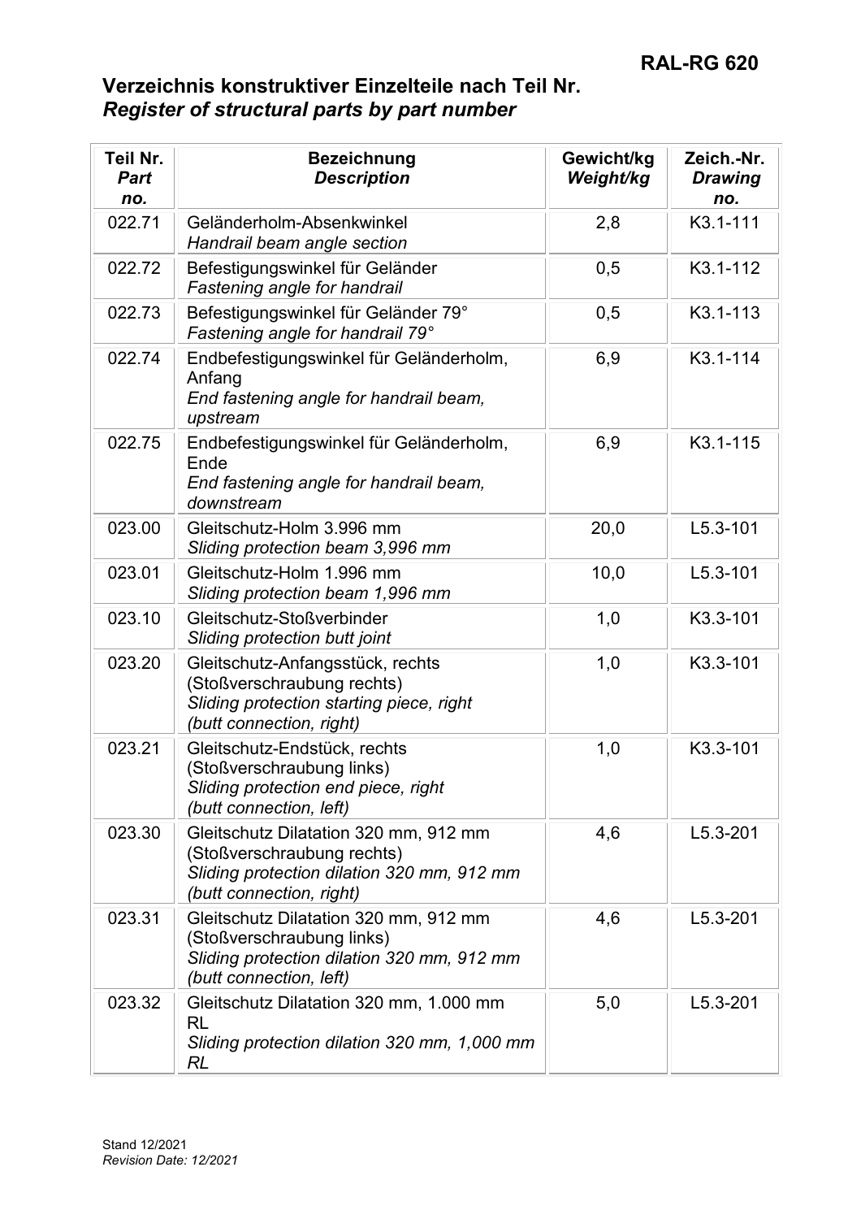**RAL-RG 620**

## Verzeichnis konstruktiver Einzelteile nach Teil Nr.
## *Register of structural parts by part number*

| Teil Nr. *Part no.* | Bezeichnung *Description* | Gewicht/kg *Weight/kg* | Zeich.-Nr. *Drawing no.* |
|---|---|---|---|
| 022.71 | Geländerholm-Absenkwinkel<br>*Handrail beam angle section* | 2,8 | K3.1-111 |
| 022.72 | Befestigungswinkel für Geländer<br>*Fastening angle for handrail* | 0,5 | K3.1-112 |
| 022.73 | Befestigungswinkel für Geländer 79°<br>*Fastening angle for handrail 79°* | 0,5 | K3.1-113 |
| 022.74 | Endbefestigungswinkel für Geländerholm, Anfang<br>*End fastening angle for handrail beam, upstream* | 6,9 | K3.1-114 |
| 022.75 | Endbefestigungswinkel für Geländerholm, Ende<br>*End fastening angle for handrail beam, downstream* | 6,9 | K3.1-115 |
| 023.00 | Gleitschutz-Holm 3.996 mm<br>*Sliding protection beam 3,996 mm* | 20,0 | L5.3-101 |
| 023.01 | Gleitschutz-Holm 1.996 mm<br>*Sliding protection beam 1,996 mm* | 10,0 | L5.3-101 |
| 023.10 | Gleitschutz-Stoßverbinder<br>*Sliding protection butt joint* | 1,0 | K3.3-101 |
| 023.20 | Gleitschutz-Anfangsstück, rechts (Stoßverschraubung rechts)<br>*Sliding protection starting piece, right (butt connection, right)* | 1,0 | K3.3-101 |
| 023.21 | Gleitschutz-Endstück, rechts (Stoßverschraubung links)<br>*Sliding protection end piece, right (butt connection, left)* | 1,0 | K3.3-101 |
| 023.30 | Gleitschutz Dilatation 320 mm, 912 mm (Stoßverschraubung rechts)<br>*Sliding protection dilation 320 mm, 912 mm (butt connection, right)* | 4,6 | L5.3-201 |
| 023.31 | Gleitschutz Dilatation 320 mm, 912 mm (Stoßverschraubung links)<br>*Sliding protection dilation 320 mm, 912 mm (butt connection, left)* | 4,6 | L5.3-201 |
| 023.32 | Gleitschutz Dilatation 320 mm, 1.000 mm RL<br>*Sliding protection dilation 320 mm, 1,000 mm RL* | 5,0 | L5.3-201 |

Stand 12/2021
*Revision Date: 12/2021*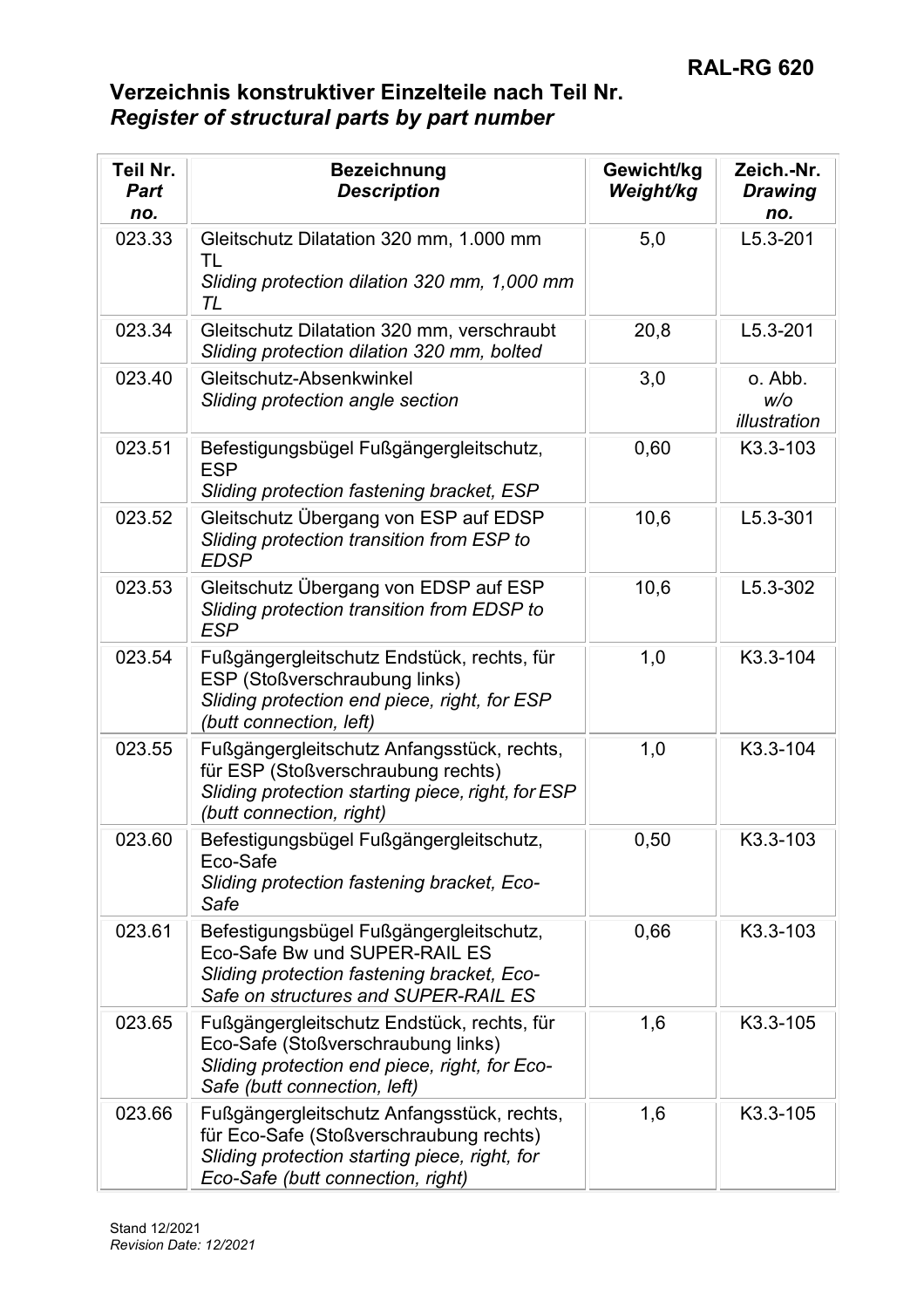# Verzeichnis konstruktiver Einzelteile nach Teil Nr.

## *Register of structural parts by part number*

| **Teil Nr.** *Part no.* | **Bezeichnung** *Description* | **Gewicht/kg** *Weight/kg* | **Zeich.-Nr.** *Drawing no.* |
|---|---|---|---|
| 023.33 | Gleitschutz Dilatation 320 mm, 1.000 mm TL *Sliding protection dilation 320 mm, 1,000 mm TL* | 5,0 | L5.3-201 |
| 023.34 | Gleitschutz Dilatation 320 mm, verschraubt *Sliding protection dilation 320 mm, bolted* | 20,8 | L5.3-201 |
| 023.40 | Gleitschutz-Absenkwinkel *Sliding protection angle section* | 3,0 | o. Abb. *w/o illustration* |
| 023.51 | Befestigungsbügel Fußgängergleitschutz, ESP *Sliding protection fastening bracket, ESP* | 0,60 | K3.3-103 |
| 023.52 | Gleitschutz Übergang von ESP auf EDSP *Sliding protection transition from ESP to EDSP* | 10,6 | L5.3-301 |
| 023.53 | Gleitschutz Übergang von EDSP auf ESP *Sliding protection transition from EDSP to ESP* | 10,6 | L5.3-302 |
| 023.54 | Fußgängergleitschutz Endstück, rechts, für ESP (Stoßverschraubung links) *Sliding protection end piece, right, for ESP (butt connection, left)* | 1,0 | K3.3-104 |
| 023.55 | Fußgängergleitschutz Anfangsstück, rechts, für ESP (Stoßverschraubung rechts) *Sliding protection starting piece, right, for ESP (butt connection, right)* | 1,0 | K3.3-104 |
| 023.60 | Befestigungsbügel Fußgängergleitschutz, Eco-Safe *Sliding protection fastening bracket, Eco-Safe* | 0,50 | K3.3-103 |
| 023.61 | Befestigungsbügel Fußgängergleitschutz, Eco-Safe Bw und SUPER-RAIL ES *Sliding protection fastening bracket, Eco-Safe on structures and SUPER-RAIL ES* | 0,66 | K3.3-103 |
| 023.65 | Fußgängergleitschutz Endstück, rechts, für Eco-Safe (Stoßverschraubung links) *Sliding protection end piece, right, for Eco-Safe (butt connection, left)* | 1,6 | K3.3-105 |
| 023.66 | Fußgängergleitschutz Anfangsstück, rechts, für Eco-Safe (Stoßverschraubung rechts) *Sliding protection starting piece, right, for Eco-Safe (butt connection, right)* | 1,6 | K3.3-105 |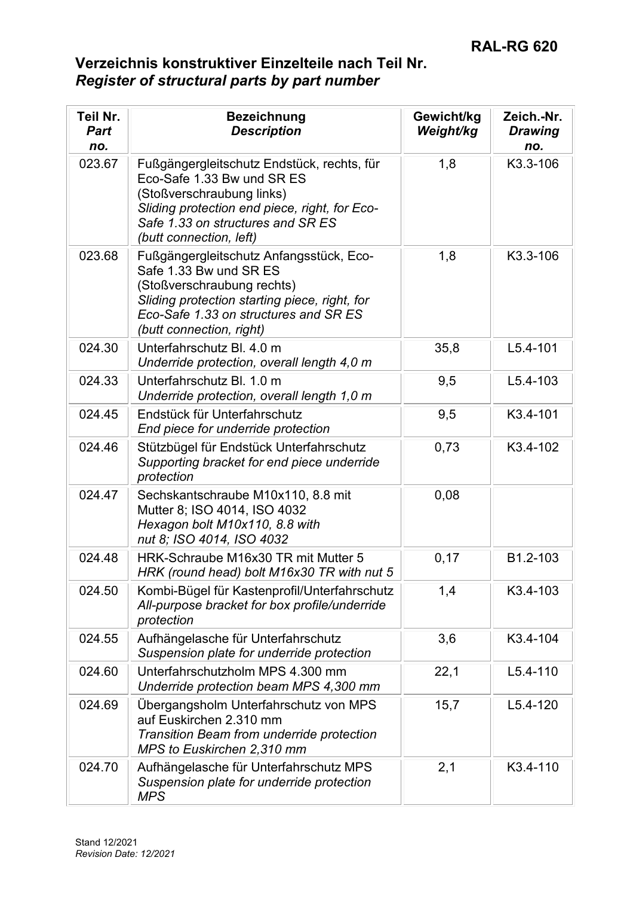# Verzeichnis konstruktiver Einzelteile nach Teil Nr.
## *Register of structural parts by part number*

| Teil Nr. *Part no.* | Bezeichnung *Description* | Gewicht/kg *Weight/kg* | Zeich.-Nr. *Drawing no.* |
|---|---|---|---|
| 023.67 | Fußgängergleitschutz Endstück, rechts, für Eco-Safe 1.33 Bw und SR ES (Stoßverschraubung links) *Sliding protection end piece, right, for Eco-Safe 1.33 on structures and SR ES (butt connection, left)* | 1,8 | K3.3-106 |
| 023.68 | Fußgängergleitschutz Anfangsstück, Eco-Safe 1.33 Bw und SR ES (Stoßverschraubung rechts) *Sliding protection starting piece, right, for Eco-Safe 1.33 on structures and SR ES (butt connection, right)* | 1,8 | K3.3-106 |
| 024.30 | Unterfahrschutz Bl. 4.0 m *Underride protection, overall length 4,0 m* | 35,8 | L5.4-101 |
| 024.33 | Unterfahrschutz Bl. 1.0 m *Underride protection, overall length 1,0 m* | 9,5 | L5.4-103 |
| 024.45 | Endstück für Unterfahrschutz *End piece for underride protection* | 9,5 | K3.4-101 |
| 024.46 | Stützbügel für Endstück Unterfahrschutz *Supporting bracket for end piece underride protection* | 0,73 | K3.4-102 |
| 024.47 | Sechskantschraube M10x110, 8.8 mit Mutter 8; ISO 4014, ISO 4032 *Hexagon bolt M10x110, 8.8 with nut 8; ISO 4014, ISO 4032* | 0,08 | |
| 024.48 | HRK-Schraube M16x30 TR mit Mutter 5 *HRK (round head) bolt M16x30 TR with nut 5* | 0,17 | B1.2-103 |
| 024.50 | Kombi-Bügel für Kastenprofil/Unterfahrschutz *All-purpose bracket for box profile/underride protection* | 1,4 | K3.4-103 |
| 024.55 | Aufhängelasche für Unterfahrschutz *Suspension plate for underride protection* | 3,6 | K3.4-104 |
| 024.60 | Unterfahrschutzholm MPS 4.300 mm *Underride protection beam MPS 4,300 mm* | 22,1 | L5.4-110 |
| 024.69 | Übergangsholm Unterfahrschutz von MPS auf Euskirchen 2.310 mm *Transition Beam from underride protection MPS to Euskirchen 2,310 mm* | 15,7 | L5.4-120 |
| 024.70 | Aufhängelasche für Unterfahrschutz MPS *Suspension plate for underride protection MPS* | 2,1 | K3.4-110 |

Stand 12/2021
*Revision Date: 12/2021*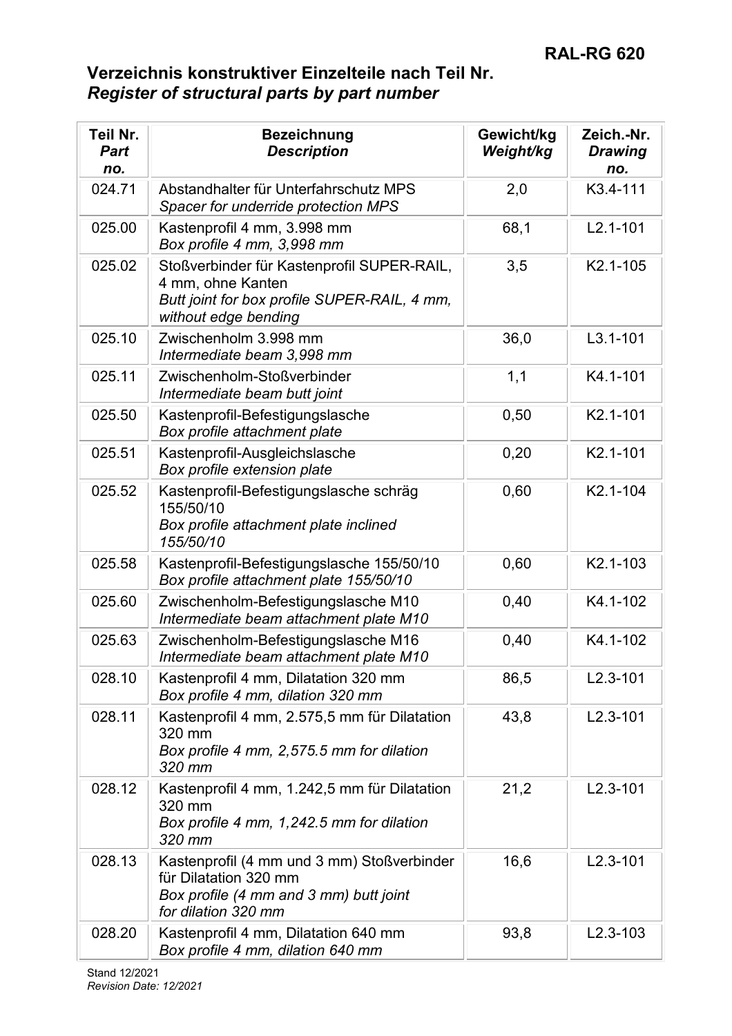# Verzeichnis konstruktiver Einzelteile nach Teil Nr.
## *Register of structural parts by part number*

| Teil Nr. *Part no.* | Bezeichnung *Description* | Gewicht/kg *Weight/kg* | Zeich.-Nr. *Drawing no.* |
|---|---|---|---|
| 024.71 | Abstandhalter für Unterfahrschutz MPS *Spacer for underride protection MPS* | 2,0 | K3.4-111 |
| 025.00 | Kastenprofil 4 mm, 3.998 mm *Box profile 4 mm, 3,998 mm* | 68,1 | L2.1-101 |
| 025.02 | Stoßverbinder für Kastenprofil SUPER-RAIL, 4 mm, ohne Kanten *Butt joint for box profile SUPER-RAIL, 4 mm, without edge bending* | 3,5 | K2.1-105 |
| 025.10 | Zwischenholm 3.998 mm *Intermediate beam 3,998 mm* | 36,0 | L3.1-101 |
| 025.11 | Zwischenholm-Stoßverbinder *Intermediate beam butt joint* | 1,1 | K4.1-101 |
| 025.50 | Kastenprofil-Befestigungslasche *Box profile attachment plate* | 0,50 | K2.1-101 |
| 025.51 | Kastenprofil-Ausgleichslasche *Box profile extension plate* | 0,20 | K2.1-101 |
| 025.52 | Kastenprofil-Befestigungslasche schräg 155/50/10 *Box profile attachment plate inclined 155/50/10* | 0,60 | K2.1-104 |
| 025.58 | Kastenprofil-Befestigungslasche 155/50/10 *Box profile attachment plate 155/50/10* | 0,60 | K2.1-103 |
| 025.60 | Zwischenholm-Befestigungslasche M10 *Intermediate beam attachment plate M10* | 0,40 | K4.1-102 |
| 025.63 | Zwischenholm-Befestigungslasche M16 *Intermediate beam attachment plate M10* | 0,40 | K4.1-102 |
| 028.10 | Kastenprofil 4 mm, Dilatation 320 mm *Box profile 4 mm, dilation 320 mm* | 86,5 | L2.3-101 |
| 028.11 | Kastenprofil 4 mm, 2.575,5 mm für Dilatation 320 mm *Box profile 4 mm, 2,575.5 mm for dilation 320 mm* | 43,8 | L2.3-101 |
| 028.12 | Kastenprofil 4 mm, 1.242,5 mm für Dilatation 320 mm *Box profile 4 mm, 1,242.5 mm for dilation 320 mm* | 21,2 | L2.3-101 |
| 028.13 | Kastenprofil (4 mm und 3 mm) Stoßverbinder für Dilatation 320 mm *Box profile (4 mm and 3 mm) butt joint for dilation 320 mm* | 16,6 | L2.3-101 |
| 028.20 | Kastenprofil 4 mm, Dilatation 640 mm *Box profile 4 mm, dilation 640 mm* | 93,8 | L2.3-103 |

Stand 12/2021
*Revision Date: 12/2021*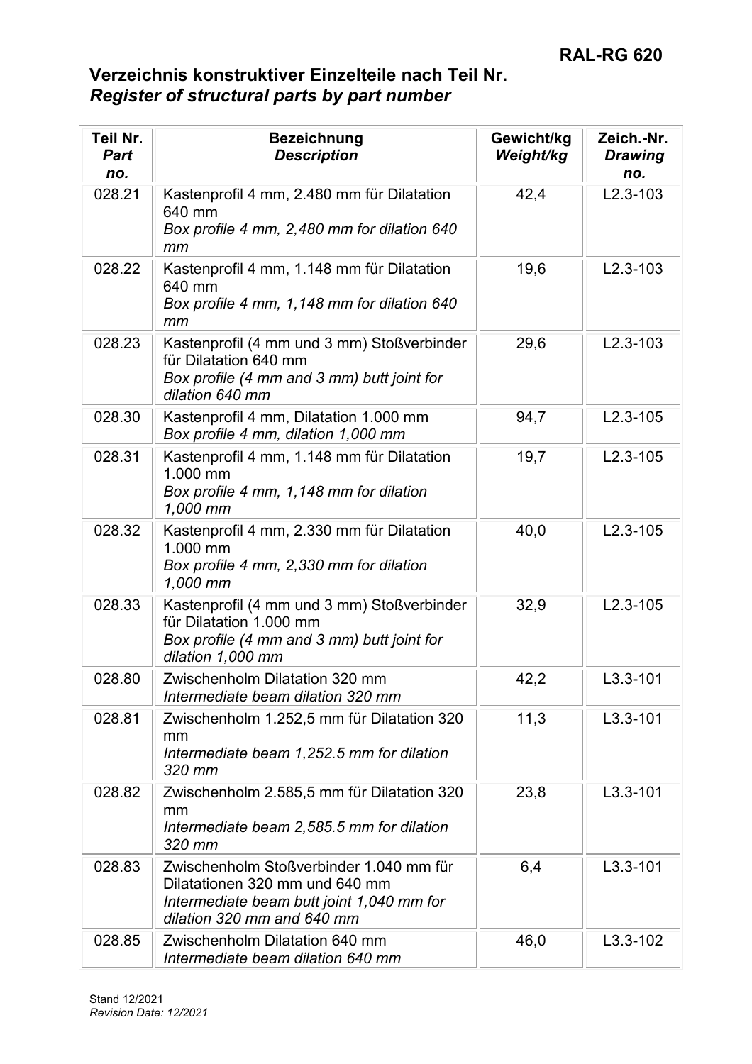## Verzeichnis konstruktiver Einzelteile nach Teil Nr.

## *Register of structural parts by part number*

| Teil Nr. *Part no.* | Bezeichnung *Description* | Gewicht/kg *Weight/kg* | Zeich.-Nr. *Drawing no.* |
|---|---|---|---|
| 028.21 | Kastenprofil 4 mm, 2.480 mm für Dilatation 640 mm *Box profile 4 mm, 2,480 mm for dilation 640 mm* | 42,4 | L2.3-103 |
| 028.22 | Kastenprofil 4 mm, 1.148 mm für Dilatation 640 mm *Box profile 4 mm, 1,148 mm for dilation 640 mm* | 19,6 | L2.3-103 |
| 028.23 | Kastenprofil (4 mm und 3 mm) Stoßverbinder für Dilatation 640 mm *Box profile (4 mm and 3 mm) butt joint for dilation 640 mm* | 29,6 | L2.3-103 |
| 028.30 | Kastenprofil 4 mm, Dilatation 1.000 mm *Box profile 4 mm, dilation 1,000 mm* | 94,7 | L2.3-105 |
| 028.31 | Kastenprofil 4 mm, 1.148 mm für Dilatation 1.000 mm *Box profile 4 mm, 1,148 mm for dilation 1,000 mm* | 19,7 | L2.3-105 |
| 028.32 | Kastenprofil 4 mm, 2.330 mm für Dilatation 1.000 mm *Box profile 4 mm, 2,330 mm for dilation 1,000 mm* | 40,0 | L2.3-105 |
| 028.33 | Kastenprofil (4 mm und 3 mm) Stoßverbinder für Dilatation 1.000 mm *Box profile (4 mm and 3 mm) butt joint for dilation 1,000 mm* | 32,9 | L2.3-105 |
| 028.80 | Zwischenholm Dilatation 320 mm *Intermediate beam dilation 320 mm* | 42,2 | L3.3-101 |
| 028.81 | Zwischenholm 1.252,5 mm für Dilatation 320 mm *Intermediate beam 1,252.5 mm for dilation 320 mm* | 11,3 | L3.3-101 |
| 028.82 | Zwischenholm 2.585,5 mm für Dilatation 320 mm *Intermediate beam 2,585.5 mm for dilation 320 mm* | 23,8 | L3.3-101 |
| 028.83 | Zwischenholm Stoßverbinder 1.040 mm für Dilatationen 320 mm und 640 mm *Intermediate beam butt joint 1,040 mm for dilation 320 mm and 640 mm* | 6,4 | L3.3-101 |
| 028.85 | Zwischenholm Dilatation 640 mm *Intermediate beam dilation 640 mm* | 46,0 | L3.3-102 |

Stand 12/2021
*Revision Date: 12/2021*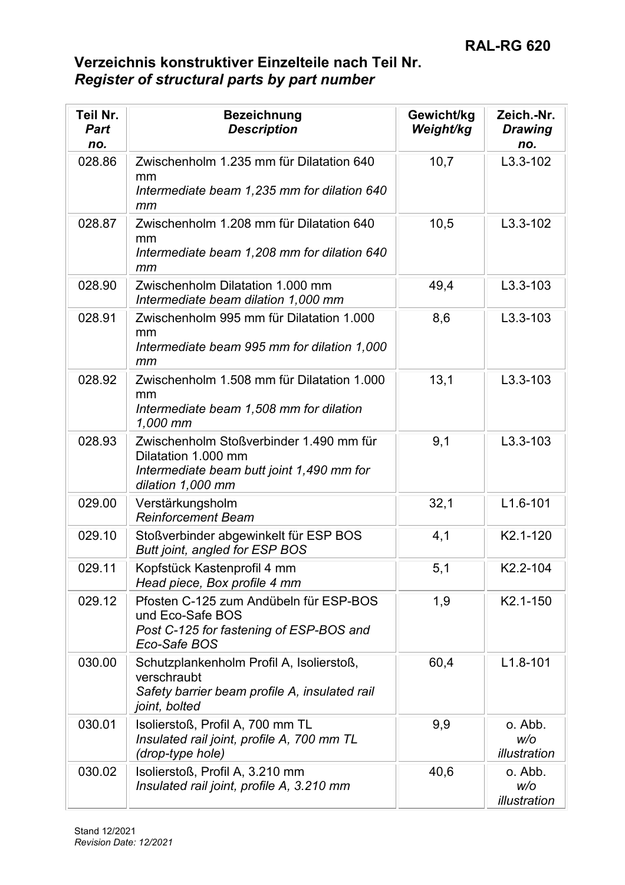## Verzeichnis konstruktiver Einzelteile nach Teil Nr.
## *Register of structural parts by part number*

| **Teil Nr.** *Part no.* | **Bezeichnung** *Description* | **Gewicht/kg** *Weight/kg* | **Zeich.-Nr.** *Drawing no.* |
|---|---|---|---|
| 028.86 | Zwischenholm 1.235 mm für Dilatation 640 mm *Intermediate beam 1,235 mm for dilation 640 mm* | 10,7 | L3.3-102 |
| 028.87 | Zwischenholm 1.208 mm für Dilatation 640 mm *Intermediate beam 1,208 mm for dilation 640 mm* | 10,5 | L3.3-102 |
| 028.90 | Zwischenholm Dilatation 1.000 mm *Intermediate beam dilation 1,000 mm* | 49,4 | L3.3-103 |
| 028.91 | Zwischenholm 995 mm für Dilatation 1.000 mm *Intermediate beam 995 mm for dilation 1,000 mm* | 8,6 | L3.3-103 |
| 028.92 | Zwischenholm 1.508 mm für Dilatation 1.000 mm *Intermediate beam 1,508 mm for dilation 1,000 mm* | 13,1 | L3.3-103 |
| 028.93 | Zwischenholm Stoßverbinder 1.490 mm für Dilatation 1.000 mm *Intermediate beam butt joint 1,490 mm for dilation 1,000 mm* | 9,1 | L3.3-103 |
| 029.00 | Verstärkungsholm *Reinforcement Beam* | 32,1 | L1.6-101 |
| 029.10 | Stoßverbinder abgewinkelt für ESP BOS *Butt joint, angled for ESP BOS* | 4,1 | K2.1-120 |
| 029.11 | Kopfstück Kastenprofil 4 mm *Head piece, Box profile 4 mm* | 5,1 | K2.2-104 |
| 029.12 | Pfosten C-125 zum Andübeln für ESP-BOS und Eco-Safe BOS *Post C-125 for fastening of ESP-BOS and Eco-Safe BOS* | 1,9 | K2.1-150 |
| 030.00 | Schutzplankenholm Profil A, Isolierstoß, verschraubt *Safety barrier beam profile A, insulated rail joint, bolted* | 60,4 | L1.8-101 |
| 030.01 | Isolierstoß, Profil A, 700 mm TL *Insulated rail joint, profile A, 700 mm TL (drop-type hole)* | 9,9 | o. Abb. *w/o illustration* |
| 030.02 | Isolierstoß, Profil A, 3.210 mm *Insulated rail joint, profile A, 3.210 mm* | 40,6 | o. Abb. *w/o illustration* |

Stand 12/2021
*Revision Date: 12/2021*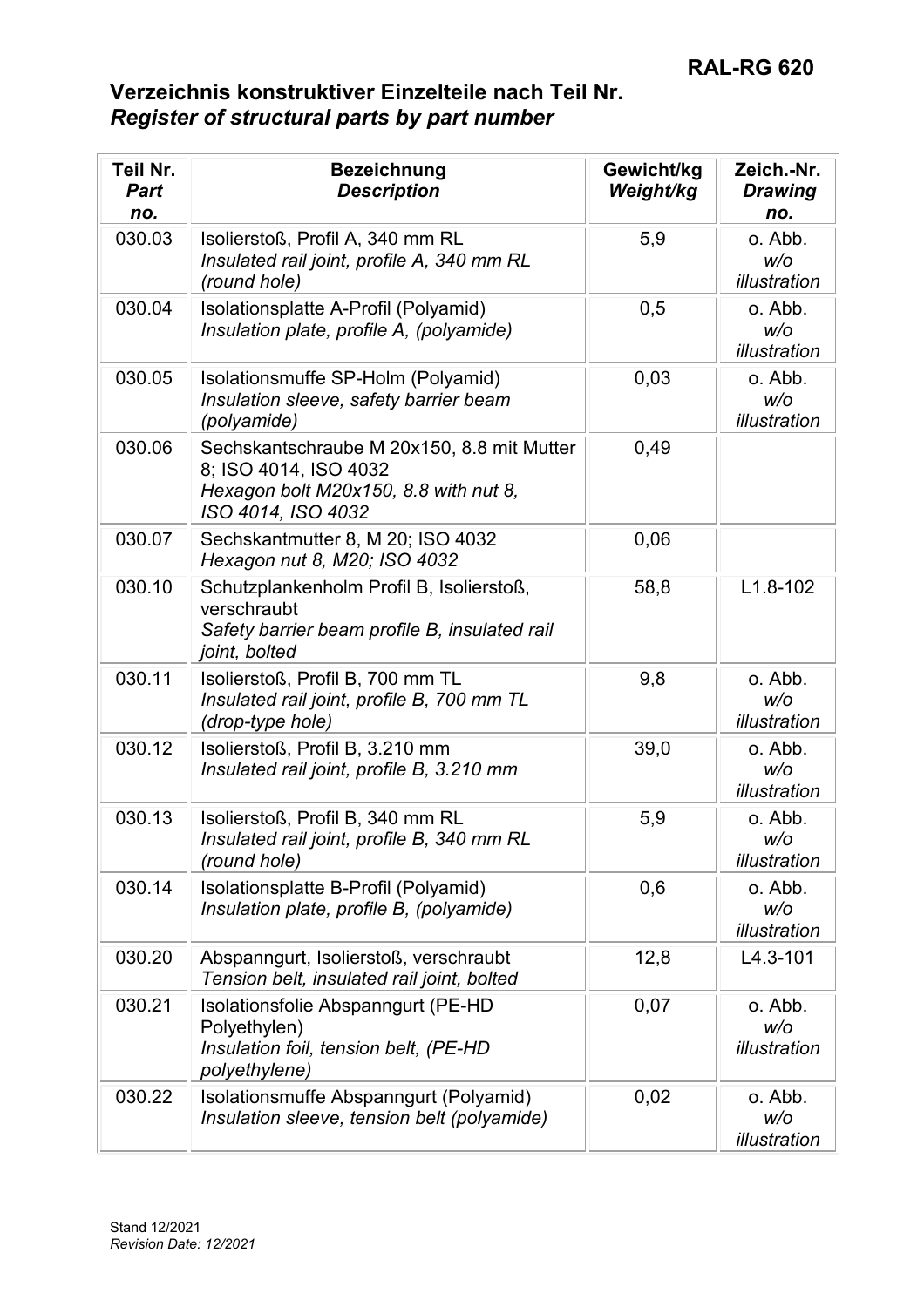## Verzeichnis konstruktiver Einzelteile nach Teil Nr.
## *Register of structural parts by part number*

| Teil Nr. *Part no.* | Bezeichnung *Description* | Gewicht/kg *Weight/kg* | Zeich.-Nr. *Drawing no.* |
|---|---|---|---|
| 030.03 | Isolierstoß, Profil A, 340 mm RL *Insulated rail joint, profile A, 340 mm RL (round hole)* | 5,9 | o. Abb. *w/o illustration* |
| 030.04 | Isolationsplatte A-Profil (Polyamid) *Insulation plate, profile A, (polyamide)* | 0,5 | o. Abb. *w/o illustration* |
| 030.05 | Isolationsmuffe SP-Holm (Polyamid) *Insulation sleeve, safety barrier beam (polyamide)* | 0,03 | o. Abb. *w/o illustration* |
| 030.06 | Sechskantschraube M 20x150, 8.8 mit Mutter 8; ISO 4014, ISO 4032 *Hexagon bolt M20x150, 8.8 with nut 8, ISO 4014, ISO 4032* | 0,49 | |
| 030.07 | Sechskantmutter 8, M 20; ISO 4032 *Hexagon nut 8, M20; ISO 4032* | 0,06 | |
| 030.10 | Schutzplankenholm Profil B, Isolierstoß, verschraubt *Safety barrier beam profile B, insulated rail joint, bolted* | 58,8 | L1.8-102 |
| 030.11 | Isolierstoß, Profil B, 700 mm TL *Insulated rail joint, profile B, 700 mm TL (drop-type hole)* | 9,8 | o. Abb. *w/o illustration* |
| 030.12 | Isolierstoß, Profil B, 3.210 mm *Insulated rail joint, profile B, 3.210 mm* | 39,0 | o. Abb. *w/o illustration* |
| 030.13 | Isolierstoß, Profil B, 340 mm RL *Insulated rail joint, profile B, 340 mm RL (round hole)* | 5,9 | o. Abb. *w/o illustration* |
| 030.14 | Isolationsplatte B-Profil (Polyamid) *Insulation plate, profile B, (polyamide)* | 0,6 | o. Abb. *w/o illustration* |
| 030.20 | Abspanngurt, Isolierstoß, verschraubt *Tension belt, insulated rail joint, bolted* | 12,8 | L4.3-101 |
| 030.21 | Isolationsfolie Abspanngurt (PE-HD Polyethylen) *Insulation foil, tension belt, (PE-HD polyethylene)* | 0,07 | o. Abb. *w/o illustration* |
| 030.22 | Isolationsmuffe Abspanngurt (Polyamid) *Insulation sleeve, tension belt (polyamide)* | 0,02 | o. Abb. *w/o illustration* |

Stand 12/2021
*Revision Date: 12/2021*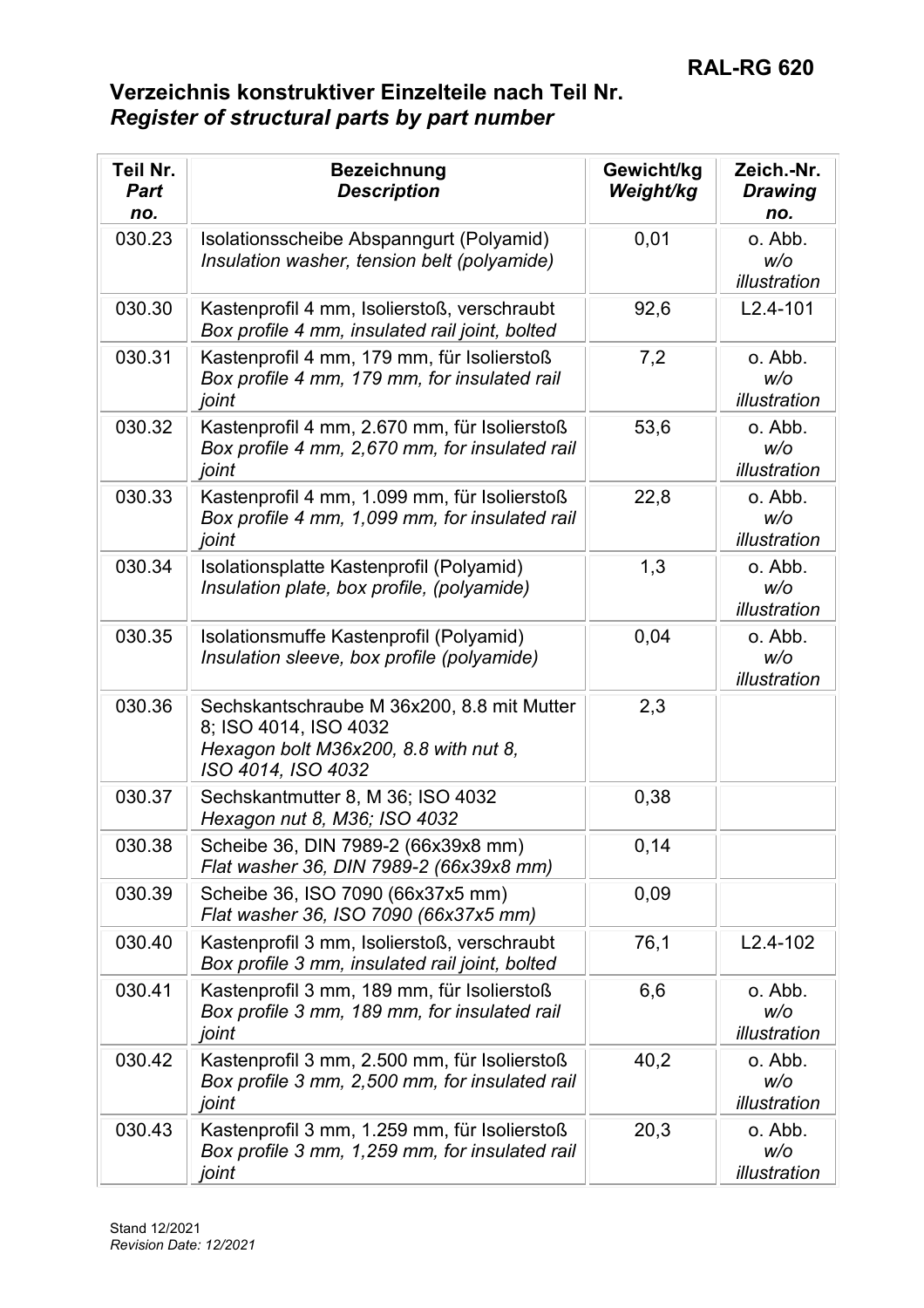## Verzeichnis konstruktiver Einzelteile nach Teil Nr.
## *Register of structural parts by part number*

| **Teil Nr.** *Part no.* | **Bezeichnung** *Description* | **Gewicht/kg** *Weight/kg* | **Zeich.-Nr.** *Drawing no.* |
|---|---|---|---|
| 030.23 | Isolationsscheibe Abspanngurt (Polyamid)<br>*Insulation washer, tension belt (polyamide)* | 0,01 | o. Abb.<br>*w/o illustration* |
| 030.30 | Kastenprofil 4 mm, Isolierstoß, verschraubt<br>*Box profile 4 mm, insulated rail joint, bolted* | 92,6 | L2.4-101 |
| 030.31 | Kastenprofil 4 mm, 179 mm, für Isolierstoß<br>*Box profile 4 mm, 179 mm, for insulated rail joint* | 7,2 | o. Abb.<br>*w/o illustration* |
| 030.32 | Kastenprofil 4 mm, 2.670 mm, für Isolierstoß<br>*Box profile 4 mm, 2,670 mm, for insulated rail joint* | 53,6 | o. Abb.<br>*w/o illustration* |
| 030.33 | Kastenprofil 4 mm, 1.099 mm, für Isolierstoß<br>*Box profile 4 mm, 1,099 mm, for insulated rail joint* | 22,8 | o. Abb.<br>*w/o illustration* |
| 030.34 | Isolationsplatte Kastenprofil (Polyamid)<br>*Insulation plate, box profile, (polyamide)* | 1,3 | o. Abb.<br>*w/o illustration* |
| 030.35 | Isolationsmuffe Kastenprofil (Polyamid)<br>*Insulation sleeve, box profile (polyamide)* | 0,04 | o. Abb.<br>*w/o illustration* |
| 030.36 | Sechskantschraube M 36x200, 8.8 mit Mutter 8; ISO 4014, ISO 4032<br>*Hexagon bolt M36x200, 8.8 with nut 8, ISO 4014, ISO 4032* | 2,3 | |
| 030.37 | Sechskantmutter 8, M 36; ISO 4032<br>*Hexagon nut 8, M36; ISO 4032* | 0,38 | |
| 030.38 | Scheibe 36, DIN 7989-2 (66x39x8 mm)<br>*Flat washer 36, DIN 7989-2 (66x39x8 mm)* | 0,14 | |
| 030.39 | Scheibe 36, ISO 7090 (66x37x5 mm)<br>*Flat washer 36, ISO 7090 (66x37x5 mm)* | 0,09 | |
| 030.40 | Kastenprofil 3 mm, Isolierstoß, verschraubt<br>*Box profile 3 mm, insulated rail joint, bolted* | 76,1 | L2.4-102 |
| 030.41 | Kastenprofil 3 mm, 189 mm, für Isolierstoß<br>*Box profile 3 mm, 189 mm, for insulated rail joint* | 6,6 | o. Abb.<br>*w/o illustration* |
| 030.42 | Kastenprofil 3 mm, 2.500 mm, für Isolierstoß<br>*Box profile 3 mm, 2,500 mm, for insulated rail joint* | 40,2 | o. Abb.<br>*w/o illustration* |
| 030.43 | Kastenprofil 3 mm, 1.259 mm, für Isolierstoß<br>*Box profile 3 mm, 1,259 mm, for insulated rail joint* | 20,3 | o. Abb.<br>*w/o illustration* |

Stand 12/2021
*Revision Date: 12/2021*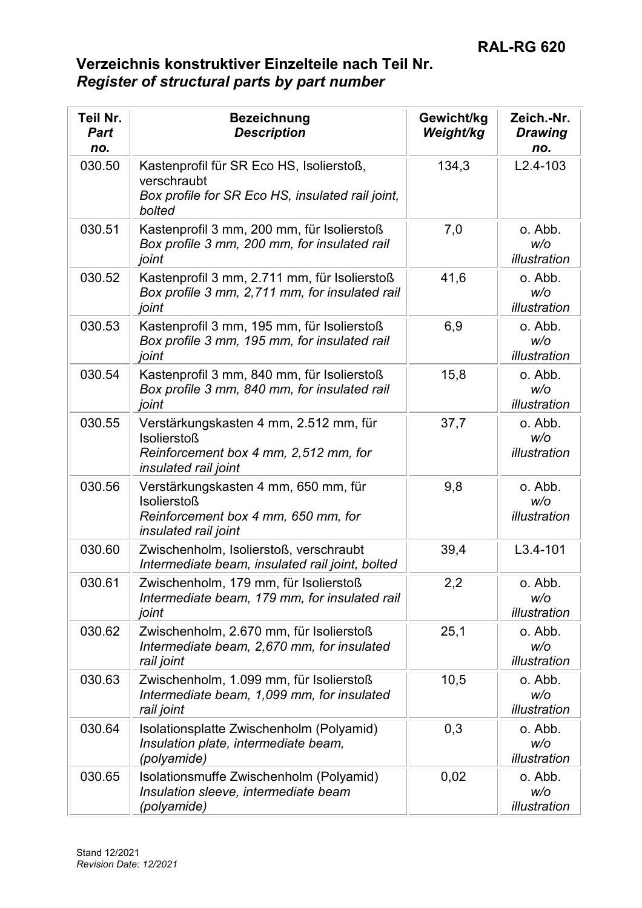**RAL-RG 620**

## Verzeichnis konstruktiver Einzelteile nach Teil Nr.
## *Register of structural parts by part number*

| Teil Nr. *Part no.* | Bezeichnung *Description* | Gewicht/kg *Weight/kg* | Zeich.-Nr. *Drawing no.* |
|---|---|---|---|
| 030.50 | Kastenprofil für SR Eco HS, Isolierstoß, verschraubt *Box profile for SR Eco HS, insulated rail joint, bolted* | 134,3 | L2.4-103 |
| 030.51 | Kastenprofil 3 mm, 200 mm, für Isolierstoß *Box profile 3 mm, 200 mm, for insulated rail joint* | 7,0 | o. Abb. *w/o illustration* |
| 030.52 | Kastenprofil 3 mm, 2.711 mm, für Isolierstoß *Box profile 3 mm, 2,711 mm, for insulated rail joint* | 41,6 | o. Abb. *w/o illustration* |
| 030.53 | Kastenprofil 3 mm, 195 mm, für Isolierstoß *Box profile 3 mm, 195 mm, for insulated rail joint* | 6,9 | o. Abb. *w/o illustration* |
| 030.54 | Kastenprofil 3 mm, 840 mm, für Isolierstoß *Box profile 3 mm, 840 mm, for insulated rail joint* | 15,8 | o. Abb. *w/o illustration* |
| 030.55 | Verstärkungskasten 4 mm, 2.512 mm, für Isolierstoß *Reinforcement box 4 mm, 2,512 mm, for insulated rail joint* | 37,7 | o. Abb. *w/o illustration* |
| 030.56 | Verstärkungskasten 4 mm, 650 mm, für Isolierstoß *Reinforcement box 4 mm, 650 mm, for insulated rail joint* | 9,8 | o. Abb. *w/o illustration* |
| 030.60 | Zwischenholm, Isolierstoß, verschraubt *Intermediate beam, insulated rail joint, bolted* | 39,4 | L3.4-101 |
| 030.61 | Zwischenholm, 179 mm, für Isolierstoß *Intermediate beam, 179 mm, for insulated rail joint* | 2,2 | o. Abb. *w/o illustration* |
| 030.62 | Zwischenholm, 2.670 mm, für Isolierstoß *Intermediate beam, 2,670 mm, for insulated rail joint* | 25,1 | o. Abb. *w/o illustration* |
| 030.63 | Zwischenholm, 1.099 mm, für Isolierstoß *Intermediate beam, 1,099 mm, for insulated rail joint* | 10,5 | o. Abb. *w/o illustration* |
| 030.64 | Isolationsplatte Zwischenholm (Polyamid) *Insulation plate, intermediate beam, (polyamide)* | 0,3 | o. Abb. *w/o illustration* |
| 030.65 | Isolationsmuffe Zwischenholm (Polyamid) *Insulation sleeve, intermediate beam (polyamide)* | 0,02 | o. Abb. *w/o illustration* |

Stand 12/2021
*Revision Date: 12/2021*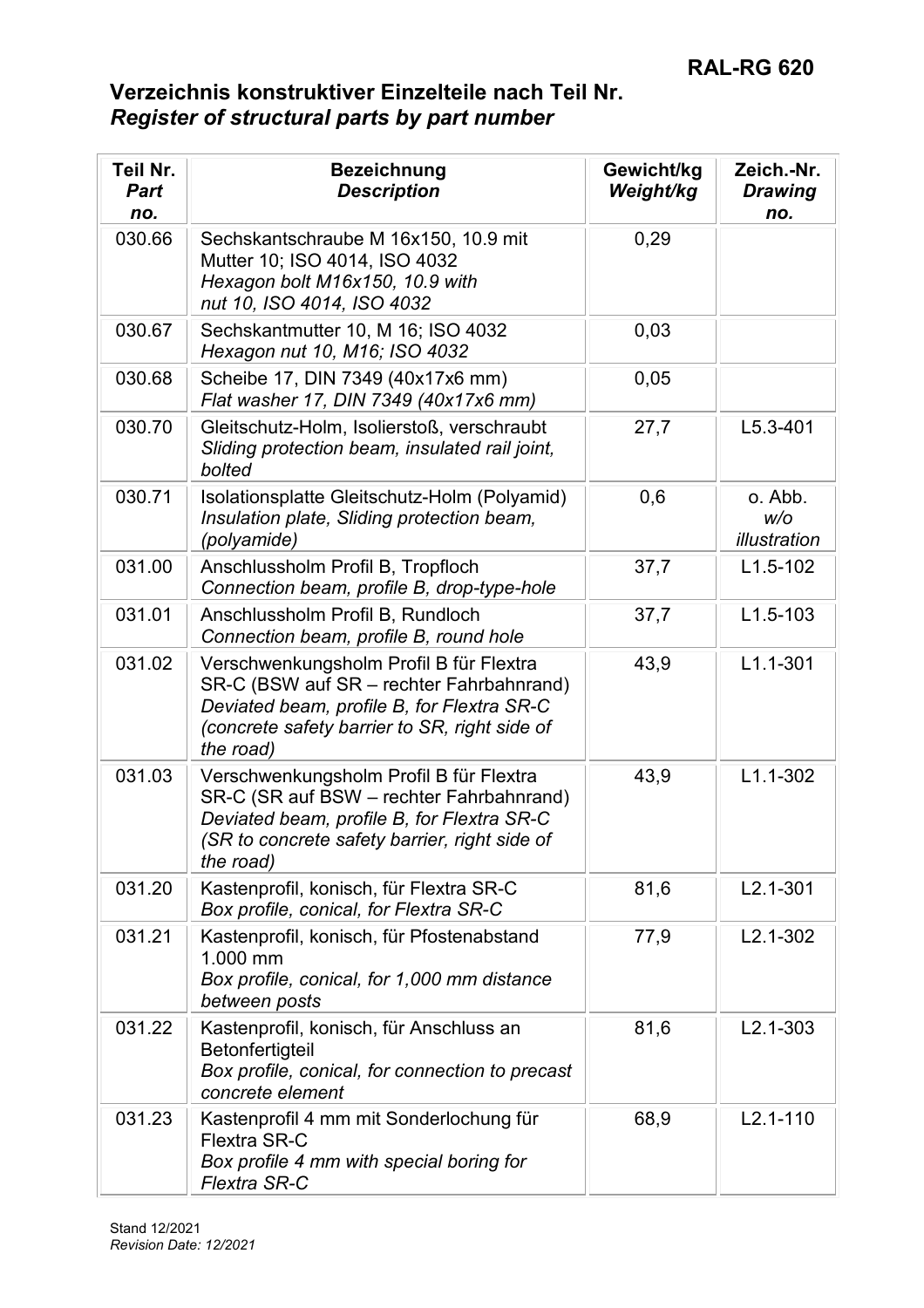## Verzeichnis konstruktiver Einzelteile nach Teil Nr.
## *Register of structural parts by part number*

| Teil Nr. *Part no.* | Bezeichnung *Description* | Gewicht/kg *Weight/kg* | Zeich.-Nr. *Drawing no.* |
|---|---|---|---|
| 030.66 | Sechskantschraube M 16x150, 10.9 mit Mutter 10; ISO 4014, ISO 4032 *Hexagon bolt M16x150, 10.9 with nut 10, ISO 4014, ISO 4032* | 0,29 | |
| 030.67 | Sechskantmutter 10, M 16; ISO 4032 *Hexagon nut 10, M16; ISO 4032* | 0,03 | |
| 030.68 | Scheibe 17, DIN 7349 (40x17x6 mm) *Flat washer 17, DIN 7349 (40x17x6 mm)* | 0,05 | |
| 030.70 | Gleitschutz-Holm, Isolierstoß, verschraubt *Sliding protection beam, insulated rail joint, bolted* | 27,7 | L5.3-401 |
| 030.71 | Isolationsplatte Gleitschutz-Holm (Polyamid) *Insulation plate, Sliding protection beam, (polyamide)* | 0,6 | o. Abb. *w/o illustration* |
| 031.00 | Anschlussholm Profil B, Tropfloch *Connection beam, profile B, drop-type-hole* | 37,7 | L1.5-102 |
| 031.01 | Anschlussholm Profil B, Rundloch *Connection beam, profile B, round hole* | 37,7 | L1.5-103 |
| 031.02 | Verschwenkungsholm Profil B für Flextra SR-C (BSW auf SR – rechter Fahrbahnrand) *Deviated beam, profile B, for Flextra SR-C (concrete safety barrier to SR, right side of the road)* | 43,9 | L1.1-301 |
| 031.03 | Verschwenkungsholm Profil B für Flextra SR-C (SR auf BSW – rechter Fahrbahnrand) *Deviated beam, profile B, for Flextra SR-C (SR to concrete safety barrier, right side of the road)* | 43,9 | L1.1-302 |
| 031.20 | Kastenprofil, konisch, für Flextra SR-C *Box profile, conical, for Flextra SR-C* | 81,6 | L2.1-301 |
| 031.21 | Kastenprofil, konisch, für Pfostenabstand 1.000 mm *Box profile, conical, for 1,000 mm distance between posts* | 77,9 | L2.1-302 |
| 031.22 | Kastenprofil, konisch, für Anschluss an Betonfertigteil *Box profile, conical, for connection to precast concrete element* | 81,6 | L2.1-303 |
| 031.23 | Kastenprofil 4 mm mit Sonderlochung für Flextra SR-C *Box profile 4 mm with special boring for Flextra SR-C* | 68,9 | L2.1-110 |

Stand 12/2021
*Revision Date: 12/2021*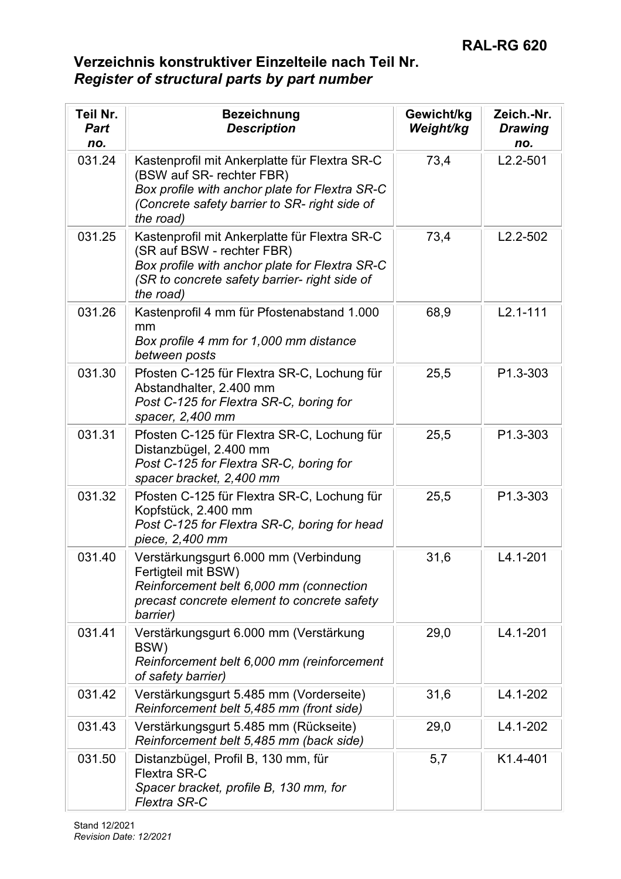**RAL-RG 620**

## Verzeichnis konstruktiver Einzelteile nach Teil Nr.
## *Register of structural parts by part number*

| **Teil Nr.** *Part no.* | **Bezeichnung** *Description* | **Gewicht/kg** *Weight/kg* | **Zeich.-Nr.** *Drawing no.* |
|---|---|---|---|
| 031.24 | Kastenprofil mit Ankerplatte für Flextra SR-C (BSW auf SR- rechter FBR) *Box profile with anchor plate for Flextra SR-C (Concrete safety barrier to SR- right side of the road)* | 73,4 | L2.2-501 |
| 031.25 | Kastenprofil mit Ankerplatte für Flextra SR-C (SR auf BSW - rechter FBR) *Box profile with anchor plate for Flextra SR-C (SR to concrete safety barrier- right side of the road)* | 73,4 | L2.2-502 |
| 031.26 | Kastenprofil 4 mm für Pfostenabstand 1.000 mm *Box profile 4 mm for 1,000 mm distance between posts* | 68,9 | L2.1-111 |
| 031.30 | Pfosten C-125 für Flextra SR-C, Lochung für Abstandhalter, 2.400 mm *Post C-125 for Flextra SR-C, boring for spacer, 2,400 mm* | 25,5 | P1.3-303 |
| 031.31 | Pfosten C-125 für Flextra SR-C, Lochung für Distanzbügel, 2.400 mm *Post C-125 for Flextra SR-C, boring for spacer bracket, 2,400 mm* | 25,5 | P1.3-303 |
| 031.32 | Pfosten C-125 für Flextra SR-C, Lochung für Kopfstück, 2.400 mm *Post C-125 for Flextra SR-C, boring for head piece, 2,400 mm* | 25,5 | P1.3-303 |
| 031.40 | Verstärkungsgurt 6.000 mm (Verbindung Fertigteil mit BSW) *Reinforcement belt 6,000 mm (connection precast concrete element to concrete safety barrier)* | 31,6 | L4.1-201 |
| 031.41 | Verstärkungsgurt 6.000 mm (Verstärkung BSW) *Reinforcement belt 6,000 mm (reinforcement of safety barrier)* | 29,0 | L4.1-201 |
| 031.42 | Verstärkungsgurt 5.485 mm (Vorderseite) *Reinforcement belt 5,485 mm (front side)* | 31,6 | L4.1-202 |
| 031.43 | Verstärkungsgurt 5.485 mm (Rückseite) *Reinforcement belt 5,485 mm (back side)* | 29,0 | L4.1-202 |
| 031.50 | Distanzbügel, Profil B, 130 mm, für Flextra SR-C *Spacer bracket, profile B, 130 mm, for Flextra SR-C* | 5,7 | K1.4-401 |

Stand 12/2021
*Revision Date: 12/2021*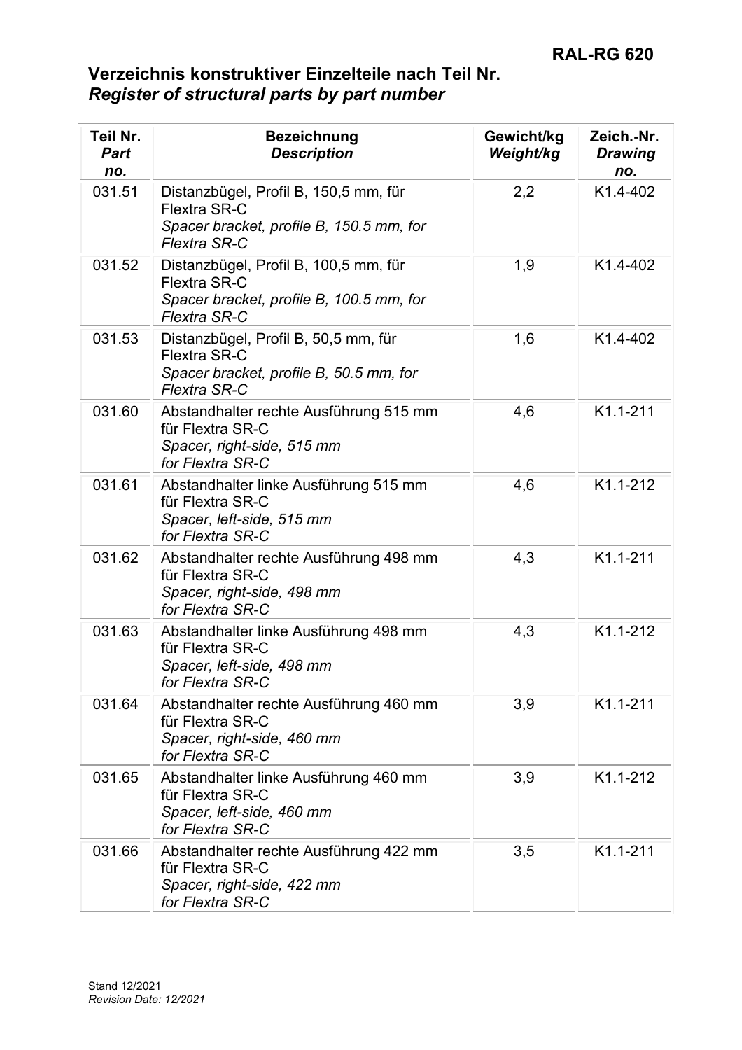# Verzeichnis konstruktiver Einzelteile nach Teil Nr.
## *Register of structural parts by part number*

| **Teil Nr.** *Part no.* | **Bezeichnung** *Description* | **Gewicht/kg** *Weight/kg* | **Zeich.-Nr.** *Drawing no.* |
|---|---|---|---|
| 031.51 | Distanzbügel, Profil B, 150,5 mm, für Flextra SR-C<br>*Spacer bracket, profile B, 150.5 mm, for Flextra SR-C* | 2,2 | K1.4-402 |
| 031.52 | Distanzbügel, Profil B, 100,5 mm, für Flextra SR-C<br>*Spacer bracket, profile B, 100.5 mm, for Flextra SR-C* | 1,9 | K1.4-402 |
| 031.53 | Distanzbügel, Profil B, 50,5 mm, für Flextra SR-C<br>*Spacer bracket, profile B, 50.5 mm, for Flextra SR-C* | 1,6 | K1.4-402 |
| 031.60 | Abstandhalter rechte Ausführung 515 mm für Flextra SR-C<br>*Spacer, right-side, 515 mm for Flextra SR-C* | 4,6 | K1.1-211 |
| 031.61 | Abstandhalter linke Ausführung 515 mm für Flextra SR-C<br>*Spacer, left-side, 515 mm for Flextra SR-C* | 4,6 | K1.1-212 |
| 031.62 | Abstandhalter rechte Ausführung 498 mm für Flextra SR-C<br>*Spacer, right-side, 498 mm for Flextra SR-C* | 4,3 | K1.1-211 |
| 031.63 | Abstandhalter linke Ausführung 498 mm für Flextra SR-C<br>*Spacer, left-side, 498 mm for Flextra SR-C* | 4,3 | K1.1-212 |
| 031.64 | Abstandhalter rechte Ausführung 460 mm für Flextra SR-C<br>*Spacer, right-side, 460 mm for Flextra SR-C* | 3,9 | K1.1-211 |
| 031.65 | Abstandhalter linke Ausführung 460 mm für Flextra SR-C<br>*Spacer, left-side, 460 mm for Flextra SR-C* | 3,9 | K1.1-212 |
| 031.66 | Abstandhalter rechte Ausführung 422 mm für Flextra SR-C<br>*Spacer, right-side, 422 mm for Flextra SR-C* | 3,5 | K1.1-211 |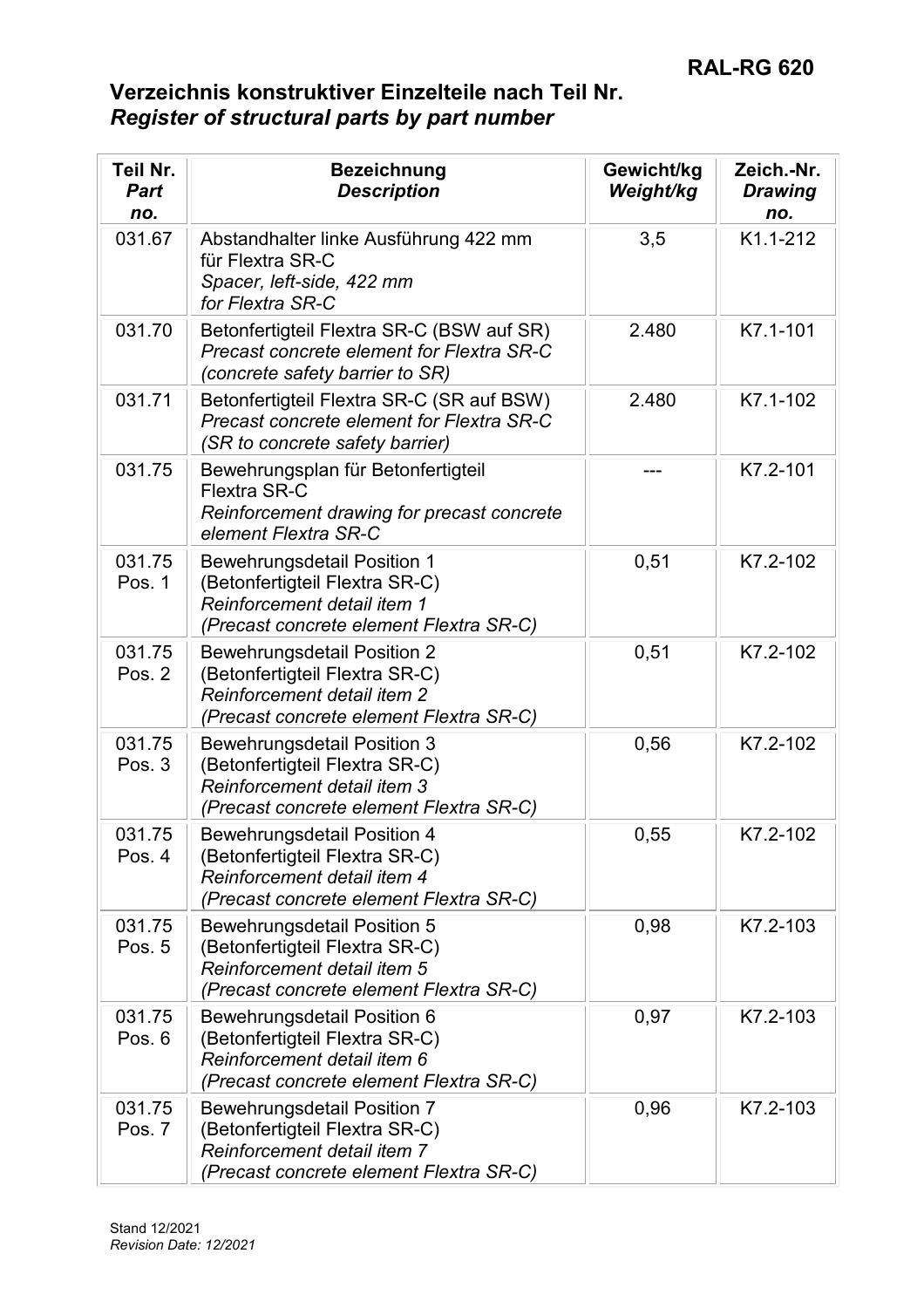# Verzeichnis konstruktiver Einzelteile nach Teil Nr.
## *Register of structural parts by part number*

| Teil Nr. *Part no.* | Bezeichnung *Description* | Gewicht/kg *Weight/kg* | Zeich.-Nr. *Drawing no.* |
|---|---|---|---|
| 031.67 | Abstandhalter linke Ausführung 422 mm für Flextra SR-C *Spacer, left-side, 422 mm for Flextra SR-C* | 3,5 | K1.1-212 |
| 031.70 | Betonfertigteil Flextra SR-C (BSW auf SR) *Precast concrete element for Flextra SR-C (concrete safety barrier to SR)* | 2.480 | K7.1-101 |
| 031.71 | Betonfertigteil Flextra SR-C (SR auf BSW) *Precast concrete element for Flextra SR-C (SR to concrete safety barrier)* | 2.480 | K7.1-102 |
| 031.75 | Bewehrungsplan für Betonfertigteil Flextra SR-C *Reinforcement drawing for precast concrete element Flextra SR-C* | --- | K7.2-101 |
| 031.75 Pos. 1 | Bewehrungsdetail Position 1 (Betonfertigteil Flextra SR-C) *Reinforcement detail item 1 (Precast concrete element Flextra SR-C)* | 0,51 | K7.2-102 |
| 031.75 Pos. 2 | Bewehrungsdetail Position 2 (Betonfertigteil Flextra SR-C) *Reinforcement detail item 2 (Precast concrete element Flextra SR-C)* | 0,51 | K7.2-102 |
| 031.75 Pos. 3 | Bewehrungsdetail Position 3 (Betonfertigteil Flextra SR-C) *Reinforcement detail item 3 (Precast concrete element Flextra SR-C)* | 0,56 | K7.2-102 |
| 031.75 Pos. 4 | Bewehrungsdetail Position 4 (Betonfertigteil Flextra SR-C) *Reinforcement detail item 4 (Precast concrete element Flextra SR-C)* | 0,55 | K7.2-102 |
| 031.75 Pos. 5 | Bewehrungsdetail Position 5 (Betonfertigteil Flextra SR-C) *Reinforcement detail item 5 (Precast concrete element Flextra SR-C)* | 0,98 | K7.2-103 |
| 031.75 Pos. 6 | Bewehrungsdetail Position 6 (Betonfertigteil Flextra SR-C) *Reinforcement detail item 6 (Precast concrete element Flextra SR-C)* | 0,97 | K7.2-103 |
| 031.75 Pos. 7 | Bewehrungsdetail Position 7 (Betonfertigteil Flextra SR-C) *Reinforcement detail item 7 (Precast concrete element Flextra SR-C)* | 0,96 | K7.2-103 |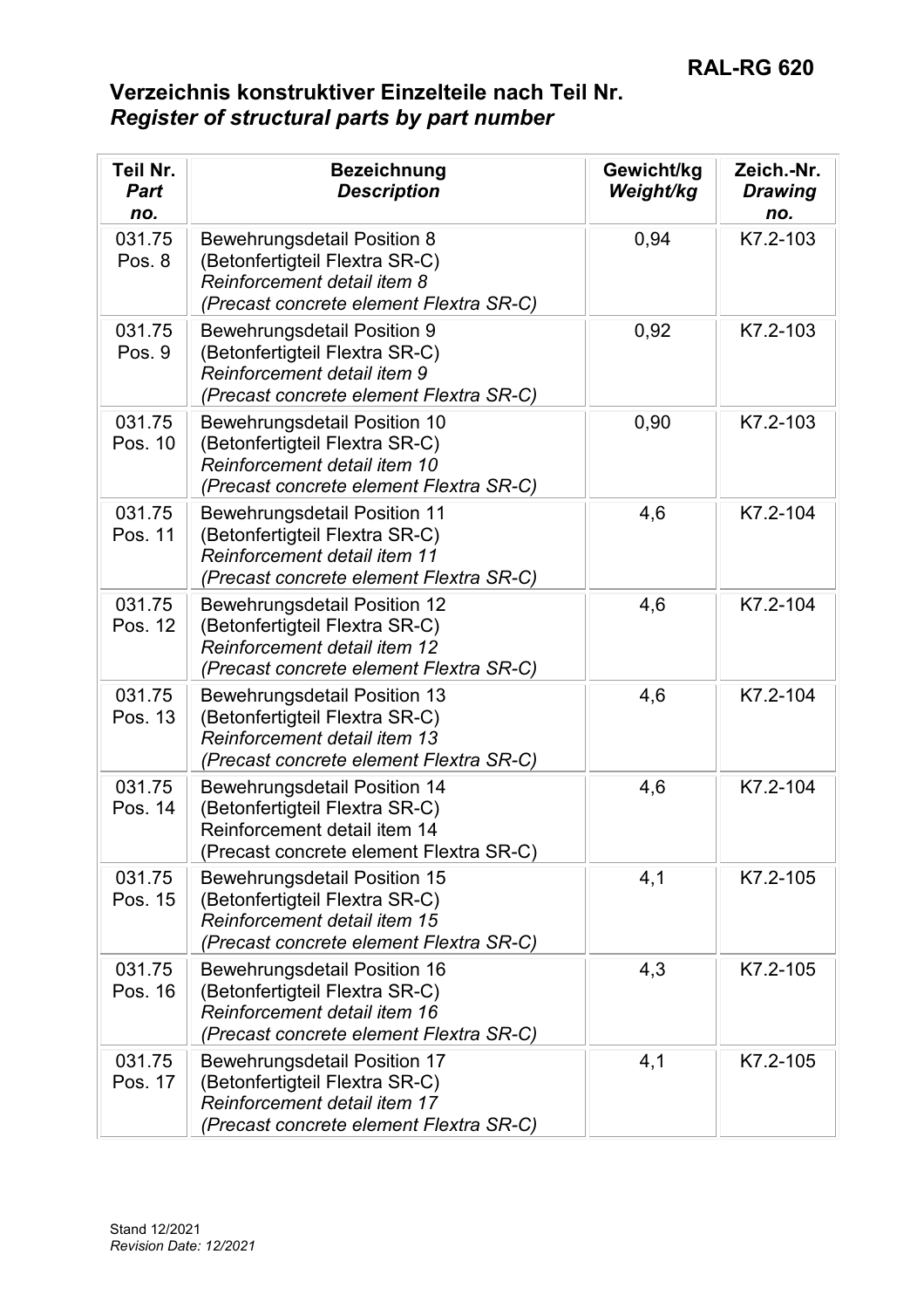# Verzeichnis konstruktiver Einzelteile nach Teil Nr.
## *Register of structural parts by part number*

| Teil Nr. *Part no.* | Bezeichnung *Description* | Gewicht/kg *Weight/kg* | Zeich.-Nr. *Drawing no.* |
|---|---|---|---|
| 031.75 Pos. 8 | Bewehrungsdetail Position 8 (Betonfertigteil Flextra SR-C) *Reinforcement detail item 8 (Precast concrete element Flextra SR-C)* | 0,94 | K7.2-103 |
| 031.75 Pos. 9 | Bewehrungsdetail Position 9 (Betonfertigteil Flextra SR-C) *Reinforcement detail item 9 (Precast concrete element Flextra SR-C)* | 0,92 | K7.2-103 |
| 031.75 Pos. 10 | Bewehrungsdetail Position 10 (Betonfertigteil Flextra SR-C) *Reinforcement detail item 10 (Precast concrete element Flextra SR-C)* | 0,90 | K7.2-103 |
| 031.75 Pos. 11 | Bewehrungsdetail Position 11 (Betonfertigteil Flextra SR-C) *Reinforcement detail item 11 (Precast concrete element Flextra SR-C)* | 4,6 | K7.2-104 |
| 031.75 Pos. 12 | Bewehrungsdetail Position 12 (Betonfertigteil Flextra SR-C) *Reinforcement detail item 12 (Precast concrete element Flextra SR-C)* | 4,6 | K7.2-104 |
| 031.75 Pos. 13 | Bewehrungsdetail Position 13 (Betonfertigteil Flextra SR-C) *Reinforcement detail item 13 (Precast concrete element Flextra SR-C)* | 4,6 | K7.2-104 |
| 031.75 Pos. 14 | Bewehrungsdetail Position 14 (Betonfertigteil Flextra SR-C) Reinforcement detail item 14 (Precast concrete element Flextra SR-C) | 4,6 | K7.2-104 |
| 031.75 Pos. 15 | Bewehrungsdetail Position 15 (Betonfertigteil Flextra SR-C) *Reinforcement detail item 15 (Precast concrete element Flextra SR-C)* | 4,1 | K7.2-105 |
| 031.75 Pos. 16 | Bewehrungsdetail Position 16 (Betonfertigteil Flextra SR-C) *Reinforcement detail item 16 (Precast concrete element Flextra SR-C)* | 4,3 | K7.2-105 |
| 031.75 Pos. 17 | Bewehrungsdetail Position 17 (Betonfertigteil Flextra SR-C) *Reinforcement detail item 17 (Precast concrete element Flextra SR-C)* | 4,1 | K7.2-105 |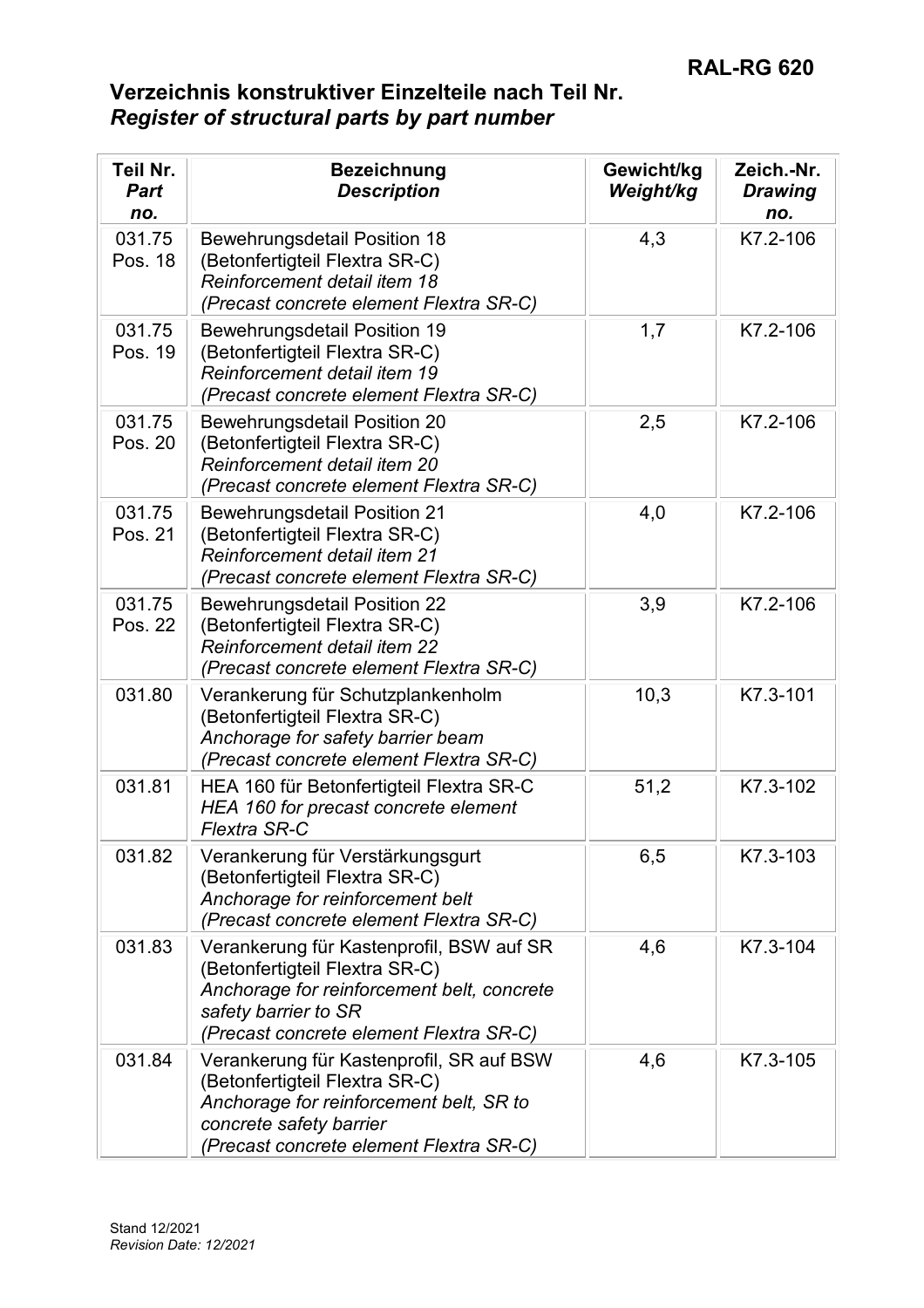## Verzeichnis konstruktiver Einzelteile nach Teil Nr.
## *Register of structural parts by part number*

| **Teil Nr.** *Part no.* | **Bezeichnung** *Description* | **Gewicht/kg** *Weight/kg* | **Zeich.-Nr.** *Drawing no.* |
|---|---|---|---|
| 031.75 Pos. 18 | Bewehrungsdetail Position 18 (Betonfertigteil Flextra SR-C) *Reinforcement detail item 18 (Precast concrete element Flextra SR-C)* | 4,3 | K7.2-106 |
| 031.75 Pos. 19 | Bewehrungsdetail Position 19 (Betonfertigteil Flextra SR-C) *Reinforcement detail item 19 (Precast concrete element Flextra SR-C)* | 1,7 | K7.2-106 |
| 031.75 Pos. 20 | Bewehrungsdetail Position 20 (Betonfertigteil Flextra SR-C) *Reinforcement detail item 20 (Precast concrete element Flextra SR-C)* | 2,5 | K7.2-106 |
| 031.75 Pos. 21 | Bewehrungsdetail Position 21 (Betonfertigteil Flextra SR-C) *Reinforcement detail item 21 (Precast concrete element Flextra SR-C)* | 4,0 | K7.2-106 |
| 031.75 Pos. 22 | Bewehrungsdetail Position 22 (Betonfertigteil Flextra SR-C) *Reinforcement detail item 22 (Precast concrete element Flextra SR-C)* | 3,9 | K7.2-106 |
| 031.80 | Verankerung für Schutzplankenholm (Betonfertigteil Flextra SR-C) *Anchorage for safety barrier beam (Precast concrete element Flextra SR-C)* | 10,3 | K7.3-101 |
| 031.81 | HEA 160 für Betonfertigteil Flextra SR-C *HEA 160 for precast concrete element Flextra SR-C* | 51,2 | K7.3-102 |
| 031.82 | Verankerung für Verstärkungsgurt (Betonfertigteil Flextra SR-C) *Anchorage for reinforcement belt (Precast concrete element Flextra SR-C)* | 6,5 | K7.3-103 |
| 031.83 | Verankerung für Kastenprofil, BSW auf SR (Betonfertigteil Flextra SR-C) *Anchorage for reinforcement belt, concrete safety barrier to SR (Precast concrete element Flextra SR-C)* | 4,6 | K7.3-104 |
| 031.84 | Verankerung für Kastenprofil, SR auf BSW (Betonfertigteil Flextra SR-C) *Anchorage for reinforcement belt, SR to concrete safety barrier (Precast concrete element Flextra SR-C)* | 4,6 | K7.3-105 |

Stand 12/2021
*Revision Date: 12/2021*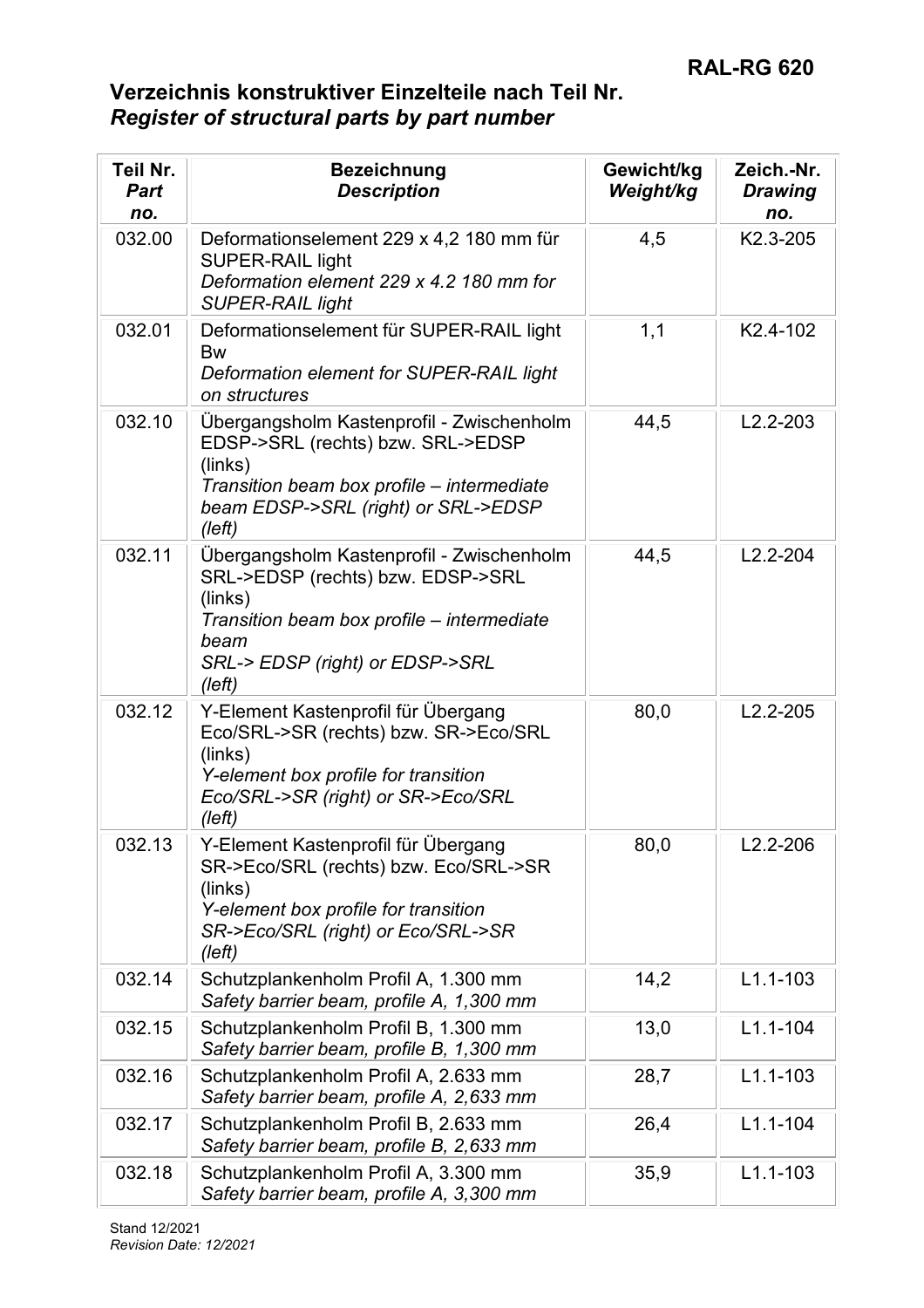## Verzeichnis konstruktiver Einzelteile nach Teil Nr.
## *Register of structural parts by part number*

| Teil Nr. *Part no.* | Bezeichnung *Description* | Gewicht/kg *Weight/kg* | Zeich.-Nr. *Drawing no.* |
|---|---|---|---|
| 032.00 | Deformationselement 229 x 4,2 180 mm für SUPER-RAIL light *Deformation element 229 x 4.2 180 mm for SUPER-RAIL light* | 4,5 | K2.3-205 |
| 032.01 | Deformationselement für SUPER-RAIL light Bw *Deformation element for SUPER-RAIL light on structures* | 1,1 | K2.4-102 |
| 032.10 | Übergangsholm Kastenprofil - Zwischenholm EDSP->SRL (rechts) bzw. SRL->EDSP (links) *Transition beam box profile – intermediate beam EDSP->SRL (right) or SRL->EDSP (left)* | 44,5 | L2.2-203 |
| 032.11 | Übergangsholm Kastenprofil - Zwischenholm SRL->EDSP (rechts) bzw. EDSP->SRL (links) *Transition beam box profile – intermediate beam SRL-> EDSP (right) or EDSP->SRL (left)* | 44,5 | L2.2-204 |
| 032.12 | Y-Element Kastenprofil für Übergang Eco/SRL->SR (rechts) bzw. SR->Eco/SRL (links) *Y-element box profile for transition Eco/SRL->SR (right) or SR->Eco/SRL (left)* | 80,0 | L2.2-205 |
| 032.13 | Y-Element Kastenprofil für Übergang SR->Eco/SRL (rechts) bzw. Eco/SRL->SR (links) *Y-element box profile for transition SR->Eco/SRL (right) or Eco/SRL->SR (left)* | 80,0 | L2.2-206 |
| 032.14 | Schutzplankenholm Profil A, 1.300 mm *Safety barrier beam, profile A, 1,300 mm* | 14,2 | L1.1-103 |
| 032.15 | Schutzplankenholm Profil B, 1.300 mm *Safety barrier beam, profile B, 1,300 mm* | 13,0 | L1.1-104 |
| 032.16 | Schutzplankenholm Profil A, 2.633 mm *Safety barrier beam, profile A, 2,633 mm* | 28,7 | L1.1-103 |
| 032.17 | Schutzplankenholm Profil B, 2.633 mm *Safety barrier beam, profile B, 2,633 mm* | 26,4 | L1.1-104 |
| 032.18 | Schutzplankenholm Profil A, 3.300 mm *Safety barrier beam, profile A, 3,300 mm* | 35,9 | L1.1-103 |

Stand 12/2021
*Revision Date: 12/2021*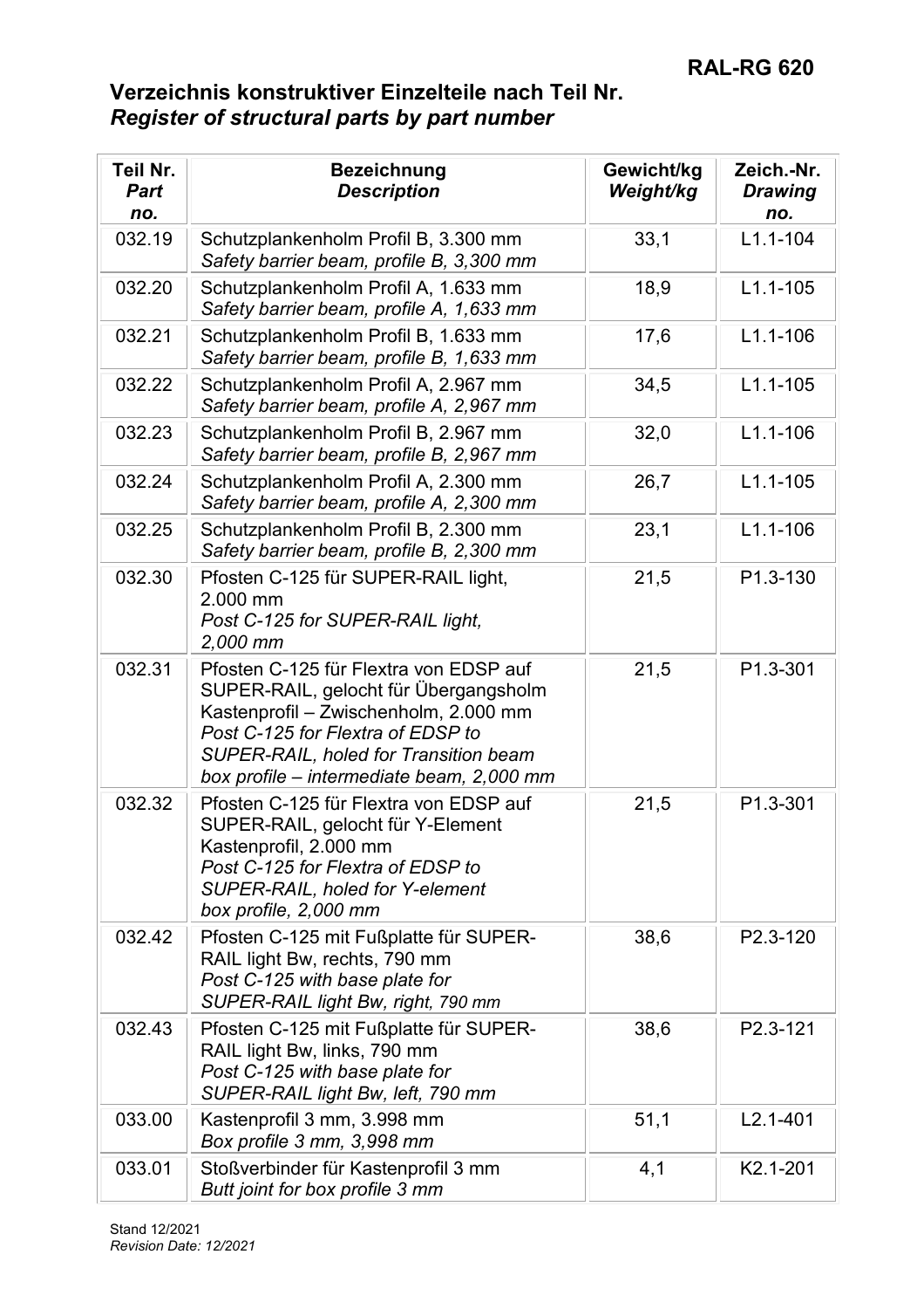## Verzeichnis konstruktiver Einzelteile nach Teil Nr.
## *Register of structural parts by part number*

| Teil Nr. *Part no.* | Bezeichnung *Description* | Gewicht/kg *Weight/kg* | Zeich.-Nr. *Drawing no.* |
|---|---|---|---|
| 032.19 | Schutzplankenholm Profil B, 3.300 mm *Safety barrier beam, profile B, 3,300 mm* | 33,1 | L1.1-104 |
| 032.20 | Schutzplankenholm Profil A, 1.633 mm *Safety barrier beam, profile A, 1,633 mm* | 18,9 | L1.1-105 |
| 032.21 | Schutzplankenholm Profil B, 1.633 mm *Safety barrier beam, profile B, 1,633 mm* | 17,6 | L1.1-106 |
| 032.22 | Schutzplankenholm Profil A, 2.967 mm *Safety barrier beam, profile A, 2,967 mm* | 34,5 | L1.1-105 |
| 032.23 | Schutzplankenholm Profil B, 2.967 mm *Safety barrier beam, profile B, 2,967 mm* | 32,0 | L1.1-106 |
| 032.24 | Schutzplankenholm Profil A, 2.300 mm *Safety barrier beam, profile A, 2,300 mm* | 26,7 | L1.1-105 |
| 032.25 | Schutzplankenholm Profil B, 2.300 mm *Safety barrier beam, profile B, 2,300 mm* | 23,1 | L1.1-106 |
| 032.30 | Pfosten C-125 für SUPER-RAIL light, 2.000 mm *Post C-125 for SUPER-RAIL light, 2,000 mm* | 21,5 | P1.3-130 |
| 032.31 | Pfosten C-125 für Flextra von EDSP auf SUPER-RAIL, gelocht für Übergangsholm Kastenprofil – Zwischenholm, 2.000 mm *Post C-125 for Flextra of EDSP to SUPER-RAIL, holed for Transition beam box profile – intermediate beam, 2,000 mm* | 21,5 | P1.3-301 |
| 032.32 | Pfosten C-125 für Flextra von EDSP auf SUPER-RAIL, gelocht für Y-Element Kastenprofil, 2.000 mm *Post C-125 for Flextra of EDSP to SUPER-RAIL, holed for Y-element box profile, 2,000 mm* | 21,5 | P1.3-301 |
| 032.42 | Pfosten C-125 mit Fußplatte für SUPER-RAIL light Bw, rechts, 790 mm *Post C-125 with base plate for SUPER-RAIL light Bw, right, 790 mm* | 38,6 | P2.3-120 |
| 032.43 | Pfosten C-125 mit Fußplatte für SUPER-RAIL light Bw, links, 790 mm *Post C-125 with base plate for SUPER-RAIL light Bw, left, 790 mm* | 38,6 | P2.3-121 |
| 033.00 | Kastenprofil 3 mm, 3.998 mm *Box profile 3 mm, 3,998 mm* | 51,1 | L2.1-401 |
| 033.01 | Stoßverbinder für Kastenprofil 3 mm *Butt joint for box profile 3 mm* | 4,1 | K2.1-201 |

Stand 12/2021
*Revision Date: 12/2021*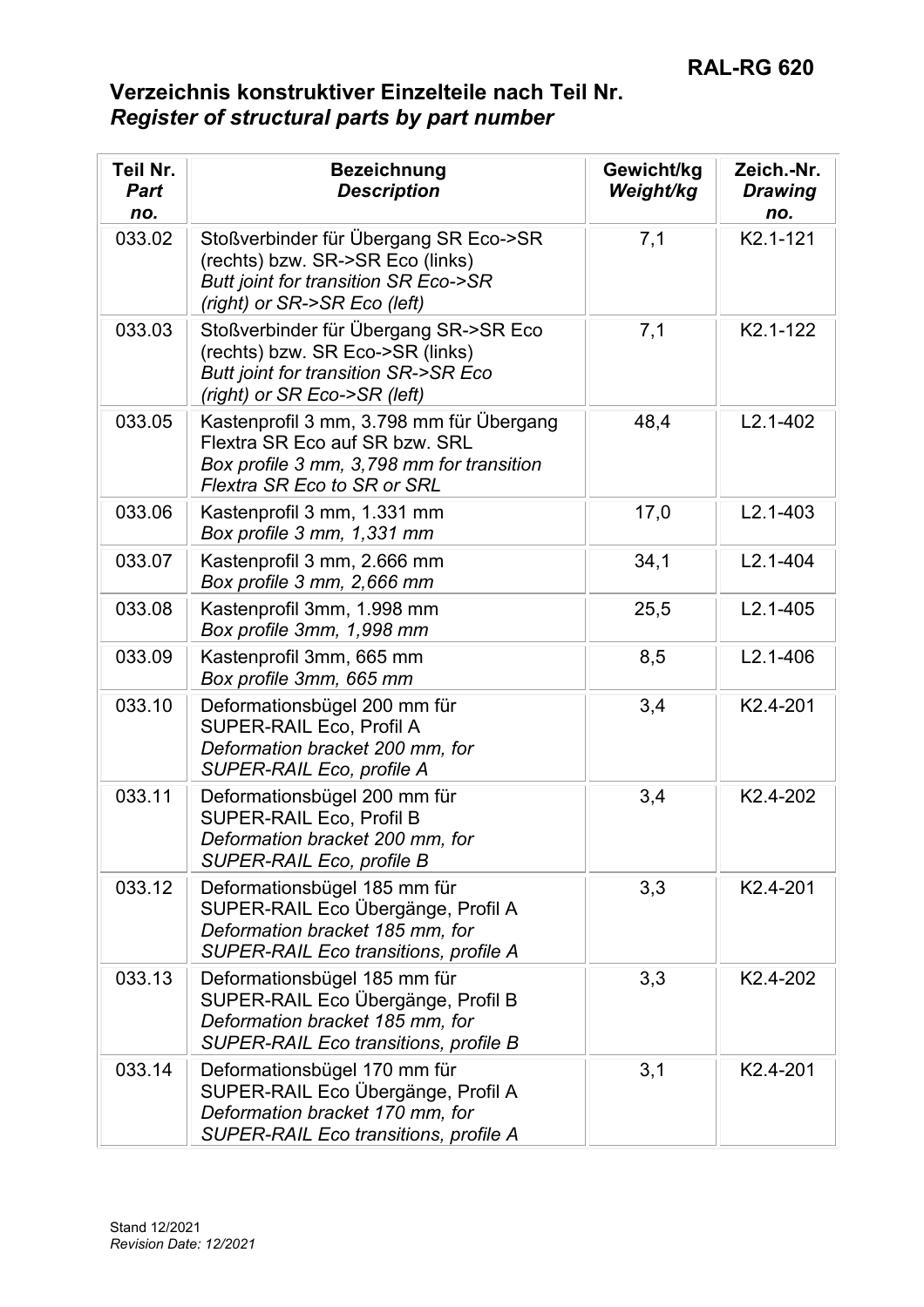## Verzeichnis konstruktiver Einzelteile nach Teil Nr.
## *Register of structural parts by part number*

| **Teil Nr.** *Part no.* | **Bezeichnung** *Description* | **Gewicht/kg** *Weight/kg* | **Zeich.-Nr.** *Drawing no.* |
|---|---|---|---|
| 033.02 | Stoßverbinder für Übergang SR Eco->SR (rechts) bzw. SR->SR Eco (links)<br>*Butt joint for transition SR Eco->SR (right) or SR->SR Eco (left)* | 7,1 | K2.1-121 |
| 033.03 | Stoßverbinder für Übergang SR->SR Eco (rechts) bzw. SR Eco->SR (links)<br>*Butt joint for transition SR->SR Eco (right) or SR Eco->SR (left)* | 7,1 | K2.1-122 |
| 033.05 | Kastenprofil 3 mm, 3.798 mm für Übergang Flextra SR Eco auf SR bzw. SRL<br>*Box profile 3 mm, 3,798 mm for transition Flextra SR Eco to SR or SRL* | 48,4 | L2.1-402 |
| 033.06 | Kastenprofil 3 mm, 1.331 mm<br>*Box profile 3 mm, 1,331 mm* | 17,0 | L2.1-403 |
| 033.07 | Kastenprofil 3 mm, 2.666 mm<br>*Box profile 3 mm, 2,666 mm* | 34,1 | L2.1-404 |
| 033.08 | Kastenprofil 3mm, 1.998 mm<br>*Box profile 3mm, 1,998 mm* | 25,5 | L2.1-405 |
| 033.09 | Kastenprofil 3mm, 665 mm<br>*Box profile 3mm, 665 mm* | 8,5 | L2.1-406 |
| 033.10 | Deformationsbügel 200 mm für SUPER-RAIL Eco, Profil A<br>*Deformation bracket 200 mm, for SUPER-RAIL Eco, profile A* | 3,4 | K2.4-201 |
| 033.11 | Deformationsbügel 200 mm für SUPER-RAIL Eco, Profil B<br>*Deformation bracket 200 mm, for SUPER-RAIL Eco, profile B* | 3,4 | K2.4-202 |
| 033.12 | Deformationsbügel 185 mm für SUPER-RAIL Eco Übergänge, Profil A<br>*Deformation bracket 185 mm, for SUPER-RAIL Eco transitions, profile A* | 3,3 | K2.4-201 |
| 033.13 | Deformationsbügel 185 mm für SUPER-RAIL Eco Übergänge, Profil B<br>*Deformation bracket 185 mm, for SUPER-RAIL Eco transitions, profile B* | 3,3 | K2.4-202 |
| 033.14 | Deformationsbügel 170 mm für SUPER-RAIL Eco Übergänge, Profil A<br>*Deformation bracket 170 mm, for SUPER-RAIL Eco transitions, profile A* | 3,1 | K2.4-201 |

Stand 12/2021
*Revision Date: 12/2021*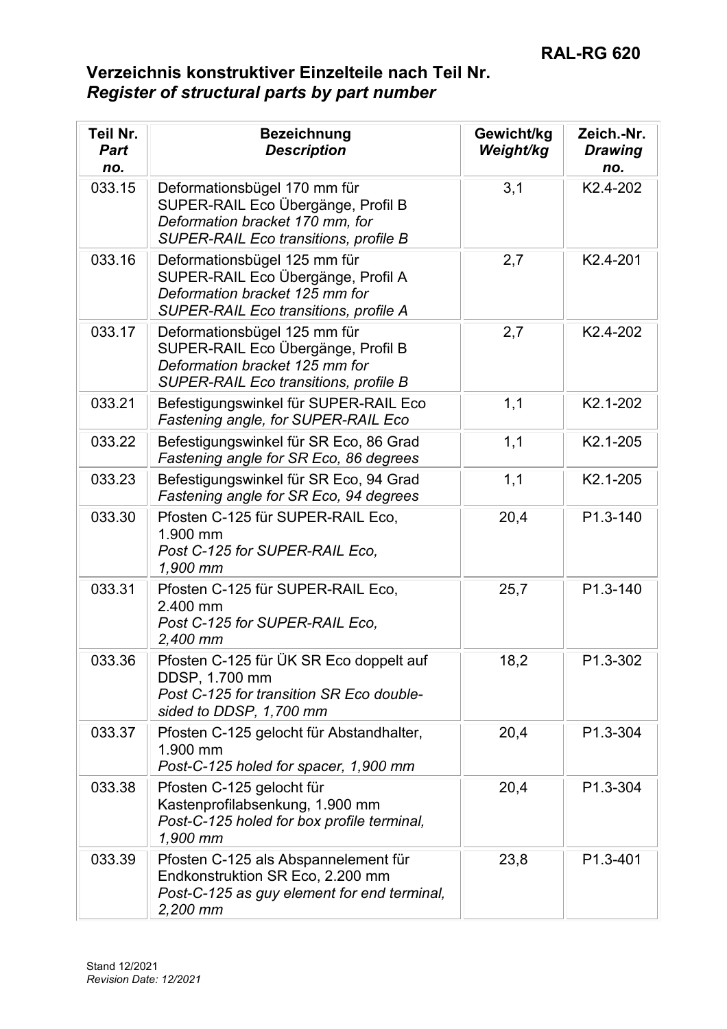## Verzeichnis konstruktiver Einzelteile nach Teil Nr.
## *Register of structural parts by part number*

| Teil Nr. *Part no.* | Bezeichnung *Description* | Gewicht/kg *Weight/kg* | Zeich.-Nr. *Drawing no.* |
|---|---|---|---|
| 033.15 | Deformationsbügel 170 mm für SUPER-RAIL Eco Übergänge, Profil B *Deformation bracket 170 mm, for SUPER-RAIL Eco transitions, profile B* | 3,1 | K2.4-202 |
| 033.16 | Deformationsbügel 125 mm für SUPER-RAIL Eco Übergänge, Profil A *Deformation bracket 125 mm for SUPER-RAIL Eco transitions, profile A* | 2,7 | K2.4-201 |
| 033.17 | Deformationsbügel 125 mm für SUPER-RAIL Eco Übergänge, Profil B *Deformation bracket 125 mm for SUPER-RAIL Eco transitions, profile B* | 2,7 | K2.4-202 |
| 033.21 | Befestigungswinkel für SUPER-RAIL Eco *Fastening angle, for SUPER-RAIL Eco* | 1,1 | K2.1-202 |
| 033.22 | Befestigungswinkel für SR Eco, 86 Grad *Fastening angle for SR Eco, 86 degrees* | 1,1 | K2.1-205 |
| 033.23 | Befestigungswinkel für SR Eco, 94 Grad *Fastening angle for SR Eco, 94 degrees* | 1,1 | K2.1-205 |
| 033.30 | Pfosten C-125 für SUPER-RAIL Eco, 1.900 mm *Post C-125 for SUPER-RAIL Eco, 1,900 mm* | 20,4 | P1.3-140 |
| 033.31 | Pfosten C-125 für SUPER-RAIL Eco, 2.400 mm *Post C-125 for SUPER-RAIL Eco, 2,400 mm* | 25,7 | P1.3-140 |
| 033.36 | Pfosten C-125 für ÜK SR Eco doppelt auf DDSP, 1.700 mm *Post C-125 for transition SR Eco double-sided to DDSP, 1,700 mm* | 18,2 | P1.3-302 |
| 033.37 | Pfosten C-125 gelocht für Abstandhalter, 1.900 mm *Post-C-125 holed for spacer, 1,900 mm* | 20,4 | P1.3-304 |
| 033.38 | Pfosten C-125 gelocht für Kastenprofilabsenkung, 1.900 mm *Post-C-125 holed for box profile terminal, 1,900 mm* | 20,4 | P1.3-304 |
| 033.39 | Pfosten C-125 als Abspannelement für Endkonstruktion SR Eco, 2.200 mm *Post-C-125 as guy element for end terminal, 2,200 mm* | 23,8 | P1.3-401 |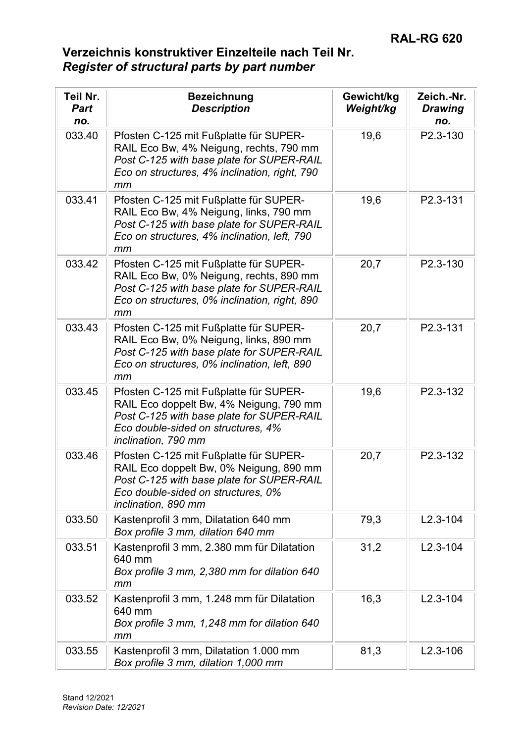## Verzeichnis konstruktiver Einzelteile nach Teil Nr.
## *Register of structural parts by part number*

| Teil Nr. *Part no.* | Bezeichnung *Description* | Gewicht/kg *Weight/kg* | Zeich.-Nr. *Drawing no.* |
|---|---|---|---|
| 033.40 | Pfosten C-125 mit Fußplatte für SUPER-RAIL Eco Bw, 4% Neigung, rechts, 790 mm *Post C-125 with base plate for SUPER-RAIL Eco on structures, 4% inclination, right, 790 mm* | 19,6 | P2.3-130 |
| 033.41 | Pfosten C-125 mit Fußplatte für SUPER-RAIL Eco Bw, 4% Neigung, links, 790 mm *Post C-125 with base plate for SUPER-RAIL Eco on structures, 4% inclination, left, 790 mm* | 19,6 | P2.3-131 |
| 033.42 | Pfosten C-125 mit Fußplatte für SUPER-RAIL Eco Bw, 0% Neigung, rechts, 890 mm *Post C-125 with base plate for SUPER-RAIL Eco on structures, 0% inclination, right, 890 mm* | 20,7 | P2.3-130 |
| 033.43 | Pfosten C-125 mit Fußplatte für SUPER-RAIL Eco Bw, 0% Neigung, links, 890 mm *Post C-125 with base plate for SUPER-RAIL Eco on structures, 0% inclination, left, 890 mm* | 20,7 | P2.3-131 |
| 033.45 | Pfosten C-125 mit Fußplatte für SUPER-RAIL Eco doppelt Bw, 4% Neigung, 790 mm *Post C-125 with base plate for SUPER-RAIL Eco double-sided on structures, 4% inclination, 790 mm* | 19,6 | P2.3-132 |
| 033.46 | Pfosten C-125 mit Fußplatte für SUPER-RAIL Eco doppelt Bw, 0% Neigung, 890 mm *Post C-125 with base plate for SUPER-RAIL Eco double-sided on structures, 0% inclination, 890 mm* | 20,7 | P2.3-132 |
| 033.50 | Kastenprofil 3 mm, Dilatation 640 mm *Box profile 3 mm, dilation 640 mm* | 79,3 | L2.3-104 |
| 033.51 | Kastenprofil 3 mm, 2.380 mm für Dilatation 640 mm *Box profile 3 mm, 2,380 mm for dilation 640 mm* | 31,2 | L2.3-104 |
| 033.52 | Kastenprofil 3 mm, 1.248 mm für Dilatation 640 mm *Box profile 3 mm, 1,248 mm for dilation 640 mm* | 16,3 | L2.3-104 |
| 033.55 | Kastenprofil 3 mm, Dilatation 1.000 mm *Box profile 3 mm, dilation 1,000 mm* | 81,3 | L2.3-106 |

Stand 12/2021
*Revision Date: 12/2021*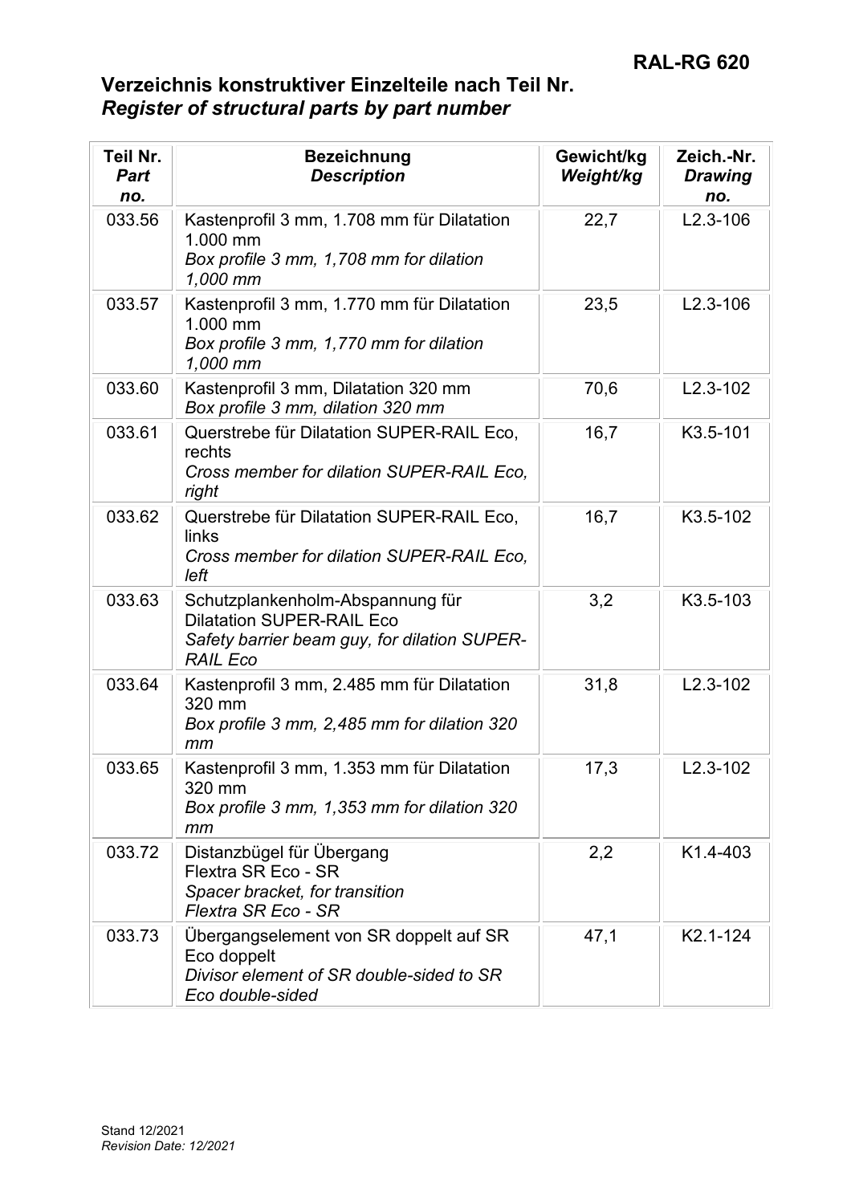## Verzeichnis konstruktiver Einzelteile nach Teil Nr.
## *Register of structural parts by part number*

| **Teil Nr.** *Part no.* | **Bezeichnung** *Description* | **Gewicht/kg** *Weight/kg* | **Zeich.-Nr.** *Drawing no.* |
|---|---|---|---|
| 033.56 | Kastenprofil 3 mm, 1.708 mm für Dilatation 1.000 mm<br>*Box profile 3 mm, 1,708 mm for dilation 1,000 mm* | 22,7 | L2.3-106 |
| 033.57 | Kastenprofil 3 mm, 1.770 mm für Dilatation 1.000 mm<br>*Box profile 3 mm, 1,770 mm for dilation 1,000 mm* | 23,5 | L2.3-106 |
| 033.60 | Kastenprofil 3 mm, Dilatation 320 mm<br>*Box profile 3 mm, dilation 320 mm* | 70,6 | L2.3-102 |
| 033.61 | Querstrebe für Dilatation SUPER-RAIL Eco, rechts<br>*Cross member for dilation SUPER-RAIL Eco, right* | 16,7 | K3.5-101 |
| 033.62 | Querstrebe für Dilatation SUPER-RAIL Eco, links<br>*Cross member for dilation SUPER-RAIL Eco, left* | 16,7 | K3.5-102 |
| 033.63 | Schutzplankenholm-Abspannung für Dilatation SUPER-RAIL Eco<br>*Safety barrier beam guy, for dilation SUPER-RAIL Eco* | 3,2 | K3.5-103 |
| 033.64 | Kastenprofil 3 mm, 2.485 mm für Dilatation 320 mm<br>*Box profile 3 mm, 2,485 mm for dilation 320 mm* | 31,8 | L2.3-102 |
| 033.65 | Kastenprofil 3 mm, 1.353 mm für Dilatation 320 mm<br>*Box profile 3 mm, 1,353 mm for dilation 320 mm* | 17,3 | L2.3-102 |
| 033.72 | Distanzbügel für Übergang Flextra SR Eco - SR<br>*Spacer bracket, for transition Flextra SR Eco - SR* | 2,2 | K1.4-403 |
| 033.73 | Übergangselement von SR doppelt auf SR Eco doppelt<br>*Divisor element of SR double-sided to SR Eco double-sided* | 47,1 | K2.1-124 |

Stand 12/2021
*Revision Date: 12/2021*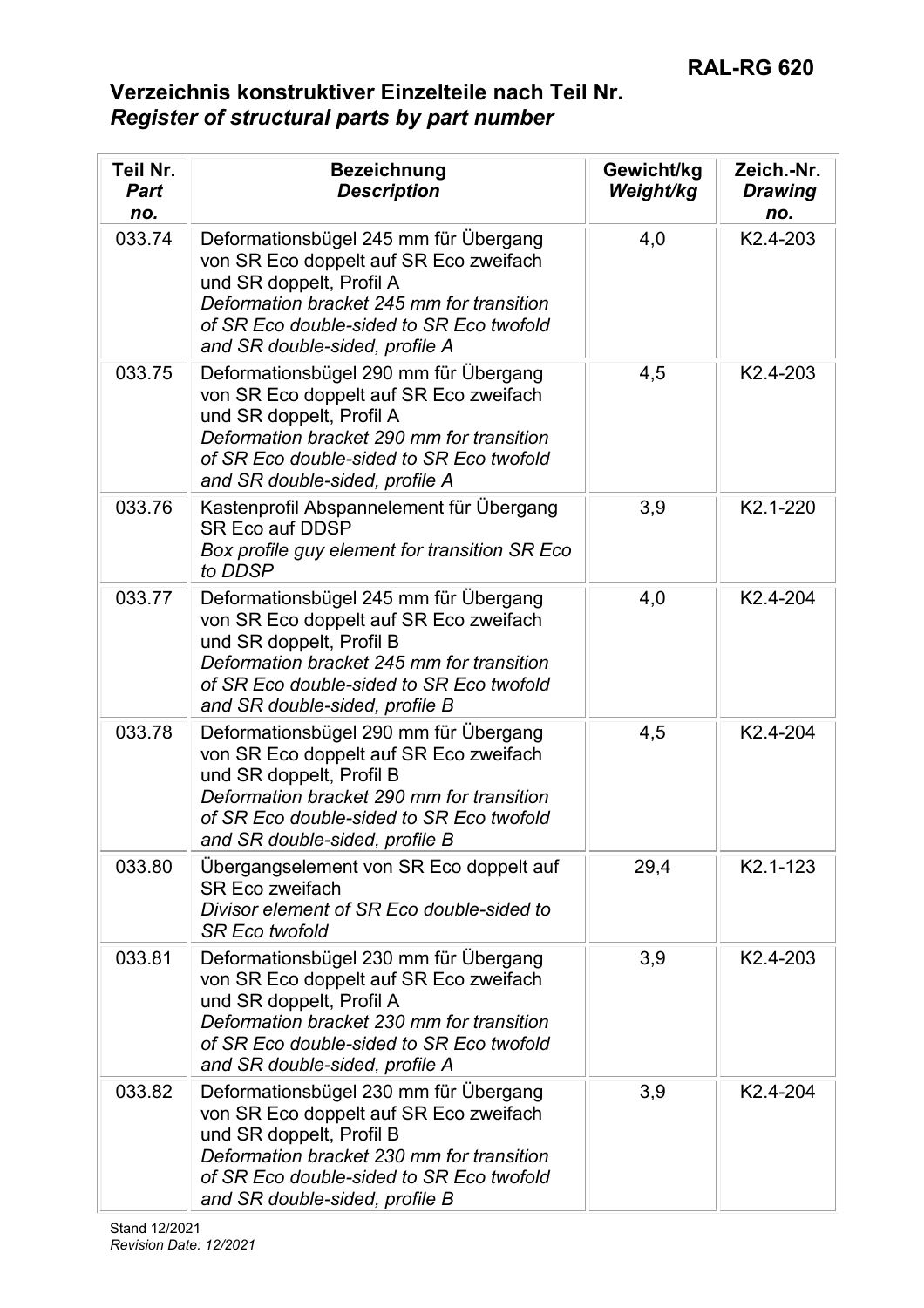# Verzeichnis konstruktiver Einzelteile nach Teil Nr.
## *Register of structural parts by part number*

| Teil Nr. *Part no.* | Bezeichnung *Description* | Gewicht/kg *Weight/kg* | Zeich.-Nr. *Drawing no.* |
|---|---|---|---|
| 033.74 | Deformationsbügel 245 mm für Übergang von SR Eco doppelt auf SR Eco zweifach und SR doppelt, Profil A *Deformation bracket 245 mm for transition of SR Eco double-sided to SR Eco twofold and SR double-sided, profile A* | 4,0 | K2.4-203 |
| 033.75 | Deformationsbügel 290 mm für Übergang von SR Eco doppelt auf SR Eco zweifach und SR doppelt, Profil A *Deformation bracket 290 mm for transition of SR Eco double-sided to SR Eco twofold and SR double-sided, profile A* | 4,5 | K2.4-203 |
| 033.76 | Kastenprofil Abspannelement für Übergang SR Eco auf DDSP *Box profile guy element for transition SR Eco to DDSP* | 3,9 | K2.1-220 |
| 033.77 | Deformationsbügel 245 mm für Übergang von SR Eco doppelt auf SR Eco zweifach und SR doppelt, Profil B *Deformation bracket 245 mm for transition of SR Eco double-sided to SR Eco twofold and SR double-sided, profile B* | 4,0 | K2.4-204 |
| 033.78 | Deformationsbügel 290 mm für Übergang von SR Eco doppelt auf SR Eco zweifach und SR doppelt, Profil B *Deformation bracket 290 mm for transition of SR Eco double-sided to SR Eco twofold and SR double-sided, profile B* | 4,5 | K2.4-204 |
| 033.80 | Übergangselement von SR Eco doppelt auf SR Eco zweifach *Divisor element of SR Eco double-sided to SR Eco twofold* | 29,4 | K2.1-123 |
| 033.81 | Deformationsbügel 230 mm für Übergang von SR Eco doppelt auf SR Eco zweifach und SR doppelt, Profil A *Deformation bracket 230 mm for transition of SR Eco double-sided to SR Eco twofold and SR double-sided, profile A* | 3,9 | K2.4-203 |
| 033.82 | Deformationsbügel 230 mm für Übergang von SR Eco doppelt auf SR Eco zweifach und SR doppelt, Profil B *Deformation bracket 230 mm for transition of SR Eco double-sided to SR Eco twofold and SR double-sided, profile B* | 3,9 | K2.4-204 |

Stand 12/2021
*Revision Date: 12/2021*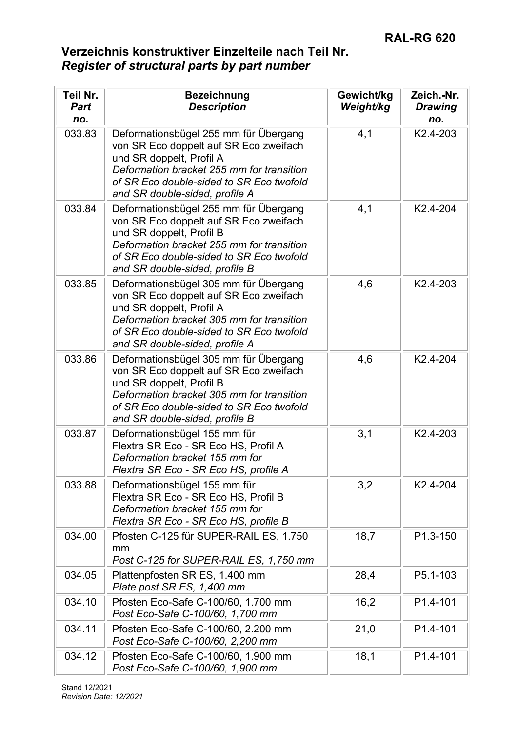# Verzeichnis konstruktiver Einzelteile nach Teil Nr.
## *Register of structural parts by part number*

| **Teil Nr.** *Part no.* | **Bezeichnung** *Description* | **Gewicht/kg** *Weight/kg* | **Zeich.-Nr.** *Drawing no.* |
|---|---|---|---|
| 033.83 | Deformationsbügel 255 mm für Übergang von SR Eco doppelt auf SR Eco zweifach und SR doppelt, Profil A *Deformation bracket 255 mm for transition of SR Eco double-sided to SR Eco twofold and SR double-sided, profile A* | 4,1 | K2.4-203 |
| 033.84 | Deformationsbügel 255 mm für Übergang von SR Eco doppelt auf SR Eco zweifach und SR doppelt, Profil B *Deformation bracket 255 mm for transition of SR Eco double-sided to SR Eco twofold and SR double-sided, profile B* | 4,1 | K2.4-204 |
| 033.85 | Deformationsbügel 305 mm für Übergang von SR Eco doppelt auf SR Eco zweifach und SR doppelt, Profil A *Deformation bracket 305 mm for transition of SR Eco double-sided to SR Eco twofold and SR double-sided, profile A* | 4,6 | K2.4-203 |
| 033.86 | Deformationsbügel 305 mm für Übergang von SR Eco doppelt auf SR Eco zweifach und SR doppelt, Profil B *Deformation bracket 305 mm for transition of SR Eco double-sided to SR Eco twofold and SR double-sided, profile B* | 4,6 | K2.4-204 |
| 033.87 | Deformationsbügel 155 mm für Flextra SR Eco - SR Eco HS, Profil A *Deformation bracket 155 mm for Flextra SR Eco - SR Eco HS, profile A* | 3,1 | K2.4-203 |
| 033.88 | Deformationsbügel 155 mm für Flextra SR Eco - SR Eco HS, Profil B *Deformation bracket 155 mm for Flextra SR Eco - SR Eco HS, profile B* | 3,2 | K2.4-204 |
| 034.00 | Pfosten C-125 für SUPER-RAIL ES, 1.750 mm *Post C-125 for SUPER-RAIL ES, 1,750 mm* | 18,7 | P1.3-150 |
| 034.05 | Plattenpfosten SR ES, 1.400 mm *Plate post SR ES, 1,400 mm* | 28,4 | P5.1-103 |
| 034.10 | Pfosten Eco-Safe C-100/60, 1.700 mm *Post Eco-Safe C-100/60, 1,700 mm* | 16,2 | P1.4-101 |
| 034.11 | Pfosten Eco-Safe C-100/60, 2.200 mm *Post Eco-Safe C-100/60, 2,200 mm* | 21,0 | P1.4-101 |
| 034.12 | Pfosten Eco-Safe C-100/60, 1.900 mm *Post Eco-Safe C-100/60, 1,900 mm* | 18,1 | P1.4-101 |

Stand 12/2021
*Revision Date: 12/2021*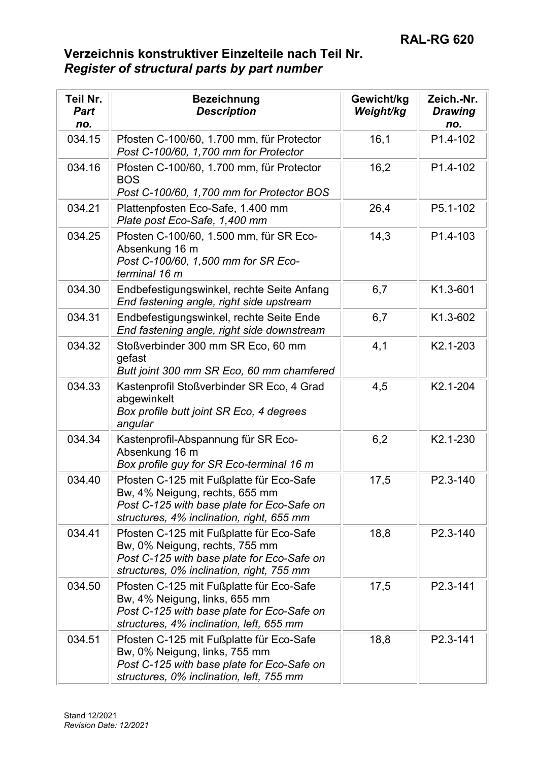## Verzeichnis konstruktiver Einzelteile nach Teil Nr.
## *Register of structural parts by part number*

| **Teil Nr.** *Part no.* | **Bezeichnung** *Description* | **Gewicht/kg** *Weight/kg* | **Zeich.-Nr.** *Drawing no.* |
|---|---|---|---|
| 034.15 | Pfosten C-100/60, 1.700 mm, für Protector *Post C-100/60, 1,700 mm for Protector* | 16,1 | P1.4-102 |
| 034.16 | Pfosten C-100/60, 1.700 mm, für Protector BOS *Post C-100/60, 1,700 mm for Protector BOS* | 16,2 | P1.4-102 |
| 034.21 | Plattenpfosten Eco-Safe, 1.400 mm *Plate post Eco-Safe, 1,400 mm* | 26,4 | P5.1-102 |
| 034.25 | Pfosten C-100/60, 1.500 mm, für SR Eco-Absenkung 16 m *Post C-100/60, 1,500 mm for SR Eco-terminal 16 m* | 14,3 | P1.4-103 |
| 034.30 | Endbefestigungswinkel, rechte Seite Anfang *End fastening angle, right side upstream* | 6,7 | K1.3-601 |
| 034.31 | Endbefestigungswinkel, rechte Seite Ende *End fastening angle, right side downstream* | 6,7 | K1.3-602 |
| 034.32 | Stoßverbinder 300 mm SR Eco, 60 mm gefast *Butt joint 300 mm SR Eco, 60 mm chamfered* | 4,1 | K2.1-203 |
| 034.33 | Kastenprofil Stoßverbinder SR Eco, 4 Grad abgewinkelt *Box profile butt joint SR Eco, 4 degrees angular* | 4,5 | K2.1-204 |
| 034.34 | Kastenprofil-Abspannung für SR Eco-Absenkung 16 m *Box profile guy for SR Eco-terminal 16 m* | 6,2 | K2.1-230 |
| 034.40 | Pfosten C-125 mit Fußplatte für Eco-Safe Bw, 4% Neigung, rechts, 655 mm *Post C-125 with base plate for Eco-Safe on structures, 4% inclination, right, 655 mm* | 17,5 | P2.3-140 |
| 034.41 | Pfosten C-125 mit Fußplatte für Eco-Safe Bw, 0% Neigung, rechts, 755 mm *Post C-125 with base plate for Eco-Safe on structures, 0% inclination, right, 755 mm* | 18,8 | P2.3-140 |
| 034.50 | Pfosten C-125 mit Fußplatte für Eco-Safe Bw, 4% Neigung, links, 655 mm *Post C-125 with base plate for Eco-Safe on structures, 4% inclination, left, 655 mm* | 17,5 | P2.3-141 |
| 034.51 | Pfosten C-125 mit Fußplatte für Eco-Safe Bw, 0% Neigung, links, 755 mm *Post C-125 with base plate for Eco-Safe on structures, 0% inclination, left, 755 mm* | 18,8 | P2.3-141 |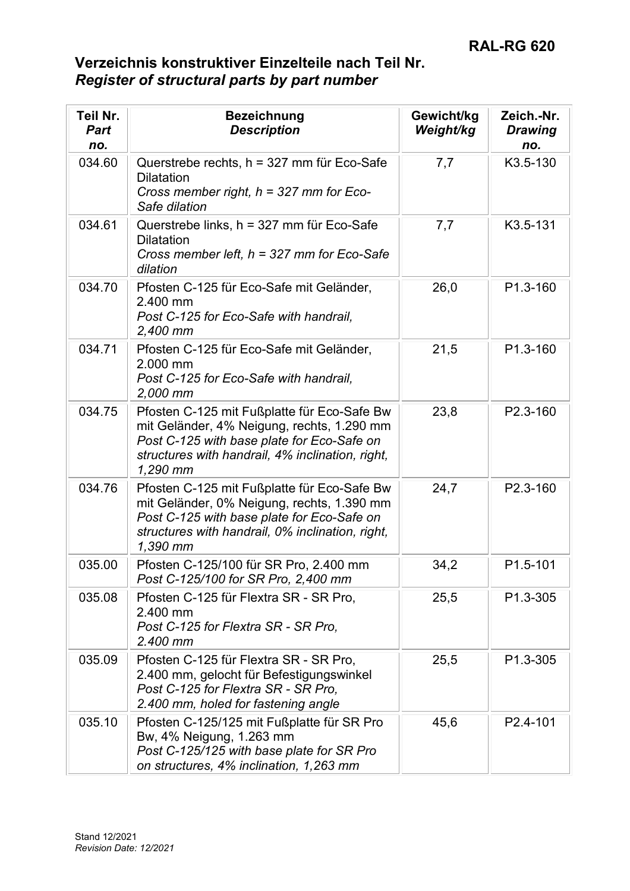# RAL-RG 620

## Verzeichnis konstruktiver Einzelteile nach Teil Nr.
## *Register of structural parts by part number*

| Teil Nr. *Part no.* | Bezeichnung *Description* | Gewicht/kg *Weight/kg* | Zeich.-Nr. *Drawing no.* |
|---|---|---|---|
| 034.60 | Querstrebe rechts, h = 327 mm für Eco-Safe Dilatation *Cross member right, h = 327 mm for Eco-Safe dilation* | 7,7 | K3.5-130 |
| 034.61 | Querstrebe links, h = 327 mm für Eco-Safe Dilatation *Cross member left, h = 327 mm for Eco-Safe dilation* | 7,7 | K3.5-131 |
| 034.70 | Pfosten C-125 für Eco-Safe mit Geländer, 2.400 mm *Post C-125 for Eco-Safe with handrail, 2,400 mm* | 26,0 | P1.3-160 |
| 034.71 | Pfosten C-125 für Eco-Safe mit Geländer, 2.000 mm *Post C-125 for Eco-Safe with handrail, 2,000 mm* | 21,5 | P1.3-160 |
| 034.75 | Pfosten C-125 mit Fußplatte für Eco-Safe Bw mit Geländer, 4% Neigung, rechts, 1.290 mm *Post C-125 with base plate for Eco-Safe on structures with handrail, 4% inclination, right, 1,290 mm* | 23,8 | P2.3-160 |
| 034.76 | Pfosten C-125 mit Fußplatte für Eco-Safe Bw mit Geländer, 0% Neigung, rechts, 1.390 mm *Post C-125 with base plate for Eco-Safe on structures with handrail, 0% inclination, right, 1,390 mm* | 24,7 | P2.3-160 |
| 035.00 | Pfosten C-125/100 für SR Pro, 2.400 mm *Post C-125/100 for SR Pro, 2,400 mm* | 34,2 | P1.5-101 |
| 035.08 | Pfosten C-125 für Flextra SR - SR Pro, 2.400 mm *Post C-125 for Flextra SR - SR Pro, 2.400 mm* | 25,5 | P1.3-305 |
| 035.09 | Pfosten C-125 für Flextra SR - SR Pro, 2.400 mm, gelocht für Befestigungswinkel *Post C-125 for Flextra SR - SR Pro, 2.400 mm, holed for fastening angle* | 25,5 | P1.3-305 |
| 035.10 | Pfosten C-125/125 mit Fußplatte für SR Pro Bw, 4% Neigung, 1.263 mm *Post C-125/125 with base plate for SR Pro on structures, 4% inclination, 1,263 mm* | 45,6 | P2.4-101 |

Stand 12/2021
*Revision Date: 12/2021*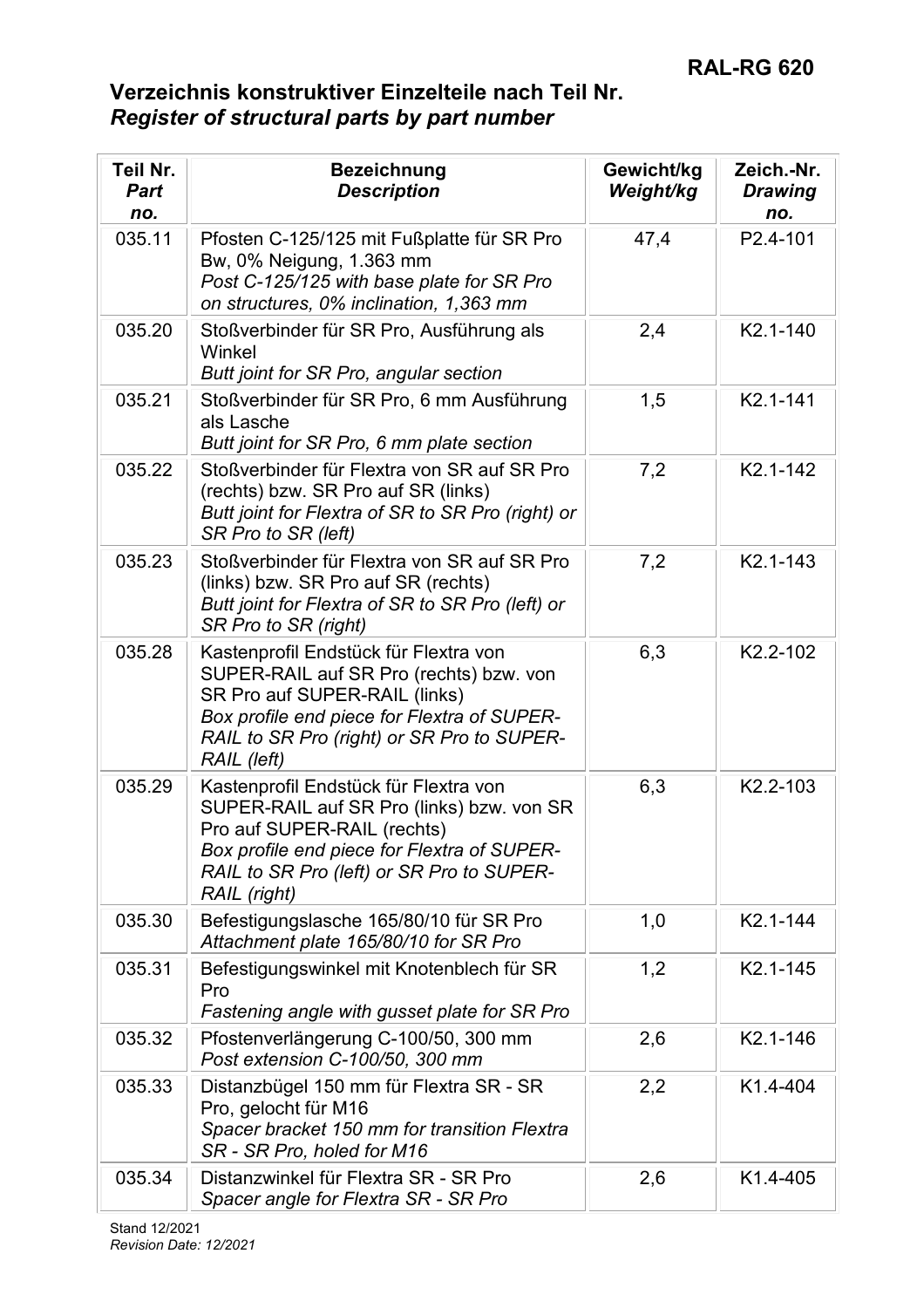**RAL-RG 620**

## Verzeichnis konstruktiver Einzelteile nach Teil Nr.
## *Register of structural parts by part number*

| Teil Nr. *Part no.* | Bezeichnung *Description* | Gewicht/kg *Weight/kg* | Zeich.-Nr. *Drawing no.* |
|---|---|---|---|
| 035.11 | Pfosten C-125/125 mit Fußplatte für SR Pro Bw, 0% Neigung, 1.363 mm *Post C-125/125 with base plate for SR Pro on structures, 0% inclination, 1,363 mm* | 47,4 | P2.4-101 |
| 035.20 | Stoßverbinder für SR Pro, Ausführung als Winkel *Butt joint for SR Pro, angular section* | 2,4 | K2.1-140 |
| 035.21 | Stoßverbinder für SR Pro, 6 mm Ausführung als Lasche *Butt joint for SR Pro, 6 mm plate section* | 1,5 | K2.1-141 |
| 035.22 | Stoßverbinder für Flextra von SR auf SR Pro (rechts) bzw. SR Pro auf SR (links) *Butt joint for Flextra of SR to SR Pro (right) or SR Pro to SR (left)* | 7,2 | K2.1-142 |
| 035.23 | Stoßverbinder für Flextra von SR auf SR Pro (links) bzw. SR Pro auf SR (rechts) *Butt joint for Flextra of SR to SR Pro (left) or SR Pro to SR (right)* | 7,2 | K2.1-143 |
| 035.28 | Kastenprofil Endstück für Flextra von SUPER-RAIL auf SR Pro (rechts) bzw. von SR Pro auf SUPER-RAIL (links) *Box profile end piece for Flextra of SUPER-RAIL to SR Pro (right) or SR Pro to SUPER-RAIL (left)* | 6,3 | K2.2-102 |
| 035.29 | Kastenprofil Endstück für Flextra von SUPER-RAIL auf SR Pro (links) bzw. von SR Pro auf SUPER-RAIL (rechts) *Box profile end piece for Flextra of SUPER-RAIL to SR Pro (left) or SR Pro to SUPER-RAIL (right)* | 6,3 | K2.2-103 |
| 035.30 | Befestigungslasche 165/80/10 für SR Pro *Attachment plate 165/80/10 for SR Pro* | 1,0 | K2.1-144 |
| 035.31 | Befestigungswinkel mit Knotenblech für SR Pro *Fastening angle with gusset plate for SR Pro* | 1,2 | K2.1-145 |
| 035.32 | Pfostenverlängerung C-100/50, 300 mm *Post extension C-100/50, 300 mm* | 2,6 | K2.1-146 |
| 035.33 | Distanzbügel 150 mm für Flextra SR - SR Pro, gelocht für M16 *Spacer bracket 150 mm for transition Flextra SR - SR Pro, holed for M16* | 2,2 | K1.4-404 |
| 035.34 | Distanzwinkel für Flextra SR - SR Pro *Spacer angle for Flextra SR - SR Pro* | 2,6 | K1.4-405 |

Stand 12/2021
*Revision Date: 12/2021*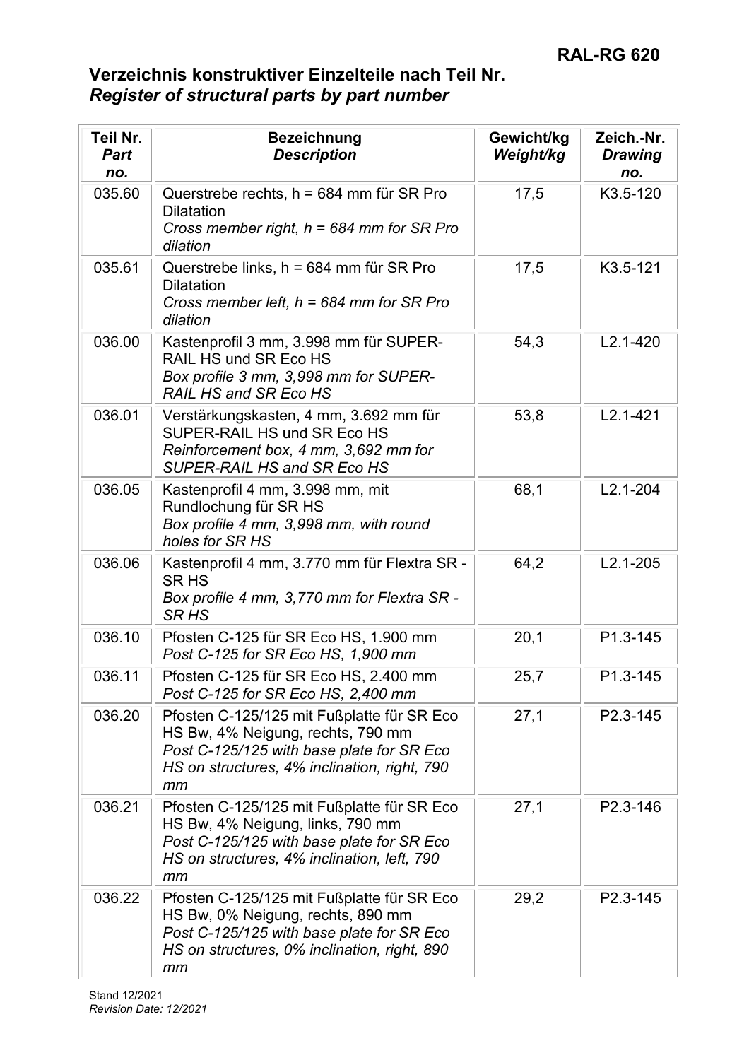## Verzeichnis konstruktiver Einzelteile nach Teil Nr.
## *Register of structural parts by part number*

| **Teil Nr.** *Part no.* | **Bezeichnung** *Description* | **Gewicht/kg** *Weight/kg* | **Zeich.-Nr.** *Drawing no.* |
|---|---|---|---|
| 035.60 | Querstrebe rechts, h = 684 mm für SR Pro Dilatation *Cross member right, h = 684 mm for SR Pro dilation* | 17,5 | K3.5-120 |
| 035.61 | Querstrebe links, h = 684 mm für SR Pro Dilatation *Cross member left, h = 684 mm for SR Pro dilation* | 17,5 | K3.5-121 |
| 036.00 | Kastenprofil 3 mm, 3.998 mm für SUPER-RAIL HS und SR Eco HS *Box profile 3 mm, 3,998 mm for SUPER-RAIL HS and SR Eco HS* | 54,3 | L2.1-420 |
| 036.01 | Verstärkungskasten, 4 mm, 3.692 mm für SUPER-RAIL HS und SR Eco HS *Reinforcement box, 4 mm, 3,692 mm for SUPER-RAIL HS and SR Eco HS* | 53,8 | L2.1-421 |
| 036.05 | Kastenprofil 4 mm, 3.998 mm, mit Rundlochung für SR HS *Box profile 4 mm, 3,998 mm, with round holes for SR HS* | 68,1 | L2.1-204 |
| 036.06 | Kastenprofil 4 mm, 3.770 mm für Flextra SR - SR HS *Box profile 4 mm, 3,770 mm for Flextra SR - SR HS* | 64,2 | L2.1-205 |
| 036.10 | Pfosten C-125 für SR Eco HS, 1.900 mm *Post C-125 for SR Eco HS, 1,900 mm* | 20,1 | P1.3-145 |
| 036.11 | Pfosten C-125 für SR Eco HS, 2.400 mm *Post C-125 for SR Eco HS, 2,400 mm* | 25,7 | P1.3-145 |
| 036.20 | Pfosten C-125/125 mit Fußplatte für SR Eco HS Bw, 4% Neigung, rechts, 790 mm *Post C-125/125 with base plate for SR Eco HS on structures, 4% inclination, right, 790 mm* | 27,1 | P2.3-145 |
| 036.21 | Pfosten C-125/125 mit Fußplatte für SR Eco HS Bw, 4% Neigung, links, 790 mm *Post C-125/125 with base plate for SR Eco HS on structures, 4% inclination, left, 790 mm* | 27,1 | P2.3-146 |
| 036.22 | Pfosten C-125/125 mit Fußplatte für SR Eco HS Bw, 0% Neigung, rechts, 890 mm *Post C-125/125 with base plate for SR Eco HS on structures, 0% inclination, right, 890 mm* | 29,2 | P2.3-145 |

Stand 12/2021
*Revision Date: 12/2021*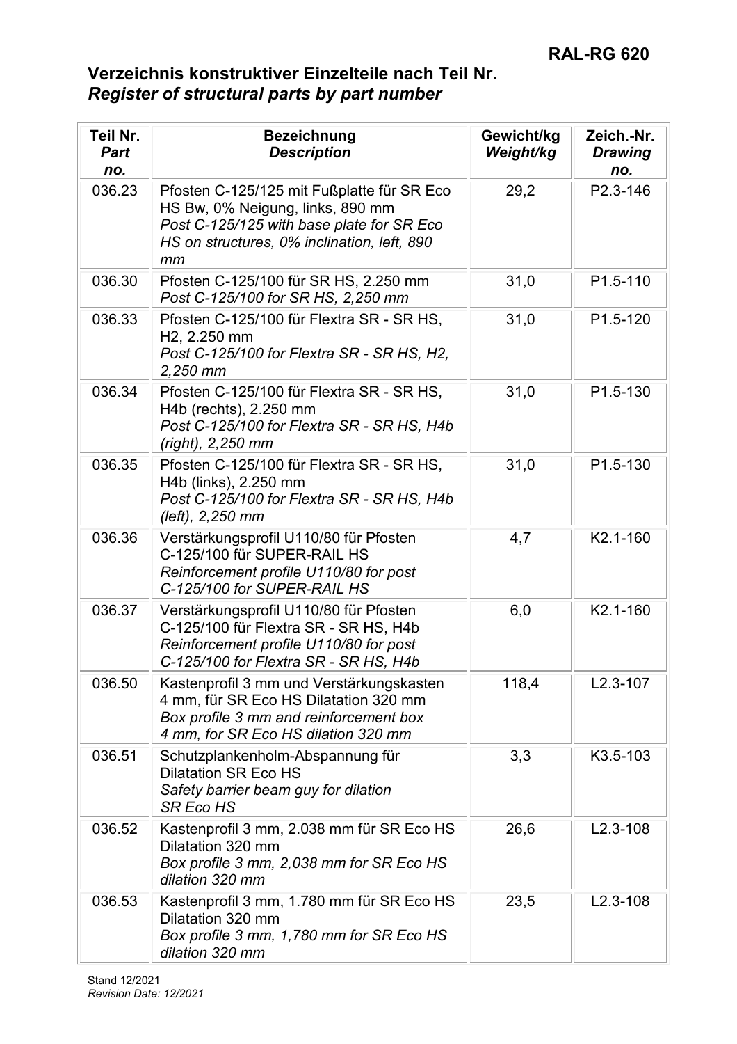**RAL-RG 620**

## Verzeichnis konstruktiver Einzelteile nach Teil Nr.
## *Register of structural parts by part number*

| Teil Nr.<br>*Part no.* | Bezeichnung<br>*Description* | Gewicht/kg<br>*Weight/kg* | Zeich.-Nr.<br>*Drawing no.* |
|---|---|---|---|
| 036.23 | Pfosten C-125/125 mit Fußplatte für SR Eco HS Bw, 0% Neigung, links, 890 mm<br>*Post C-125/125 with base plate for SR Eco HS on structures, 0% inclination, left, 890 mm* | 29,2 | P2.3-146 |
| 036.30 | Pfosten C-125/100 für SR HS, 2.250 mm<br>*Post C-125/100 for SR HS, 2,250 mm* | 31,0 | P1.5-110 |
| 036.33 | Pfosten C-125/100 für Flextra SR - SR HS, H2, 2.250 mm<br>*Post C-125/100 for Flextra SR - SR HS, H2, 2,250 mm* | 31,0 | P1.5-120 |
| 036.34 | Pfosten C-125/100 für Flextra SR - SR HS, H4b (rechts), 2.250 mm<br>*Post C-125/100 for Flextra SR - SR HS, H4b (right), 2,250 mm* | 31,0 | P1.5-130 |
| 036.35 | Pfosten C-125/100 für Flextra SR - SR HS, H4b (links), 2.250 mm<br>*Post C-125/100 for Flextra SR - SR HS, H4b (left), 2,250 mm* | 31,0 | P1.5-130 |
| 036.36 | Verstärkungsprofil U110/80 für Pfosten C-125/100 für SUPER-RAIL HS<br>*Reinforcement profile U110/80 for post C-125/100 for SUPER-RAIL HS* | 4,7 | K2.1-160 |
| 036.37 | Verstärkungsprofil U110/80 für Pfosten C-125/100 für Flextra SR - SR HS, H4b<br>*Reinforcement profile U110/80 for post C-125/100 for Flextra SR - SR HS, H4b* | 6,0 | K2.1-160 |
| 036.50 | Kastenprofil 3 mm und Verstärkungskasten 4 mm, für SR Eco HS Dilatation 320 mm<br>*Box profile 3 mm and reinforcement box 4 mm, for SR Eco HS dilation 320 mm* | 118,4 | L2.3-107 |
| 036.51 | Schutzplankenholm-Abspannung für Dilatation SR Eco HS<br>*Safety barrier beam guy for dilation SR Eco HS* | 3,3 | K3.5-103 |
| 036.52 | Kastenprofil 3 mm, 2.038 mm für SR Eco HS Dilatation 320 mm<br>*Box profile 3 mm, 2,038 mm for SR Eco HS dilation 320 mm* | 26,6 | L2.3-108 |
| 036.53 | Kastenprofil 3 mm, 1.780 mm für SR Eco HS Dilatation 320 mm<br>*Box profile 3 mm, 1,780 mm for SR Eco HS dilation 320 mm* | 23,5 | L2.3-108 |

Stand 12/2021
*Revision Date: 12/2021*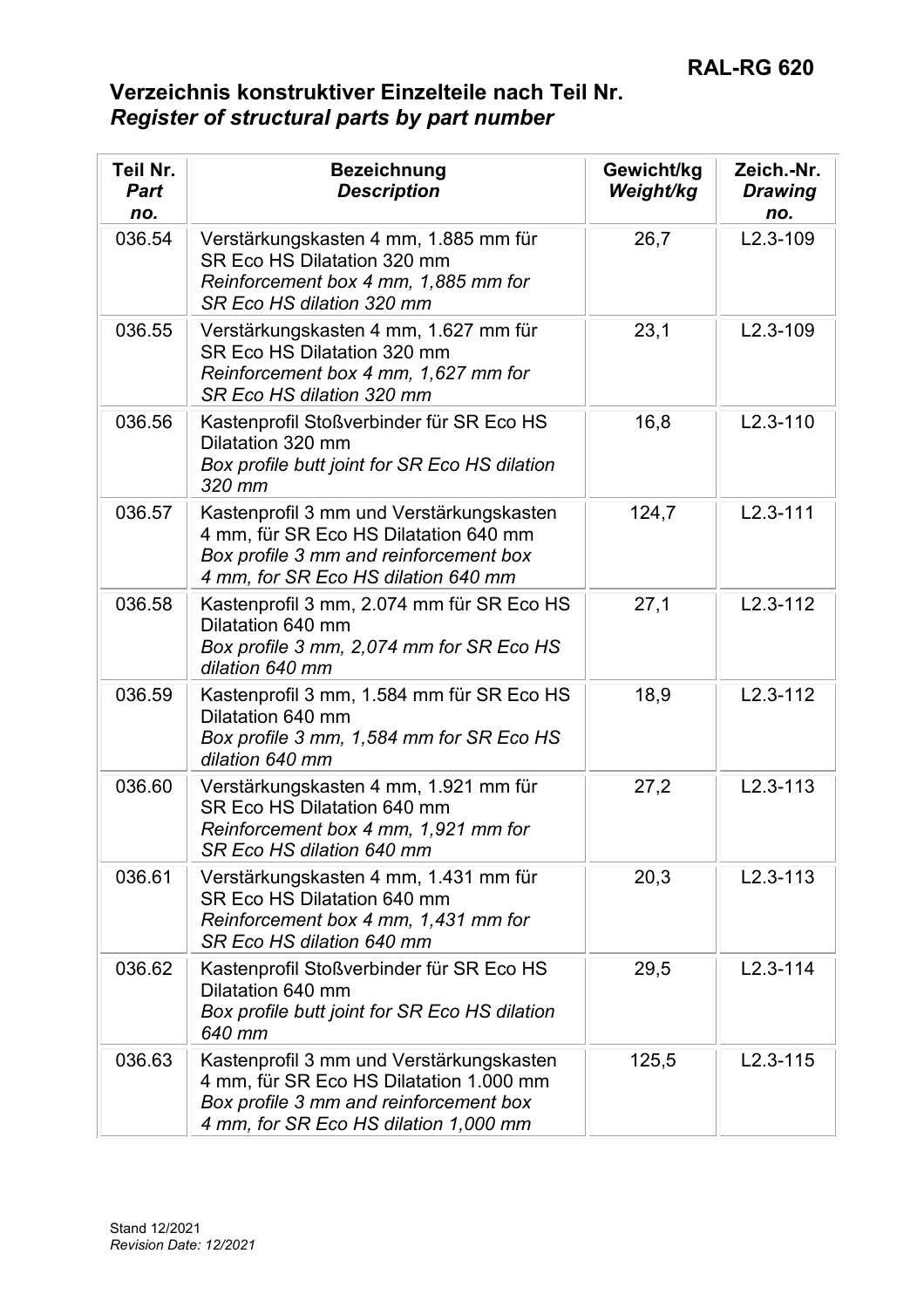**RAL-RG 620**

## Verzeichnis konstruktiver Einzelteile nach Teil Nr.
## *Register of structural parts by part number*

| Teil Nr. *Part no.* | Bezeichnung *Description* | Gewicht/kg *Weight/kg* | Zeich.-Nr. *Drawing no.* |
|---|---|---|---|
| 036.54 | Verstärkungskasten 4 mm, 1.885 mm für SR Eco HS Dilatation 320 mm *Reinforcement box 4 mm, 1,885 mm for SR Eco HS dilation 320 mm* | 26,7 | L2.3-109 |
| 036.55 | Verstärkungskasten 4 mm, 1.627 mm für SR Eco HS Dilatation 320 mm *Reinforcement box 4 mm, 1,627 mm for SR Eco HS dilation 320 mm* | 23,1 | L2.3-109 |
| 036.56 | Kastenprofil Stoßverbinder für SR Eco HS Dilatation 320 mm *Box profile butt joint for SR Eco HS dilation 320 mm* | 16,8 | L2.3-110 |
| 036.57 | Kastenprofil 3 mm und Verstärkungskasten 4 mm, für SR Eco HS Dilatation 640 mm *Box profile 3 mm and reinforcement box 4 mm, for SR Eco HS dilation 640 mm* | 124,7 | L2.3-111 |
| 036.58 | Kastenprofil 3 mm, 2.074 mm für SR Eco HS Dilatation 640 mm *Box profile 3 mm, 2,074 mm for SR Eco HS dilation 640 mm* | 27,1 | L2.3-112 |
| 036.59 | Kastenprofil 3 mm, 1.584 mm für SR Eco HS Dilatation 640 mm *Box profile 3 mm, 1,584 mm for SR Eco HS dilation 640 mm* | 18,9 | L2.3-112 |
| 036.60 | Verstärkungskasten 4 mm, 1.921 mm für SR Eco HS Dilatation 640 mm *Reinforcement box 4 mm, 1,921 mm for SR Eco HS dilation 640 mm* | 27,2 | L2.3-113 |
| 036.61 | Verstärkungskasten 4 mm, 1.431 mm für SR Eco HS Dilatation 640 mm *Reinforcement box 4 mm, 1,431 mm for SR Eco HS dilation 640 mm* | 20,3 | L2.3-113 |
| 036.62 | Kastenprofil Stoßverbinder für SR Eco HS Dilatation 640 mm *Box profile butt joint for SR Eco HS dilation 640 mm* | 29,5 | L2.3-114 |
| 036.63 | Kastenprofil 3 mm und Verstärkungskasten 4 mm, für SR Eco HS Dilatation 1.000 mm *Box profile 3 mm and reinforcement box 4 mm, for SR Eco HS dilation 1,000 mm* | 125,5 | L2.3-115 |

Stand 12/2021
*Revision Date: 12/2021*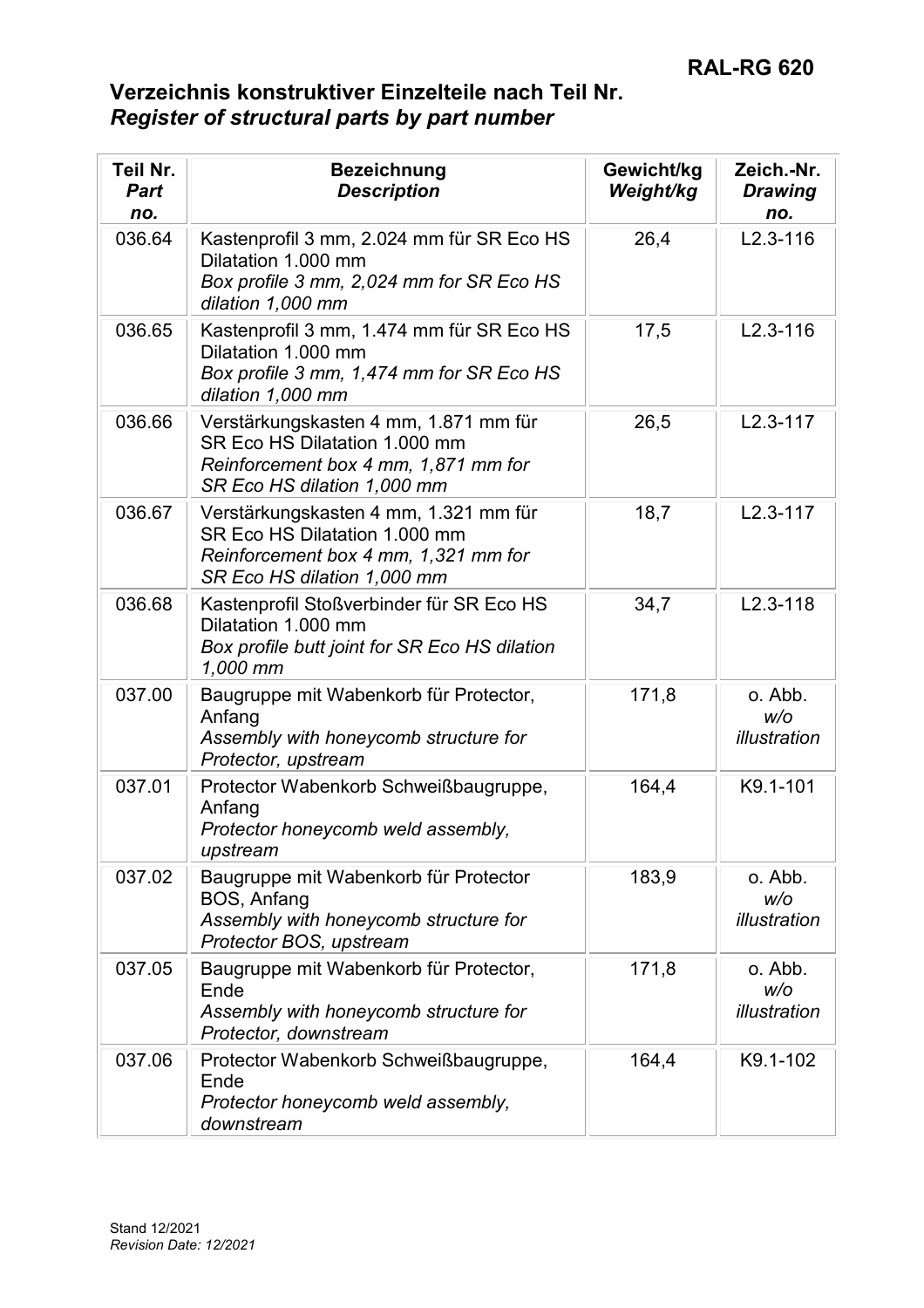# Verzeichnis konstruktiver Einzelteile nach Teil Nr.
## *Register of structural parts by part number*

| **Teil Nr.** *Part no.* | **Bezeichnung** *Description* | **Gewicht/kg** *Weight/kg* | **Zeich.-Nr.** *Drawing no.* |
|---|---|---|---|
| 036.64 | Kastenprofil 3 mm, 2.024 mm für SR Eco HS Dilatation 1.000 mm *Box profile 3 mm, 2,024 mm for SR Eco HS dilation 1,000 mm* | 26,4 | L2.3-116 |
| 036.65 | Kastenprofil 3 mm, 1.474 mm für SR Eco HS Dilatation 1.000 mm *Box profile 3 mm, 1,474 mm for SR Eco HS dilation 1,000 mm* | 17,5 | L2.3-116 |
| 036.66 | Verstärkungskasten 4 mm, 1.871 mm für SR Eco HS Dilatation 1.000 mm *Reinforcement box 4 mm, 1,871 mm for SR Eco HS dilation 1,000 mm* | 26,5 | L2.3-117 |
| 036.67 | Verstärkungskasten 4 mm, 1.321 mm für SR Eco HS Dilatation 1.000 mm *Reinforcement box 4 mm, 1,321 mm for SR Eco HS dilation 1,000 mm* | 18,7 | L2.3-117 |
| 036.68 | Kastenprofil Stoßverbinder für SR Eco HS Dilatation 1.000 mm *Box profile butt joint for SR Eco HS dilation 1,000 mm* | 34,7 | L2.3-118 |
| 037.00 | Baugruppe mit Wabenkorb für Protector, Anfang *Assembly with honeycomb structure for Protector, upstream* | 171,8 | o. Abb. *w/o illustration* |
| 037.01 | Protector Wabenkorb Schweißbaugruppe, Anfang *Protector honeycomb weld assembly, upstream* | 164,4 | K9.1-101 |
| 037.02 | Baugruppe mit Wabenkorb für Protector BOS, Anfang *Assembly with honeycomb structure for Protector BOS, upstream* | 183,9 | o. Abb. *w/o illustration* |
| 037.05 | Baugruppe mit Wabenkorb für Protector, Ende *Assembly with honeycomb structure for Protector, downstream* | 171,8 | o. Abb. *w/o illustration* |
| 037.06 | Protector Wabenkorb Schweißbaugruppe, Ende *Protector honeycomb weld assembly, downstream* | 164,4 | K9.1-102 |

Stand 12/2021
*Revision Date: 12/2021*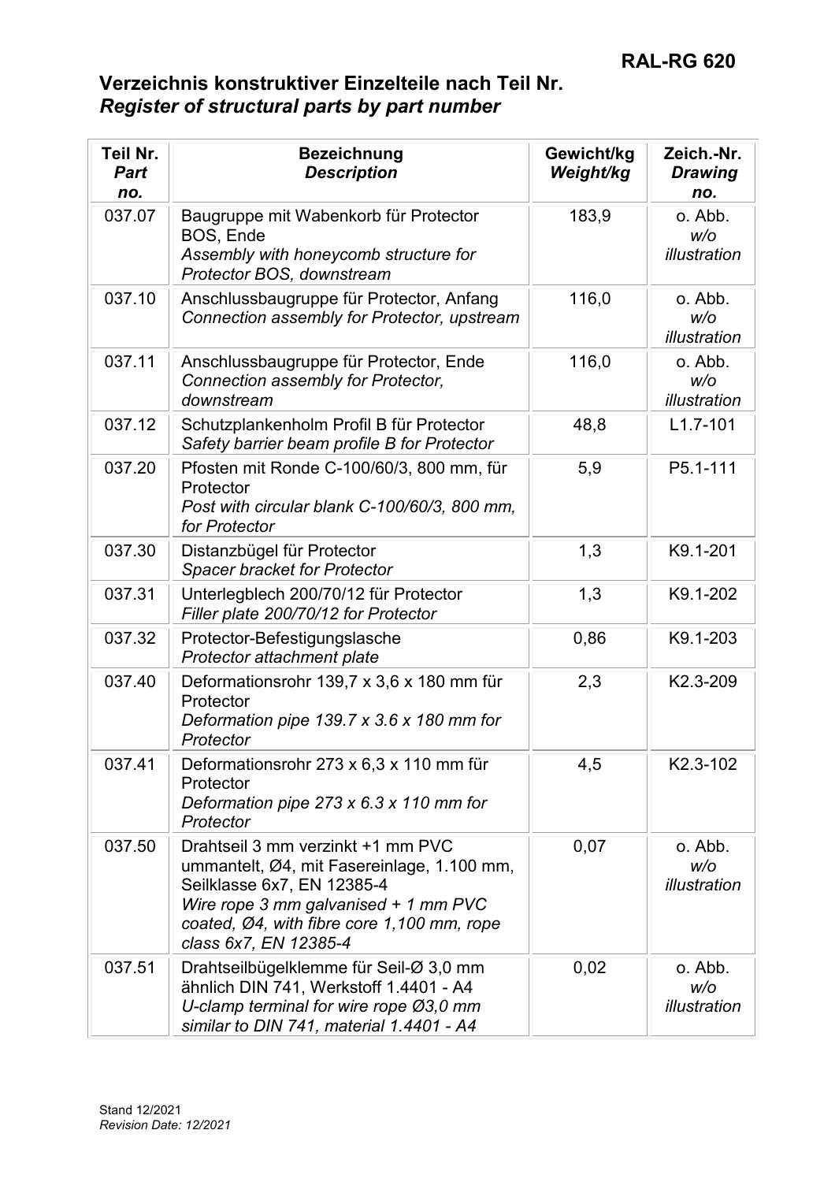## Verzeichnis konstruktiver Einzelteile nach Teil Nr.
## *Register of structural parts by part number*

| **Teil Nr.** *Part no.* | **Bezeichnung** *Description* | **Gewicht/kg** *Weight/kg* | **Zeich.-Nr.** *Drawing no.* |
|---|---|---|---|
| 037.07 | Baugruppe mit Wabenkorb für Protector BOS, Ende *Assembly with honeycomb structure for Protector BOS, downstream* | 183,9 | o. Abb. *w/o illustration* |
| 037.10 | Anschlussbaugruppe für Protector, Anfang *Connection assembly for Protector, upstream* | 116,0 | o. Abb. *w/o illustration* |
| 037.11 | Anschlussbaugruppe für Protector, Ende *Connection assembly for Protector, downstream* | 116,0 | o. Abb. *w/o illustration* |
| 037.12 | Schutzplankenholm Profil B für Protector *Safety barrier beam profile B for Protector* | 48,8 | L1.7-101 |
| 037.20 | Pfosten mit Ronde C-100/60/3, 800 mm, für Protector *Post with circular blank C-100/60/3, 800 mm, for Protector* | 5,9 | P5.1-111 |
| 037.30 | Distanzbügel für Protector *Spacer bracket for Protector* | 1,3 | K9.1-201 |
| 037.31 | Unterlegblech 200/70/12 für Protector *Filler plate 200/70/12 for Protector* | 1,3 | K9.1-202 |
| 037.32 | Protector-Befestigungslasche *Protector attachment plate* | 0,86 | K9.1-203 |
| 037.40 | Deformationsrohr 139,7 x 3,6 x 180 mm für Protector *Deformation pipe 139.7 x 3.6 x 180 mm for Protector* | 2,3 | K2.3-209 |
| 037.41 | Deformationsrohr 273 x 6,3 x 110 mm für Protector *Deformation pipe 273 x 6.3 x 110 mm for Protector* | 4,5 | K2.3-102 |
| 037.50 | Drahtseil 3 mm verzinkt +1 mm PVC ummantelt, Ø4, mit Fasereinlage, 1.100 mm, Seilklasse 6x7, EN 12385-4 *Wire rope 3 mm galvanised + 1 mm PVC coated, Ø4, with fibre core 1,100 mm, rope class 6x7, EN 12385-4* | 0,07 | o. Abb. *w/o illustration* |
| 037.51 | Drahtseilbügelklemme für Seil-Ø 3,0 mm ähnlich DIN 741, Werkstoff 1.4401 - A4 *U-clamp terminal for wire rope Ø3,0 mm similar to DIN 741, material 1.4401 - A4* | 0,02 | o. Abb. *w/o illustration* |

Stand 12/2021
*Revision Date: 12/2021*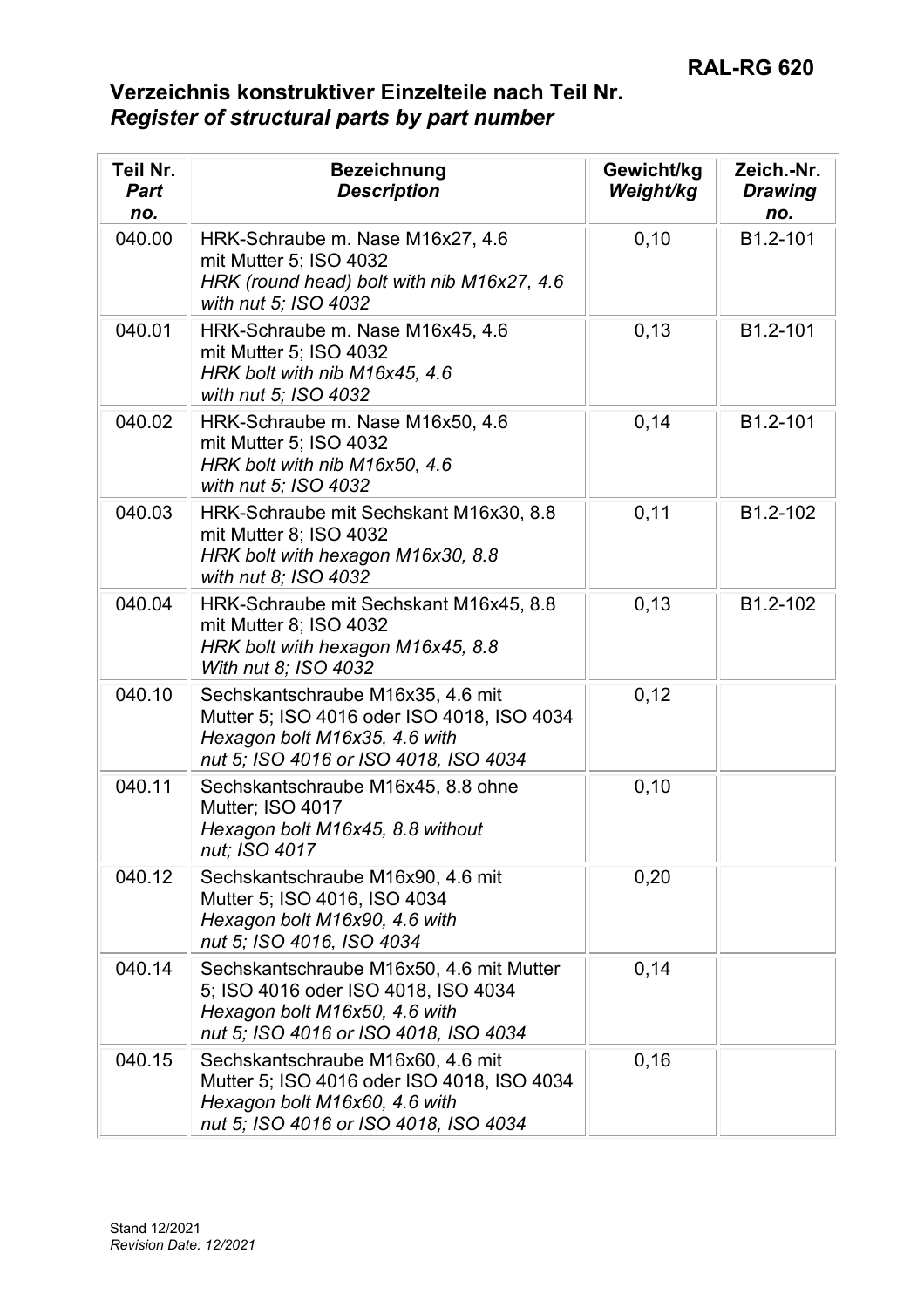# Verzeichnis konstruktiver Einzelteile nach Teil Nr.
## *Register of structural parts by part number*

| Teil Nr. *Part no.* | Bezeichnung *Description* | Gewicht/kg *Weight/kg* | Zeich.-Nr. *Drawing no.* |
|---|---|---|---|
| 040.00 | HRK-Schraube m. Nase M16x27, 4.6 mit Mutter 5; ISO 4032 *HRK (round head) bolt with nib M16x27, 4.6 with nut 5; ISO 4032* | 0,10 | B1.2-101 |
| 040.01 | HRK-Schraube m. Nase M16x45, 4.6 mit Mutter 5; ISO 4032 *HRK bolt with nib M16x45, 4.6 with nut 5; ISO 4032* | 0,13 | B1.2-101 |
| 040.02 | HRK-Schraube m. Nase M16x50, 4.6 mit Mutter 5; ISO 4032 *HRK bolt with nib M16x50, 4.6 with nut 5; ISO 4032* | 0,14 | B1.2-101 |
| 040.03 | HRK-Schraube mit Sechskant M16x30, 8.8 mit Mutter 8; ISO 4032 *HRK bolt with hexagon M16x30, 8.8 with nut 8; ISO 4032* | 0,11 | B1.2-102 |
| 040.04 | HRK-Schraube mit Sechskant M16x45, 8.8 mit Mutter 8; ISO 4032 *HRK bolt with hexagon M16x45, 8.8 With nut 8; ISO 4032* | 0,13 | B1.2-102 |
| 040.10 | Sechskantschraube M16x35, 4.6 mit Mutter 5; ISO 4016 oder ISO 4018, ISO 4034 *Hexagon bolt M16x35, 4.6 with nut 5; ISO 4016 or ISO 4018, ISO 4034* | 0,12 | |
| 040.11 | Sechskantschraube M16x45, 8.8 ohne Mutter; ISO 4017 *Hexagon bolt M16x45, 8.8 without nut; ISO 4017* | 0,10 | |
| 040.12 | Sechskantschraube M16x90, 4.6 mit Mutter 5; ISO 4016, ISO 4034 *Hexagon bolt M16x90, 4.6 with nut 5; ISO 4016, ISO 4034* | 0,20 | |
| 040.14 | Sechskantschraube M16x50, 4.6 mit Mutter 5; ISO 4016 oder ISO 4018, ISO 4034 *Hexagon bolt M16x50, 4.6 with nut 5; ISO 4016 or ISO 4018, ISO 4034* | 0,14 | |
| 040.15 | Sechskantschraube M16x60, 4.6 mit Mutter 5; ISO 4016 oder ISO 4018, ISO 4034 *Hexagon bolt M16x60, 4.6 with nut 5; ISO 4016 or ISO 4018, ISO 4034* | 0,16 | |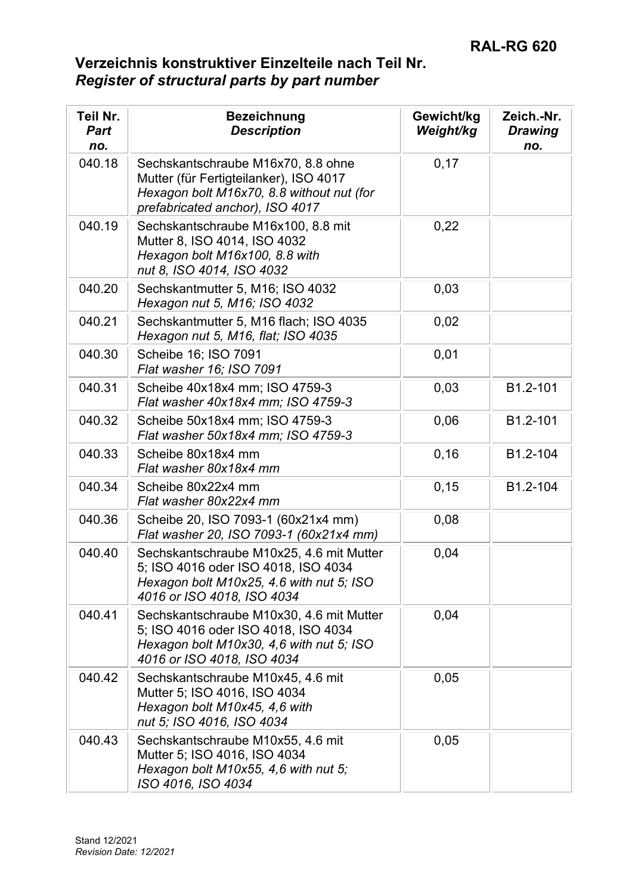# Verzeichnis konstruktiver Einzelteile nach Teil Nr.
## *Register of structural parts by part number*

| Teil Nr. *Part no.* | Bezeichnung *Description* | Gewicht/kg *Weight/kg* | Zeich.-Nr. *Drawing no.* |
|---|---|---|---|
| 040.18 | Sechskantschraube M16x70, 8.8 ohne Mutter (für Fertigteilanker), ISO 4017 *Hexagon bolt M16x70, 8.8 without nut (for prefabricated anchor), ISO 4017* | 0,17 | |
| 040.19 | Sechskantschraube M16x100, 8.8 mit Mutter 8, ISO 4014, ISO 4032 *Hexagon bolt M16x100, 8.8 with nut 8, ISO 4014, ISO 4032* | 0,22 | |
| 040.20 | Sechskantmutter 5, M16; ISO 4032 *Hexagon nut 5, M16; ISO 4032* | 0,03 | |
| 040.21 | Sechskantmutter 5, M16 flach; ISO 4035 *Hexagon nut 5, M16, flat; ISO 4035* | 0,02 | |
| 040.30 | Scheibe 16; ISO 7091 *Flat washer 16; ISO 7091* | 0,01 | |
| 040.31 | Scheibe 40x18x4 mm; ISO 4759-3 *Flat washer 40x18x4 mm; ISO 4759-3* | 0,03 | B1.2-101 |
| 040.32 | Scheibe 50x18x4 mm; ISO 4759-3 *Flat washer 50x18x4 mm; ISO 4759-3* | 0,06 | B1.2-101 |
| 040.33 | Scheibe 80x18x4 mm *Flat washer 80x18x4 mm* | 0,16 | B1.2-104 |
| 040.34 | Scheibe 80x22x4 mm *Flat washer 80x22x4 mm* | 0,15 | B1.2-104 |
| 040.36 | Scheibe 20, ISO 7093-1 (60x21x4 mm) *Flat washer 20, ISO 7093-1 (60x21x4 mm)* | 0,08 | |
| 040.40 | Sechskantschraube M10x25, 4.6 mit Mutter 5; ISO 4016 oder ISO 4018, ISO 4034 *Hexagon bolt M10x25, 4.6 with nut 5; ISO 4016 or ISO 4018, ISO 4034* | 0,04 | |
| 040.41 | Sechskantschraube M10x30, 4.6 mit Mutter 5; ISO 4016 oder ISO 4018, ISO 4034 *Hexagon bolt M10x30, 4,6 with nut 5; ISO 4016 or ISO 4018, ISO 4034* | 0,04 | |
| 040.42 | Sechskantschraube M10x45, 4.6 mit Mutter 5; ISO 4016, ISO 4034 *Hexagon bolt M10x45, 4,6 with nut 5; ISO 4016, ISO 4034* | 0,05 | |
| 040.43 | Sechskantschraube M10x55, 4.6 mit Mutter 5; ISO 4016, ISO 4034 *Hexagon bolt M10x55, 4,6 with nut 5; ISO 4016, ISO 4034* | 0,05 | |

Stand 12/2021
*Revision Date: 12/2021*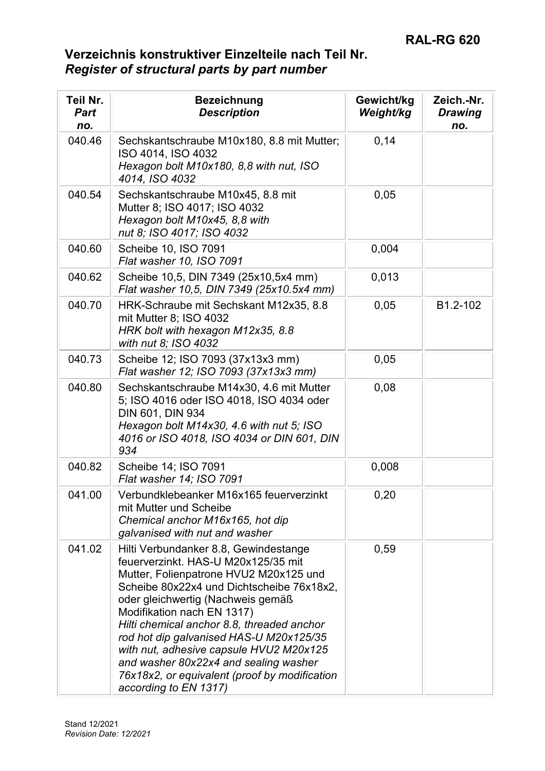## Verzeichnis konstruktiver Einzelteile nach Teil Nr.
## *Register of structural parts by part number*

| Teil Nr. *Part no.* | Bezeichnung *Description* | Gewicht/kg *Weight/kg* | Zeich.-Nr. *Drawing no.* |
|---|---|---|---|
| 040.46 | Sechskantschraube M10x180, 8.8 mit Mutter; ISO 4014, ISO 4032 *Hexagon bolt M10x180, 8,8 with nut, ISO 4014, ISO 4032* | 0,14 | |
| 040.54 | Sechskantschraube M10x45, 8.8 mit Mutter 8; ISO 4017; ISO 4032 *Hexagon bolt M10x45, 8,8 with nut 8; ISO 4017; ISO 4032* | 0,05 | |
| 040.60 | Scheibe 10, ISO 7091 *Flat washer 10, ISO 7091* | 0,004 | |
| 040.62 | Scheibe 10,5, DIN 7349 (25x10,5x4 mm) *Flat washer 10,5, DIN 7349 (25x10.5x4 mm)* | 0,013 | |
| 040.70 | HRK-Schraube mit Sechskant M12x35, 8.8 mit Mutter 8; ISO 4032 *HRK bolt with hexagon M12x35, 8.8 with nut 8; ISO 4032* | 0,05 | B1.2-102 |
| 040.73 | Scheibe 12; ISO 7093 (37x13x3 mm) *Flat washer 12; ISO 7093 (37x13x3 mm)* | 0,05 | |
| 040.80 | Sechskantschraube M14x30, 4.6 mit Mutter 5; ISO 4016 oder ISO 4018, ISO 4034 oder DIN 601, DIN 934 *Hexagon bolt M14x30, 4.6 with nut 5; ISO 4016 or ISO 4018, ISO 4034 or DIN 601, DIN 934* | 0,08 | |
| 040.82 | Scheibe 14; ISO 7091 *Flat washer 14; ISO 7091* | 0,008 | |
| 041.00 | Verbundklebeanker M16x165 feuerverzinkt mit Mutter und Scheibe *Chemical anchor M16x165, hot dip galvanised with nut and washer* | 0,20 | |
| 041.02 | Hilti Verbundanker 8.8, Gewindestange feuerverzinkt. HAS-U M20x125/35 mit Mutter, Folienpatrone HVU2 M20x125 und Scheibe 80x22x4 und Dichtscheibe 76x18x2, oder gleichwertig (Nachweis gemäß Modifikation nach EN 1317) *Hilti chemical anchor 8.8, threaded anchor rod hot dip galvanised HAS-U M20x125/35 with nut, adhesive capsule HVU2 M20x125 and washer 80x22x4 and sealing washer 76x18x2, or equivalent (proof by modification according to EN 1317)* | 0,59 | |

Stand 12/2021
*Revision Date: 12/2021*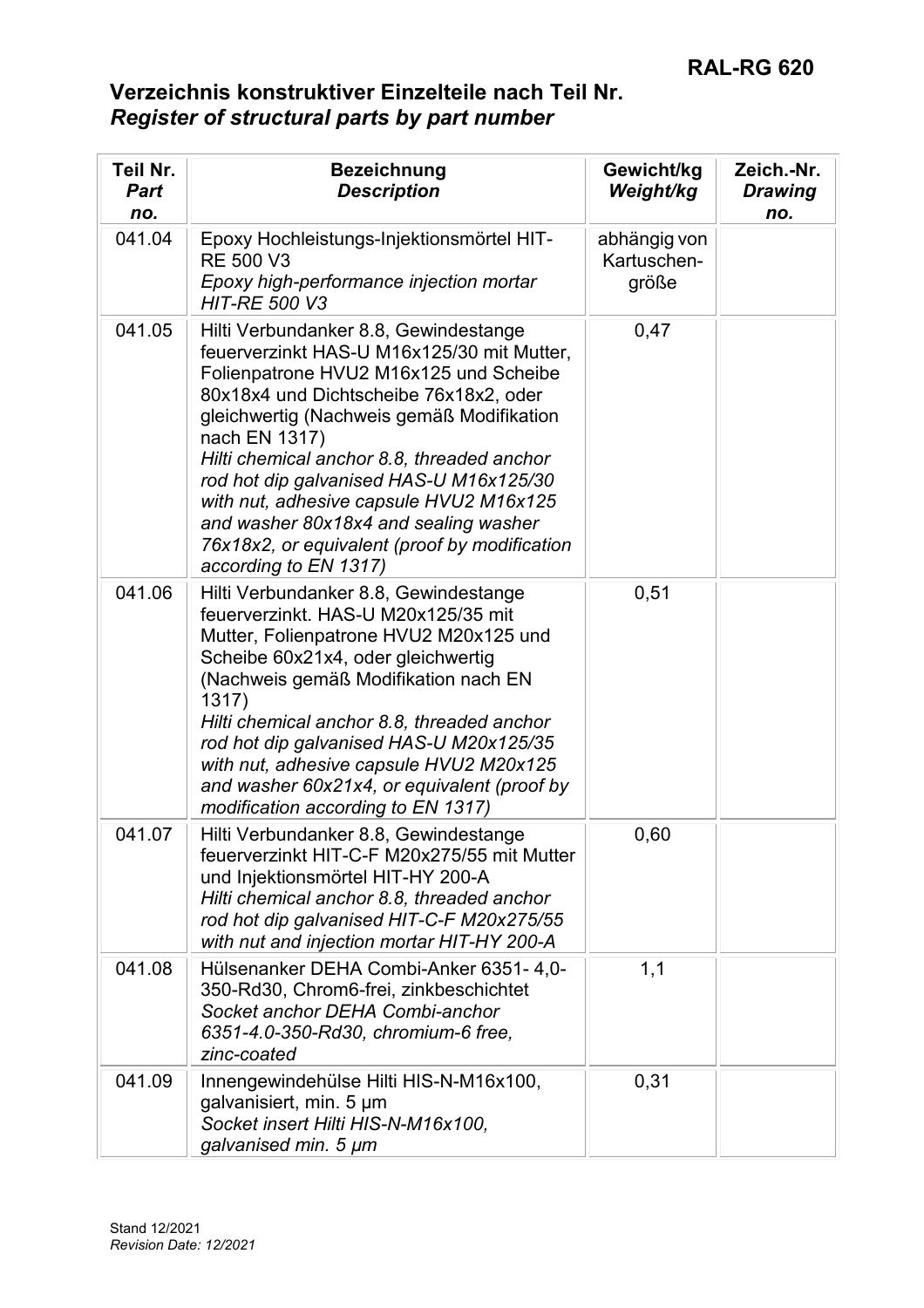# Verzeichnis konstruktiver Einzelteile nach Teil Nr.
## *Register of structural parts by part number*

| **Teil Nr.** *Part no.* | **Bezeichnung** *Description* | **Gewicht/kg** *Weight/kg* | **Zeich.-Nr.** *Drawing no.* |
|---|---|---|---|
| 041.04 | Epoxy Hochleistungs-Injektionsmörtel HIT-RE 500 V3 *Epoxy high-performance injection mortar HIT-RE 500 V3* | abhängig von Kartuschen-größe | |
| 041.05 | Hilti Verbundanker 8.8, Gewindestange feuerverzinkt HAS-U M16x125/30 mit Mutter, Folienpatrone HVU2 M16x125 und Scheibe 80x18x4 und Dichtscheibe 76x18x2, oder gleichwertig (Nachweis gemäß Modifikation nach EN 1317) *Hilti chemical anchor 8.8, threaded anchor rod hot dip galvanised HAS-U M16x125/30 with nut, adhesive capsule HVU2 M16x125 and washer 80x18x4 and sealing washer 76x18x2, or equivalent (proof by modification according to EN 1317)* | 0,47 | |
| 041.06 | Hilti Verbundanker 8.8, Gewindestange feuerverzinkt. HAS-U M20x125/35 mit Mutter, Folienpatrone HVU2 M20x125 und Scheibe 60x21x4, oder gleichwertig (Nachweis gemäß Modifikation nach EN 1317) *Hilti chemical anchor 8.8, threaded anchor rod hot dip galvanised HAS-U M20x125/35 with nut, adhesive capsule HVU2 M20x125 and washer 60x21x4, or equivalent (proof by modification according to EN 1317)* | 0,51 | |
| 041.07 | Hilti Verbundanker 8.8, Gewindestange feuerverzinkt HIT-C-F M20x275/55 mit Mutter und Injektionsmörtel HIT-HY 200-A *Hilti chemical anchor 8.8, threaded anchor rod hot dip galvanised HIT-C-F M20x275/55 with nut and injection mortar HIT-HY 200-A* | 0,60 | |
| 041.08 | Hülsenanker DEHA Combi-Anker 6351- 4,0-350-Rd30, Chrom6-frei, zinkbeschichtet *Socket anchor DEHA Combi-anchor 6351-4.0-350-Rd30, chromium-6 free, zinc-coated* | 1,1 | |
| 041.09 | Innengewindehülse Hilti HIS-N-M16x100, galvanisiert, min. 5 µm *Socket insert Hilti HIS-N-M16x100, galvanised min. 5 µm* | 0,31 | |

Stand 12/2021
*Revision Date: 12/2021*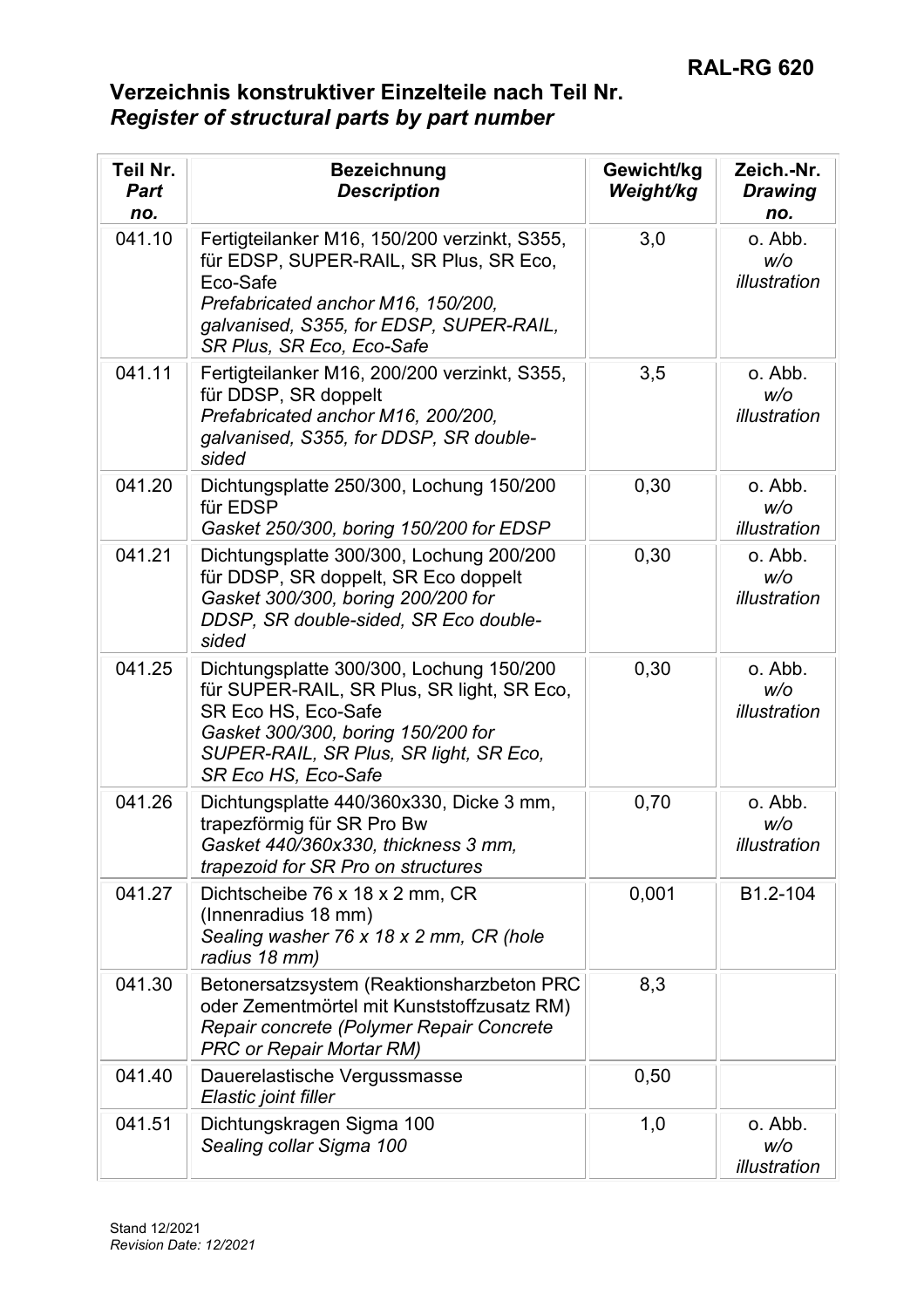# Verzeichnis konstruktiver Einzelteile nach Teil Nr.
## *Register of structural parts by part number*

| Teil Nr. *Part no.* | Bezeichnung *Description* | Gewicht/kg *Weight/kg* | Zeich.-Nr. *Drawing no.* |
|---|---|---|---|
| 041.10 | Fertigteilanker M16, 150/200 verzinkt, S355, für EDSP, SUPER-RAIL, SR Plus, SR Eco, Eco-Safe *Prefabricated anchor M16, 150/200, galvanised, S355, for EDSP, SUPER-RAIL, SR Plus, SR Eco, Eco-Safe* | 3,0 | o. Abb. *w/o illustration* |
| 041.11 | Fertigteilanker M16, 200/200 verzinkt, S355, für DDSP, SR doppelt *Prefabricated anchor M16, 200/200, galvanised, S355, for DDSP, SR double-sided* | 3,5 | o. Abb. *w/o illustration* |
| 041.20 | Dichtungsplatte 250/300, Lochung 150/200 für EDSP *Gasket 250/300, boring 150/200 for EDSP* | 0,30 | o. Abb. *w/o illustration* |
| 041.21 | Dichtungsplatte 300/300, Lochung 200/200 für DDSP, SR doppelt, SR Eco doppelt *Gasket 300/300, boring 200/200 for DDSP, SR double-sided, SR Eco double-sided* | 0,30 | o. Abb. *w/o illustration* |
| 041.25 | Dichtungsplatte 300/300, Lochung 150/200 für SUPER-RAIL, SR Plus, SR light, SR Eco, SR Eco HS, Eco-Safe *Gasket 300/300, boring 150/200 for SUPER-RAIL, SR Plus, SR light, SR Eco, SR Eco HS, Eco-Safe* | 0,30 | o. Abb. *w/o illustration* |
| 041.26 | Dichtungsplatte 440/360x330, Dicke 3 mm, trapezförmig für SR Pro Bw *Gasket 440/360x330, thickness 3 mm, trapezoid for SR Pro on structures* | 0,70 | o. Abb. *w/o illustration* |
| 041.27 | Dichtscheibe 76 x 18 x 2 mm, CR (Innenradius 18 mm) *Sealing washer 76 x 18 x 2 mm, CR (hole radius 18 mm)* | 0,001 | B1.2-104 |
| 041.30 | Betonersatzsystem (Reaktionsharzbeton PRC oder Zementmörtel mit Kunststoffzusatz RM) *Repair concrete (Polymer Repair Concrete PRC or Repair Mortar RM)* | 8,3 | |
| 041.40 | Dauerelastische Vergussmasse *Elastic joint filler* | 0,50 | |
| 041.51 | Dichtungskragen Sigma 100 *Sealing collar Sigma 100* | 1,0 | o. Abb. *w/o illustration* |

Stand 12/2021
*Revision Date: 12/2021*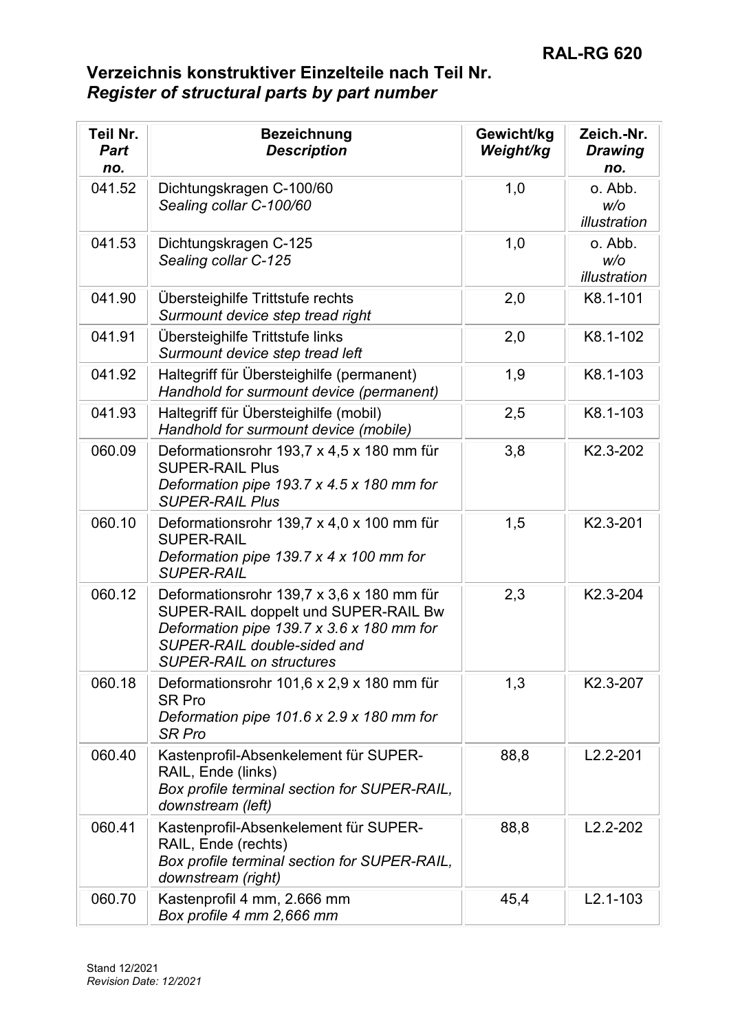# Verzeichnis konstruktiver Einzelteile nach Teil Nr.
## *Register of structural parts by part number*

| Teil Nr. *Part no.* | Bezeichnung *Description* | Gewicht/kg *Weight/kg* | Zeich.-Nr. *Drawing no.* |
|---|---|---|---|
| 041.52 | Dichtungskragen C-100/60<br>*Sealing collar C-100/60* | 1,0 | o. Abb.<br>*w/o illustration* |
| 041.53 | Dichtungskragen C-125<br>*Sealing collar C-125* | 1,0 | o. Abb.<br>*w/o illustration* |
| 041.90 | Übersteighilfe Trittstufe rechts<br>*Surmount device step tread right* | 2,0 | K8.1-101 |
| 041.91 | Übersteighilfe Trittstufe links<br>*Surmount device step tread left* | 2,0 | K8.1-102 |
| 041.92 | Haltegriff für Übersteighilfe (permanent)<br>*Handhold for surmount device (permanent)* | 1,9 | K8.1-103 |
| 041.93 | Haltegriff für Übersteighilfe (mobil)<br>*Handhold for surmount device (mobile)* | 2,5 | K8.1-103 |
| 060.09 | Deformationsrohr 193,7 x 4,5 x 180 mm für SUPER-RAIL Plus<br>*Deformation pipe 193.7 x 4.5 x 180 mm for SUPER-RAIL Plus* | 3,8 | K2.3-202 |
| 060.10 | Deformationsrohr 139,7 x 4,0 x 100 mm für SUPER-RAIL<br>*Deformation pipe 139.7 x 4 x 100 mm for SUPER-RAIL* | 1,5 | K2.3-201 |
| 060.12 | Deformationsrohr 139,7 x 3,6 x 180 mm für SUPER-RAIL doppelt und SUPER-RAIL Bw<br>*Deformation pipe 139.7 x 3.6 x 180 mm for SUPER-RAIL double-sided and SUPER-RAIL on structures* | 2,3 | K2.3-204 |
| 060.18 | Deformationsrohr 101,6 x 2,9 x 180 mm für SR Pro<br>*Deformation pipe 101.6 x 2.9 x 180 mm for SR Pro* | 1,3 | K2.3-207 |
| 060.40 | Kastenprofil-Absenkelement für SUPER-RAIL, Ende (links)<br>*Box profile terminal section for SUPER-RAIL, downstream (left)* | 88,8 | L2.2-201 |
| 060.41 | Kastenprofil-Absenkelement für SUPER-RAIL, Ende (rechts)<br>*Box profile terminal section for SUPER-RAIL, downstream (right)* | 88,8 | L2.2-202 |
| 060.70 | Kastenprofil 4 mm, 2.666 mm<br>*Box profile 4 mm 2,666 mm* | 45,4 | L2.1-103 |

Stand 12/2021
*Revision Date: 12/2021*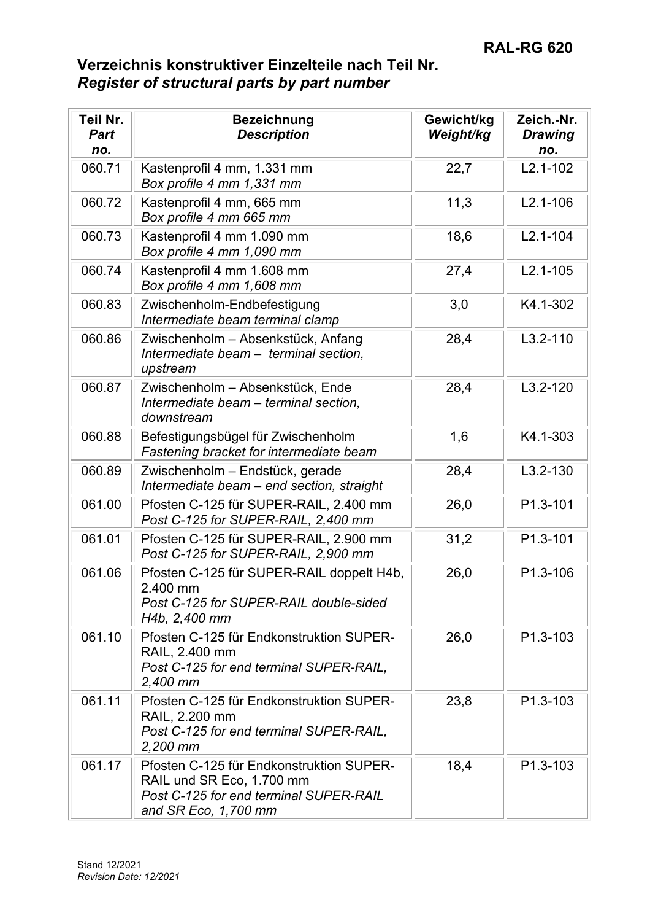# RAL-RG 620

## Verzeichnis konstruktiver Einzelteile nach Teil Nr.
## *Register of structural parts by part number*

| Teil Nr. *Part no.* | Bezeichnung *Description* | Gewicht/kg *Weight/kg* | Zeich.-Nr. *Drawing no.* |
|---|---|---|---|
| 060.71 | Kastenprofil 4 mm, 1.331 mm *Box profile 4 mm 1,331 mm* | 22,7 | L2.1-102 |
| 060.72 | Kastenprofil 4 mm, 665 mm *Box profile 4 mm 665 mm* | 11,3 | L2.1-106 |
| 060.73 | Kastenprofil 4 mm 1.090 mm *Box profile 4 mm 1,090 mm* | 18,6 | L2.1-104 |
| 060.74 | Kastenprofil 4 mm 1.608 mm *Box profile 4 mm 1,608 mm* | 27,4 | L2.1-105 |
| 060.83 | Zwischenholm-Endbefestigung *Intermediate beam terminal clamp* | 3,0 | K4.1-302 |
| 060.86 | Zwischenholm – Absenkstück, Anfang *Intermediate beam – terminal section, upstream* | 28,4 | L3.2-110 |
| 060.87 | Zwischenholm – Absenkstück, Ende *Intermediate beam – terminal section, downstream* | 28,4 | L3.2-120 |
| 060.88 | Befestigungsbügel für Zwischenholm *Fastening bracket for intermediate beam* | 1,6 | K4.1-303 |
| 060.89 | Zwischenholm – Endstück, gerade *Intermediate beam – end section, straight* | 28,4 | L3.2-130 |
| 061.00 | Pfosten C-125 für SUPER-RAIL, 2.400 mm *Post C-125 for SUPER-RAIL, 2,400 mm* | 26,0 | P1.3-101 |
| 061.01 | Pfosten C-125 für SUPER-RAIL, 2.900 mm *Post C-125 for SUPER-RAIL, 2,900 mm* | 31,2 | P1.3-101 |
| 061.06 | Pfosten C-125 für SUPER-RAIL doppelt H4b, 2.400 mm *Post C-125 for SUPER-RAIL double-sided H4b, 2,400 mm* | 26,0 | P1.3-106 |
| 061.10 | Pfosten C-125 für Endkonstruktion SUPER-RAIL, 2.400 mm *Post C-125 for end terminal SUPER-RAIL, 2,400 mm* | 26,0 | P1.3-103 |
| 061.11 | Pfosten C-125 für Endkonstruktion SUPER-RAIL, 2.200 mm *Post C-125 for end terminal SUPER-RAIL, 2,200 mm* | 23,8 | P1.3-103 |
| 061.17 | Pfosten C-125 für Endkonstruktion SUPER-RAIL und SR Eco, 1.700 mm *Post C-125 for end terminal SUPER-RAIL and SR Eco, 1,700 mm* | 18,4 | P1.3-103 |

Stand 12/2021
*Revision Date: 12/2021*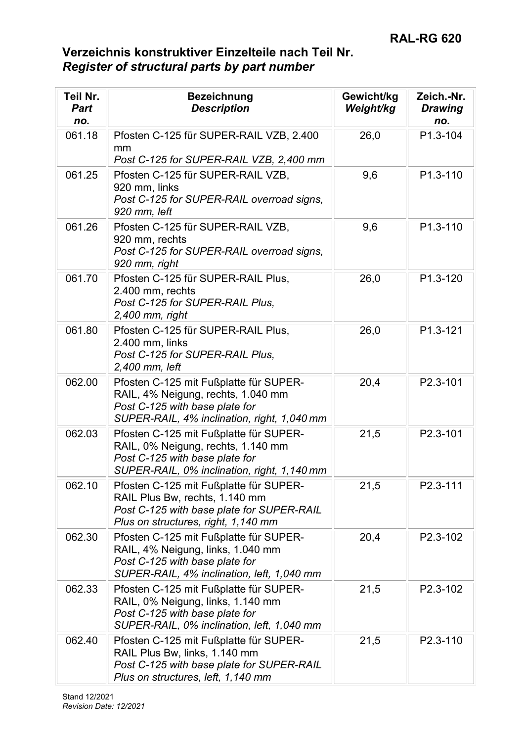## Verzeichnis konstruktiver Einzelteile nach Teil Nr.
## *Register of structural parts by part number*

| Teil Nr. *Part no.* | Bezeichnung *Description* | Gewicht/kg *Weight/kg* | Zeich.-Nr. *Drawing no.* |
|---|---|---|---|
| 061.18 | Pfosten C-125 für SUPER-RAIL VZB, 2.400 mm *Post C-125 for SUPER-RAIL VZB, 2,400 mm* | 26,0 | P1.3-104 |
| 061.25 | Pfosten C-125 für SUPER-RAIL VZB, 920 mm, links *Post C-125 for SUPER-RAIL overroad signs, 920 mm, left* | 9,6 | P1.3-110 |
| 061.26 | Pfosten C-125 für SUPER-RAIL VZB, 920 mm, rechts *Post C-125 for SUPER-RAIL overroad signs, 920 mm, right* | 9,6 | P1.3-110 |
| 061.70 | Pfosten C-125 für SUPER-RAIL Plus, 2.400 mm, rechts *Post C-125 for SUPER-RAIL Plus, 2,400 mm, right* | 26,0 | P1.3-120 |
| 061.80 | Pfosten C-125 für SUPER-RAIL Plus, 2.400 mm, links *Post C-125 for SUPER-RAIL Plus, 2,400 mm, left* | 26,0 | P1.3-121 |
| 062.00 | Pfosten C-125 mit Fußplatte für SUPER-RAIL, 4% Neigung, rechts, 1.040 mm *Post C-125 with base plate for SUPER-RAIL, 4% inclination, right, 1,040 mm* | 20,4 | P2.3-101 |
| 062.03 | Pfosten C-125 mit Fußplatte für SUPER-RAIL, 0% Neigung, rechts, 1.140 mm *Post C-125 with base plate for SUPER-RAIL, 0% inclination, right, 1,140 mm* | 21,5 | P2.3-101 |
| 062.10 | Pfosten C-125 mit Fußplatte für SUPER-RAIL Plus Bw, rechts, 1.140 mm *Post C-125 with base plate for SUPER-RAIL Plus on structures, right, 1,140 mm* | 21,5 | P2.3-111 |
| 062.30 | Pfosten C-125 mit Fußplatte für SUPER-RAIL, 4% Neigung, links, 1.040 mm *Post C-125 with base plate for SUPER-RAIL, 4% inclination, left, 1,040 mm* | 20,4 | P2.3-102 |
| 062.33 | Pfosten C-125 mit Fußplatte für SUPER-RAIL, 0% Neigung, links, 1.140 mm *Post C-125 with base plate for SUPER-RAIL, 0% inclination, left, 1,040 mm* | 21,5 | P2.3-102 |
| 062.40 | Pfosten C-125 mit Fußplatte für SUPER-RAIL Plus Bw, links, 1.140 mm *Post C-125 with base plate for SUPER-RAIL Plus on structures, left, 1,140 mm* | 21,5 | P2.3-110 |

Stand 12/2021
*Revision Date: 12/2021*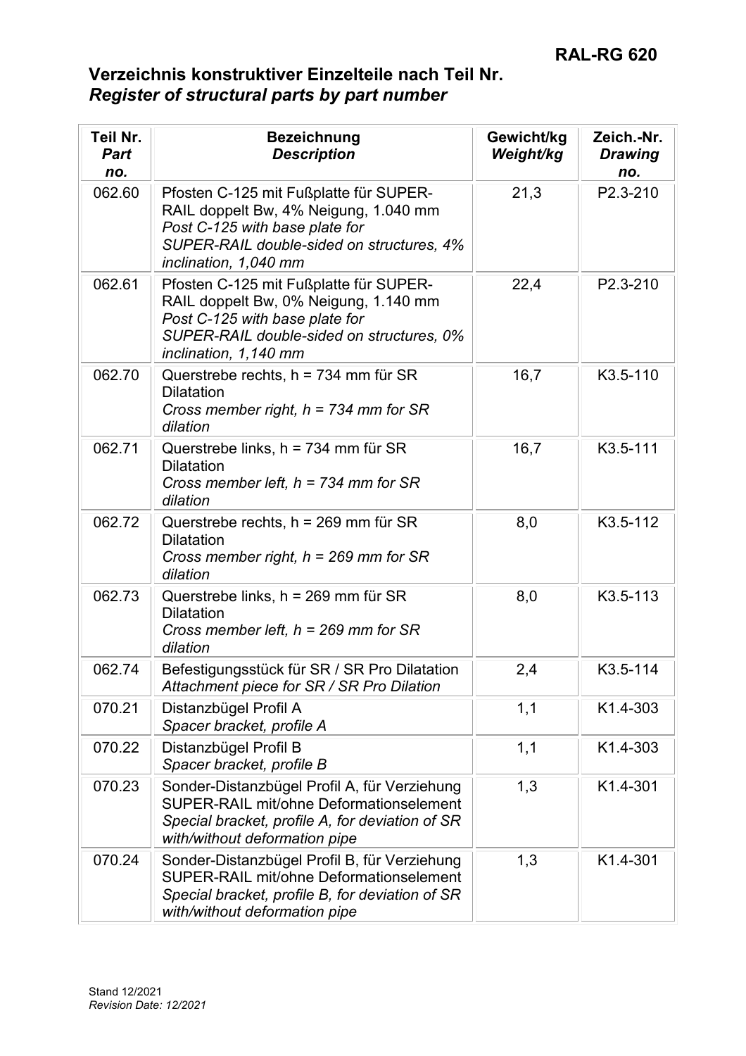# Verzeichnis konstruktiver Einzelteile nach Teil Nr.
## *Register of structural parts by part number*

| **Teil Nr.** *Part no.* | **Bezeichnung** *Description* | **Gewicht/kg** *Weight/kg* | **Zeich.-Nr.** *Drawing no.* |
|---|---|---|---|
| 062.60 | Pfosten C-125 mit Fußplatte für SUPER-RAIL doppelt Bw, 4% Neigung, 1.040 mm *Post C-125 with base plate for SUPER-RAIL double-sided on structures, 4% inclination, 1,040 mm* | 21,3 | P2.3-210 |
| 062.61 | Pfosten C-125 mit Fußplatte für SUPER-RAIL doppelt Bw, 0% Neigung, 1.140 mm *Post C-125 with base plate for SUPER-RAIL double-sided on structures, 0% inclination, 1,140 mm* | 22,4 | P2.3-210 |
| 062.70 | Querstrebe rechts, h = 734 mm für SR Dilatation *Cross member right, h = 734 mm for SR dilation* | 16,7 | K3.5-110 |
| 062.71 | Querstrebe links, h = 734 mm für SR Dilatation *Cross member left, h = 734 mm for SR dilation* | 16,7 | K3.5-111 |
| 062.72 | Querstrebe rechts, h = 269 mm für SR Dilatation *Cross member right, h = 269 mm for SR dilation* | 8,0 | K3.5-112 |
| 062.73 | Querstrebe links, h = 269 mm für SR Dilatation *Cross member left, h = 269 mm for SR dilation* | 8,0 | K3.5-113 |
| 062.74 | Befestigungsstück für SR / SR Pro Dilatation *Attachment piece for SR / SR Pro Dilation* | 2,4 | K3.5-114 |
| 070.21 | Distanzbügel Profil A *Spacer bracket, profile A* | 1,1 | K1.4-303 |
| 070.22 | Distanzbügel Profil B *Spacer bracket, profile B* | 1,1 | K1.4-303 |
| 070.23 | Sonder-Distanzbügel Profil A, für Verziehung SUPER-RAIL mit/ohne Deformationselement *Special bracket, profile A, for deviation of SR with/without deformation pipe* | 1,3 | K1.4-301 |
| 070.24 | Sonder-Distanzbügel Profil B, für Verziehung SUPER-RAIL mit/ohne Deformationselement *Special bracket, profile B, for deviation of SR with/without deformation pipe* | 1,3 | K1.4-301 |